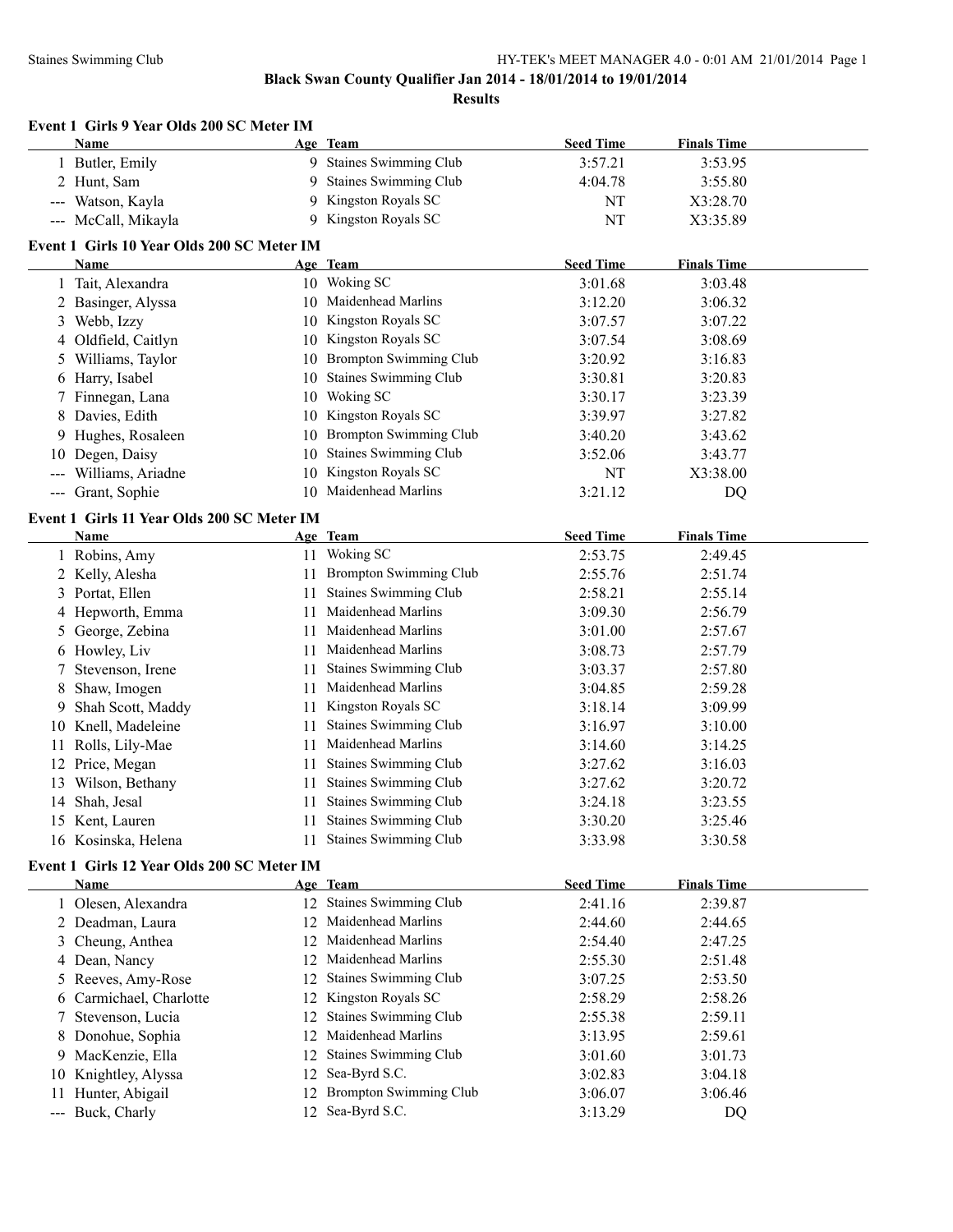# Black Swan County Qualifier Jan 2014 - 18/01/2014 to 19/01/2014

## Results

### Event 1 Girls 9 Year Olds 200 SC Meter IM

| | Name | Age | Team | Seed Time | Finals Time |
|---|---|---|---|---|---|
| 1 | Butler, Emily | 9 | Staines Swimming Club | 3:57.21 | 3:53.95 |
| 2 | Hunt, Sam | 9 | Staines Swimming Club | 4:04.78 | 3:55.80 |
| --- | Watson, Kayla | 9 | Kingston Royals SC | NT | X3:28.70 |
| --- | McCall, Mikayla | 9 | Kingston Royals SC | NT | X3:35.89 |

### Event 1 Girls 10 Year Olds 200 SC Meter IM

| | Name | Age | Team | Seed Time | Finals Time |
|---|---|---|---|---|---|
| 1 | Tait, Alexandra | 10 | Woking SC | 3:01.68 | 3:03.48 |
| 2 | Basinger, Alyssa | 10 | Maidenhead Marlins | 3:12.20 | 3:06.32 |
| 3 | Webb, Izzy | 10 | Kingston Royals SC | 3:07.57 | 3:07.22 |
| 4 | Oldfield, Caitlyn | 10 | Kingston Royals SC | 3:07.54 | 3:08.69 |
| 5 | Williams, Taylor | 10 | Brompton Swimming Club | 3:20.92 | 3:16.83 |
| 6 | Harry, Isabel | 10 | Staines Swimming Club | 3:30.81 | 3:20.83 |
| 7 | Finnegan, Lana | 10 | Woking SC | 3:30.17 | 3:23.39 |
| 8 | Davies, Edith | 10 | Kingston Royals SC | 3:39.97 | 3:27.82 |
| 9 | Hughes, Rosaleen | 10 | Brompton Swimming Club | 3:40.20 | 3:43.62 |
| 10 | Degen, Daisy | 10 | Staines Swimming Club | 3:52.06 | 3:43.77 |
| --- | Williams, Ariadne | 10 | Kingston Royals SC | NT | X3:38.00 |
| --- | Grant, Sophie | 10 | Maidenhead Marlins | 3:21.12 | DQ |

### Event 1 Girls 11 Year Olds 200 SC Meter IM

| | Name | Age | Team | Seed Time | Finals Time |
|---|---|---|---|---|---|
| 1 | Robins, Amy | 11 | Woking SC | 2:53.75 | 2:49.45 |
| 2 | Kelly, Alesha | 11 | Brompton Swimming Club | 2:55.76 | 2:51.74 |
| 3 | Portat, Ellen | 11 | Staines Swimming Club | 2:58.21 | 2:55.14 |
| 4 | Hepworth, Emma | 11 | Maidenhead Marlins | 3:09.30 | 2:56.79 |
| 5 | George, Zebina | 11 | Maidenhead Marlins | 3:01.00 | 2:57.67 |
| 6 | Howley, Liv | 11 | Maidenhead Marlins | 3:08.73 | 2:57.79 |
| 7 | Stevenson, Irene | 11 | Staines Swimming Club | 3:03.37 | 2:57.80 |
| 8 | Shaw, Imogen | 11 | Maidenhead Marlins | 3:04.85 | 2:59.28 |
| 9 | Shah Scott, Maddy | 11 | Kingston Royals SC | 3:18.14 | 3:09.99 |
| 10 | Knell, Madeleine | 11 | Staines Swimming Club | 3:16.97 | 3:10.00 |
| 11 | Rolls, Lily-Mae | 11 | Maidenhead Marlins | 3:14.60 | 3:14.25 |
| 12 | Price, Megan | 11 | Staines Swimming Club | 3:27.62 | 3:16.03 |
| 13 | Wilson, Bethany | 11 | Staines Swimming Club | 3:27.62 | 3:20.72 |
| 14 | Shah, Jesal | 11 | Staines Swimming Club | 3:24.18 | 3:23.55 |
| 15 | Kent, Lauren | 11 | Staines Swimming Club | 3:30.20 | 3:25.46 |
| 16 | Kosinska, Helena | 11 | Staines Swimming Club | 3:33.98 | 3:30.58 |

### Event 1 Girls 12 Year Olds 200 SC Meter IM

| | Name | Age | Team | Seed Time | Finals Time |
|---|---|---|---|---|---|
| 1 | Olesen, Alexandra | 12 | Staines Swimming Club | 2:41.16 | 2:39.87 |
| 2 | Deadman, Laura | 12 | Maidenhead Marlins | 2:44.60 | 2:44.65 |
| 3 | Cheung, Anthea | 12 | Maidenhead Marlins | 2:54.40 | 2:47.25 |
| 4 | Dean, Nancy | 12 | Maidenhead Marlins | 2:55.30 | 2:51.48 |
| 5 | Reeves, Amy-Rose | 12 | Staines Swimming Club | 3:07.25 | 2:53.50 |
| 6 | Carmichael, Charlotte | 12 | Kingston Royals SC | 2:58.29 | 2:58.26 |
| 7 | Stevenson, Lucia | 12 | Staines Swimming Club | 2:55.38 | 2:59.11 |
| 8 | Donohue, Sophia | 12 | Maidenhead Marlins | 3:13.95 | 2:59.61 |
| 9 | MacKenzie, Ella | 12 | Staines Swimming Club | 3:01.60 | 3:01.73 |
| 10 | Knightley, Alyssa | 12 | Sea-Byrd S.C. | 3:02.83 | 3:04.18 |
| 11 | Hunter, Abigail | 12 | Brompton Swimming Club | 3:06.07 | 3:06.46 |
| --- | Buck, Charly | 12 | Sea-Byrd S.C. | 3:13.29 | DQ |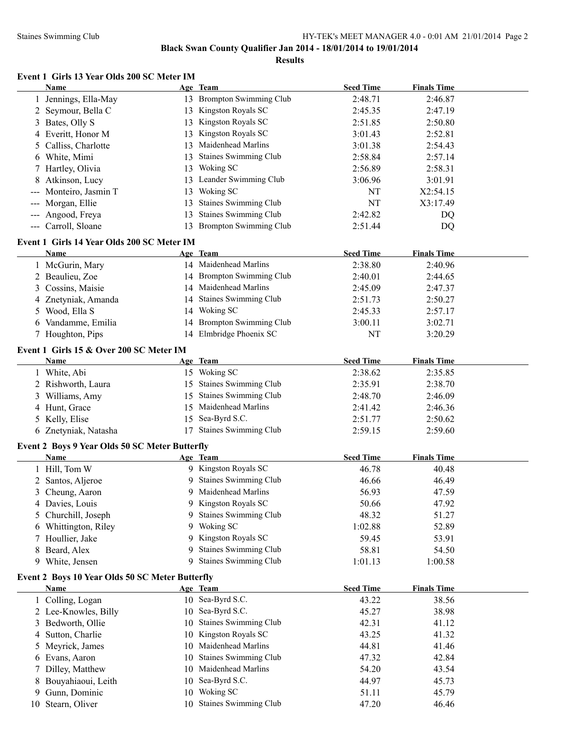## Black Swan County Qualifier Jan 2014 - 18/01/2014 to 19/01/2014

### Results

#### Event 1 Girls 13 Year Olds 200 SC Meter IM

| | Name | Age | Team | Seed Time | Finals Time |
|---|---|---|---|---|---|
| 1 | Jennings, Ella-May | 13 | Brompton Swimming Club | 2:48.71 | 2:46.87 |
| 2 | Seymour, Bella C | 13 | Kingston Royals SC | 2:45.35 | 2:47.19 |
| 3 | Bates, Olly S | 13 | Kingston Royals SC | 2:51.85 | 2:50.80 |
| 4 | Everitt, Honor M | 13 | Kingston Royals SC | 3:01.43 | 2:52.81 |
| 5 | Calliss, Charlotte | 13 | Maidenhead Marlins | 3:01.38 | 2:54.43 |
| 6 | White, Mimi | 13 | Staines Swimming Club | 2:58.84 | 2:57.14 |
| 7 | Hartley, Olivia | 13 | Woking SC | 2:56.89 | 2:58.31 |
| 8 | Atkinson, Lucy | 13 | Leander Swimming Club | 3:06.96 | 3:01.91 |
| --- | Monteiro, Jasmin T | 13 | Woking SC | NT | X2:54.15 |
| --- | Morgan, Ellie | 13 | Staines Swimming Club | NT | X3:17.49 |
| --- | Angood, Freya | 13 | Staines Swimming Club | 2:42.82 | DQ |
| --- | Carroll, Sloane | 13 | Brompton Swimming Club | 2:51.44 | DQ |

#### Event 1 Girls 14 Year Olds 200 SC Meter IM

| | Name | Age | Team | Seed Time | Finals Time |
|---|---|---|---|---|---|
| 1 | McGurin, Mary | 14 | Maidenhead Marlins | 2:38.80 | 2:40.96 |
| 2 | Beaulieu, Zoe | 14 | Brompton Swimming Club | 2:40.01 | 2:44.65 |
| 3 | Cossins, Maisie | 14 | Maidenhead Marlins | 2:45.09 | 2:47.37 |
| 4 | Znetyniak, Amanda | 14 | Staines Swimming Club | 2:51.73 | 2:50.27 |
| 5 | Wood, Ella S | 14 | Woking SC | 2:45.33 | 2:57.17 |
| 6 | Vandamme, Emilia | 14 | Brompton Swimming Club | 3:00.11 | 3:02.71 |
| 7 | Houghton, Pips | 14 | Elmbridge Phoenix SC | NT | 3:20.29 |

#### Event 1 Girls 15 & Over 200 SC Meter IM

| | Name | Age | Team | Seed Time | Finals Time |
|---|---|---|---|---|---|
| 1 | White, Abi | 15 | Woking SC | 2:38.62 | 2:35.85 |
| 2 | Rishworth, Laura | 15 | Staines Swimming Club | 2:35.91 | 2:38.70 |
| 3 | Williams, Amy | 15 | Staines Swimming Club | 2:48.70 | 2:46.09 |
| 4 | Hunt, Grace | 15 | Maidenhead Marlins | 2:41.42 | 2:46.36 |
| 5 | Kelly, Elise | 15 | Sea-Byrd S.C. | 2:51.77 | 2:50.62 |
| 6 | Znetyniak, Natasha | 17 | Staines Swimming Club | 2:59.15 | 2:59.60 |

#### Event 2 Boys 9 Year Olds 50 SC Meter Butterfly

| | Name | Age | Team | Seed Time | Finals Time |
|---|---|---|---|---|---|
| 1 | Hill, Tom W | 9 | Kingston Royals SC | 46.78 | 40.48 |
| 2 | Santos, Aljeroe | 9 | Staines Swimming Club | 46.66 | 46.49 |
| 3 | Cheung, Aaron | 9 | Maidenhead Marlins | 56.93 | 47.59 |
| 4 | Davies, Louis | 9 | Kingston Royals SC | 50.66 | 47.92 |
| 5 | Churchill, Joseph | 9 | Staines Swimming Club | 48.32 | 51.27 |
| 6 | Whittington, Riley | 9 | Woking SC | 1:02.88 | 52.89 |
| 7 | Houllier, Jake | 9 | Kingston Royals SC | 59.45 | 53.91 |
| 8 | Beard, Alex | 9 | Staines Swimming Club | 58.81 | 54.50 |
| 9 | White, Jensen | 9 | Staines Swimming Club | 1:01.13 | 1:00.58 |

#### Event 2 Boys 10 Year Olds 50 SC Meter Butterfly

| | Name | Age | Team | Seed Time | Finals Time |
|---|---|---|---|---|---|
| 1 | Colling, Logan | 10 | Sea-Byrd S.C. | 43.22 | 38.56 |
| 2 | Lee-Knowles, Billy | 10 | Sea-Byrd S.C. | 45.27 | 38.98 |
| 3 | Bedworth, Ollie | 10 | Staines Swimming Club | 42.31 | 41.12 |
| 4 | Sutton, Charlie | 10 | Kingston Royals SC | 43.25 | 41.32 |
| 5 | Meyrick, James | 10 | Maidenhead Marlins | 44.81 | 41.46 |
| 6 | Evans, Aaron | 10 | Staines Swimming Club | 47.32 | 42.84 |
| 7 | Dilley, Matthew | 10 | Maidenhead Marlins | 54.20 | 43.54 |
| 8 | Bouyahiaoui, Leith | 10 | Sea-Byrd S.C. | 44.97 | 45.73 |
| 9 | Gunn, Dominic | 10 | Woking SC | 51.11 | 45.79 |
| 10 | Stearn, Oliver | 10 | Staines Swimming Club | 47.20 | 46.46 |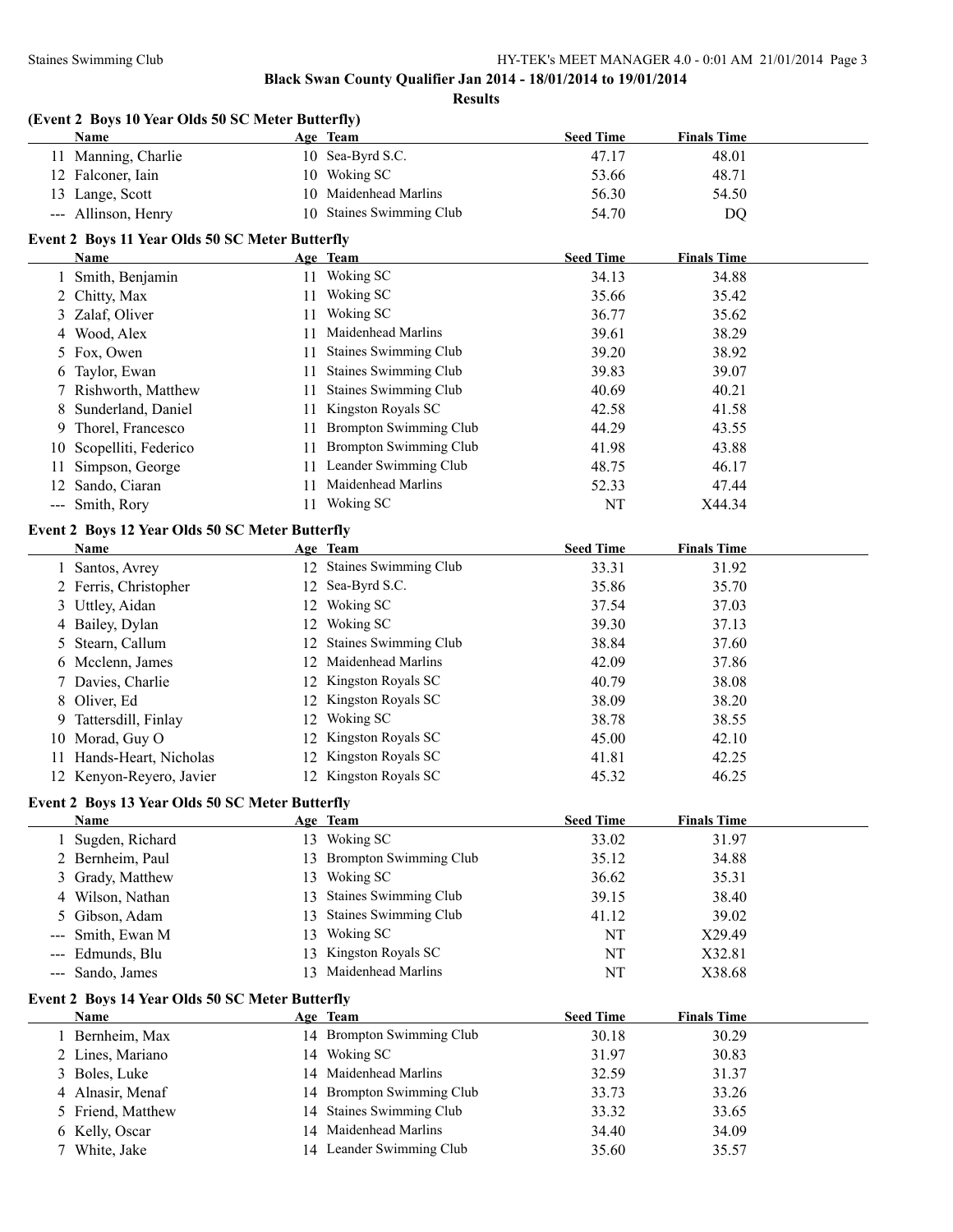## Black Swan County Qualifier Jan 2014 - 18/01/2014 to 19/01/2014

### Results

#### (Event 2 Boys 10 Year Olds 50 SC Meter Butterfly)

| | Name | Age | Team | Seed Time | Finals Time |
|---|---|---|---|---|---|
| 11 | Manning, Charlie | 10 | Sea-Byrd S.C. | 47.17 | 48.01 |
| 12 | Falconer, Iain | 10 | Woking SC | 53.66 | 48.71 |
| 13 | Lange, Scott | 10 | Maidenhead Marlins | 56.30 | 54.50 |
| --- | Allinson, Henry | 10 | Staines Swimming Club | 54.70 | DQ |

#### Event 2 Boys 11 Year Olds 50 SC Meter Butterfly

| | Name | Age | Team | Seed Time | Finals Time |
|---|---|---|---|---|---|
| 1 | Smith, Benjamin | 11 | Woking SC | 34.13 | 34.88 |
| 2 | Chitty, Max | 11 | Woking SC | 35.66 | 35.42 |
| 3 | Zalaf, Oliver | 11 | Woking SC | 36.77 | 35.62 |
| 4 | Wood, Alex | 11 | Maidenhead Marlins | 39.61 | 38.29 |
| 5 | Fox, Owen | 11 | Staines Swimming Club | 39.20 | 38.92 |
| 6 | Taylor, Ewan | 11 | Staines Swimming Club | 39.83 | 39.07 |
| 7 | Rishworth, Matthew | 11 | Staines Swimming Club | 40.69 | 40.21 |
| 8 | Sunderland, Daniel | 11 | Kingston Royals SC | 42.58 | 41.58 |
| 9 | Thorel, Francesco | 11 | Brompton Swimming Club | 44.29 | 43.55 |
| 10 | Scopelliti, Federico | 11 | Brompton Swimming Club | 41.98 | 43.88 |
| 11 | Simpson, George | 11 | Leander Swimming Club | 48.75 | 46.17 |
| 12 | Sando, Ciaran | 11 | Maidenhead Marlins | 52.33 | 47.44 |
| --- | Smith, Rory | 11 | Woking SC | NT | X44.34 |

#### Event 2 Boys 12 Year Olds 50 SC Meter Butterfly

| | Name | Age | Team | Seed Time | Finals Time |
|---|---|---|---|---|---|
| 1 | Santos, Avrey | 12 | Staines Swimming Club | 33.31 | 31.92 |
| 2 | Ferris, Christopher | 12 | Sea-Byrd S.C. | 35.86 | 35.70 |
| 3 | Uttley, Aidan | 12 | Woking SC | 37.54 | 37.03 |
| 4 | Bailey, Dylan | 12 | Woking SC | 39.30 | 37.13 |
| 5 | Stearn, Callum | 12 | Staines Swimming Club | 38.84 | 37.60 |
| 6 | Mcclenn, James | 12 | Maidenhead Marlins | 42.09 | 37.86 |
| 7 | Davies, Charlie | 12 | Kingston Royals SC | 40.79 | 38.08 |
| 8 | Oliver, Ed | 12 | Kingston Royals SC | 38.09 | 38.20 |
| 9 | Tattersdill, Finlay | 12 | Woking SC | 38.78 | 38.55 |
| 10 | Morad, Guy O | 12 | Kingston Royals SC | 45.00 | 42.10 |
| 11 | Hands-Heart, Nicholas | 12 | Kingston Royals SC | 41.81 | 42.25 |
| 12 | Kenyon-Reyero, Javier | 12 | Kingston Royals SC | 45.32 | 46.25 |

#### Event 2 Boys 13 Year Olds 50 SC Meter Butterfly

| | Name | Age | Team | Seed Time | Finals Time |
|---|---|---|---|---|---|
| 1 | Sugden, Richard | 13 | Woking SC | 33.02 | 31.97 |
| 2 | Bernheim, Paul | 13 | Brompton Swimming Club | 35.12 | 34.88 |
| 3 | Grady, Matthew | 13 | Woking SC | 36.62 | 35.31 |
| 4 | Wilson, Nathan | 13 | Staines Swimming Club | 39.15 | 38.40 |
| 5 | Gibson, Adam | 13 | Staines Swimming Club | 41.12 | 39.02 |
| --- | Smith, Ewan M | 13 | Woking SC | NT | X29.49 |
| --- | Edmunds, Blu | 13 | Kingston Royals SC | NT | X32.81 |
| --- | Sando, James | 13 | Maidenhead Marlins | NT | X38.68 |

#### Event 2 Boys 14 Year Olds 50 SC Meter Butterfly

| | Name | Age | Team | Seed Time | Finals Time |
|---|---|---|---|---|---|
| 1 | Bernheim, Max | 14 | Brompton Swimming Club | 30.18 | 30.29 |
| 2 | Lines, Mariano | 14 | Woking SC | 31.97 | 30.83 |
| 3 | Boles, Luke | 14 | Maidenhead Marlins | 32.59 | 31.37 |
| 4 | Alnasir, Menaf | 14 | Brompton Swimming Club | 33.73 | 33.26 |
| 5 | Friend, Matthew | 14 | Staines Swimming Club | 33.32 | 33.65 |
| 6 | Kelly, Oscar | 14 | Maidenhead Marlins | 34.40 | 34.09 |
| 7 | White, Jake | 14 | Leander Swimming Club | 35.60 | 35.57 |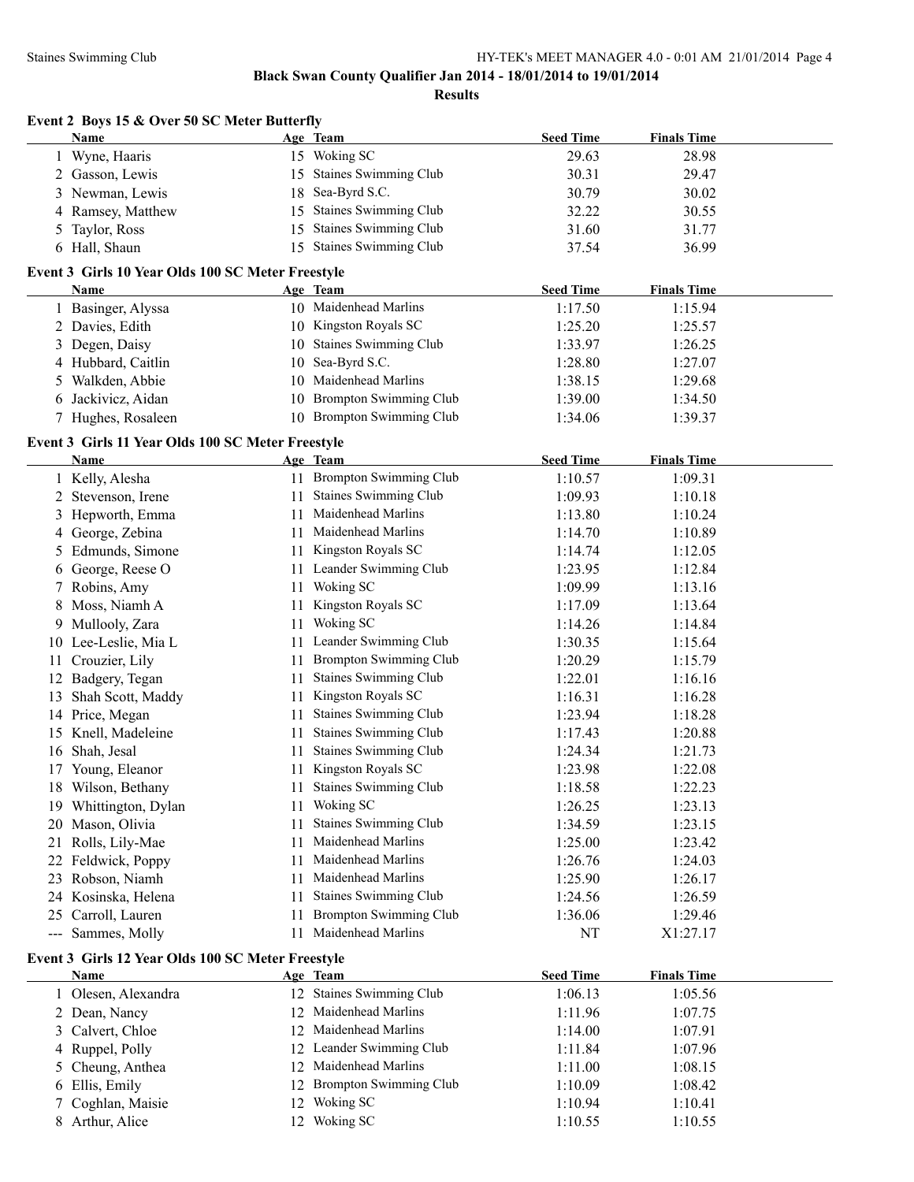**Black Swan County Qualifier Jan 2014 - 18/01/2014 to 19/01/2014**

**Results**

### Event 2 Boys 15 & Over 50 SC Meter Butterfly

| | Name | Age | Team | Seed Time | Finals Time |
|---|---|---|---|---|---|
| 1 | Wyne, Haaris | 15 | Woking SC | 29.63 | 28.98 |
| 2 | Gasson, Lewis | 15 | Staines Swimming Club | 30.31 | 29.47 |
| 3 | Newman, Lewis | 18 | Sea-Byrd S.C. | 30.79 | 30.02 |
| 4 | Ramsey, Matthew | 15 | Staines Swimming Club | 32.22 | 30.55 |
| 5 | Taylor, Ross | 15 | Staines Swimming Club | 31.60 | 31.77 |
| 6 | Hall, Shaun | 15 | Staines Swimming Club | 37.54 | 36.99 |

### Event 3 Girls 10 Year Olds 100 SC Meter Freestyle

| | Name | Age | Team | Seed Time | Finals Time |
|---|---|---|---|---|---|
| 1 | Basinger, Alyssa | 10 | Maidenhead Marlins | 1:17.50 | 1:15.94 |
| 2 | Davies, Edith | 10 | Kingston Royals SC | 1:25.20 | 1:25.57 |
| 3 | Degen, Daisy | 10 | Staines Swimming Club | 1:33.97 | 1:26.25 |
| 4 | Hubbard, Caitlin | 10 | Sea-Byrd S.C. | 1:28.80 | 1:27.07 |
| 5 | Walkden, Abbie | 10 | Maidenhead Marlins | 1:38.15 | 1:29.68 |
| 6 | Jackivicz, Aidan | 10 | Brompton Swimming Club | 1:39.00 | 1:34.50 |
| 7 | Hughes, Rosaleen | 10 | Brompton Swimming Club | 1:34.06 | 1:39.37 |

### Event 3 Girls 11 Year Olds 100 SC Meter Freestyle

| | Name | Age | Team | Seed Time | Finals Time |
|---|---|---|---|---|---|
| 1 | Kelly, Alesha | 11 | Brompton Swimming Club | 1:10.57 | 1:09.31 |
| 2 | Stevenson, Irene | 11 | Staines Swimming Club | 1:09.93 | 1:10.18 |
| 3 | Hepworth, Emma | 11 | Maidenhead Marlins | 1:13.80 | 1:10.24 |
| 4 | George, Zebina | 11 | Maidenhead Marlins | 1:14.70 | 1:10.89 |
| 5 | Edmunds, Simone | 11 | Kingston Royals SC | 1:14.74 | 1:12.05 |
| 6 | George, Reese O | 11 | Leander Swimming Club | 1:23.95 | 1:12.84 |
| 7 | Robins, Amy | 11 | Woking SC | 1:09.99 | 1:13.16 |
| 8 | Moss, Niamh A | 11 | Kingston Royals SC | 1:17.09 | 1:13.64 |
| 9 | Mullooly, Zara | 11 | Woking SC | 1:14.26 | 1:14.84 |
| 10 | Lee-Leslie, Mia L | 11 | Leander Swimming Club | 1:30.35 | 1:15.64 |
| 11 | Crouzier, Lily | 11 | Brompton Swimming Club | 1:20.29 | 1:15.79 |
| 12 | Badgery, Tegan | 11 | Staines Swimming Club | 1:22.01 | 1:16.16 |
| 13 | Shah Scott, Maddy | 11 | Kingston Royals SC | 1:16.31 | 1:16.28 |
| 14 | Price, Megan | 11 | Staines Swimming Club | 1:23.94 | 1:18.28 |
| 15 | Knell, Madeleine | 11 | Staines Swimming Club | 1:17.43 | 1:20.88 |
| 16 | Shah, Jesal | 11 | Staines Swimming Club | 1:24.34 | 1:21.73 |
| 17 | Young, Eleanor | 11 | Kingston Royals SC | 1:23.98 | 1:22.08 |
| 18 | Wilson, Bethany | 11 | Staines Swimming Club | 1:18.58 | 1:22.23 |
| 19 | Whittington, Dylan | 11 | Woking SC | 1:26.25 | 1:23.13 |
| 20 | Mason, Olivia | 11 | Staines Swimming Club | 1:34.59 | 1:23.15 |
| 21 | Rolls, Lily-Mae | 11 | Maidenhead Marlins | 1:25.00 | 1:23.42 |
| 22 | Feldwick, Poppy | 11 | Maidenhead Marlins | 1:26.76 | 1:24.03 |
| 23 | Robson, Niamh | 11 | Maidenhead Marlins | 1:25.90 | 1:26.17 |
| 24 | Kosinska, Helena | 11 | Staines Swimming Club | 1:24.56 | 1:26.59 |
| 25 | Carroll, Lauren | 11 | Brompton Swimming Club | 1:36.06 | 1:29.46 |
| --- | Sammes, Molly | 11 | Maidenhead Marlins | NT | X1:27.17 |

### Event 3 Girls 12 Year Olds 100 SC Meter Freestyle

| | Name | Age | Team | Seed Time | Finals Time |
|---|---|---|---|---|---|
| 1 | Olesen, Alexandra | 12 | Staines Swimming Club | 1:06.13 | 1:05.56 |
| 2 | Dean, Nancy | 12 | Maidenhead Marlins | 1:11.96 | 1:07.75 |
| 3 | Calvert, Chloe | 12 | Maidenhead Marlins | 1:14.00 | 1:07.91 |
| 4 | Ruppel, Polly | 12 | Leander Swimming Club | 1:11.84 | 1:07.96 |
| 5 | Cheung, Anthea | 12 | Maidenhead Marlins | 1:11.00 | 1:08.15 |
| 6 | Ellis, Emily | 12 | Brompton Swimming Club | 1:10.09 | 1:08.42 |
| 7 | Coghlan, Maisie | 12 | Woking SC | 1:10.94 | 1:10.41 |
| 8 | Arthur, Alice | 12 | Woking SC | 1:10.55 | 1:10.55 |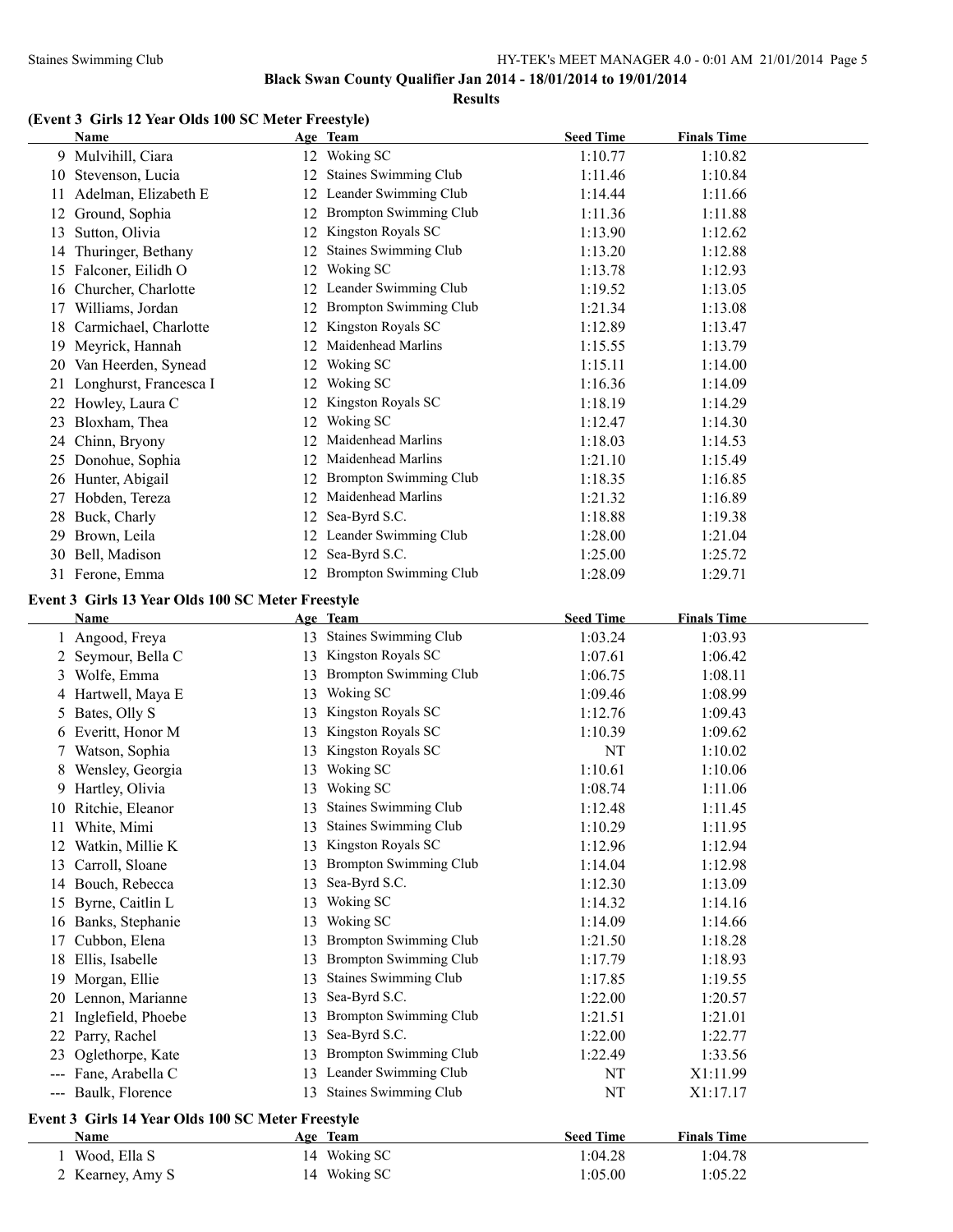## Black Swan County Qualifier Jan 2014 - 18/01/2014 to 19/01/2014

### Results

### (Event 3 Girls 12 Year Olds 100 SC Meter Freestyle)

| | Name | Age | Team | Seed Time | Finals Time |
|---|---|---|---|---|---|
| 9 | Mulvihill, Ciara | 12 | Woking SC | 1:10.77 | 1:10.82 |
| 10 | Stevenson, Lucia | 12 | Staines Swimming Club | 1:11.46 | 1:10.84 |
| 11 | Adelman, Elizabeth E | 12 | Leander Swimming Club | 1:14.44 | 1:11.66 |
| 12 | Ground, Sophia | 12 | Brompton Swimming Club | 1:11.36 | 1:11.88 |
| 13 | Sutton, Olivia | 12 | Kingston Royals SC | 1:13.90 | 1:12.62 |
| 14 | Thuringer, Bethany | 12 | Staines Swimming Club | 1:13.20 | 1:12.88 |
| 15 | Falconer, Eilidh O | 12 | Woking SC | 1:13.78 | 1:12.93 |
| 16 | Churcher, Charlotte | 12 | Leander Swimming Club | 1:19.52 | 1:13.05 |
| 17 | Williams, Jordan | 12 | Brompton Swimming Club | 1:21.34 | 1:13.08 |
| 18 | Carmichael, Charlotte | 12 | Kingston Royals SC | 1:12.89 | 1:13.47 |
| 19 | Meyrick, Hannah | 12 | Maidenhead Marlins | 1:15.55 | 1:13.79 |
| 20 | Van Heerden, Synead | 12 | Woking SC | 1:15.11 | 1:14.00 |
| 21 | Longhurst, Francesca I | 12 | Woking SC | 1:16.36 | 1:14.09 |
| 22 | Howley, Laura C | 12 | Kingston Royals SC | 1:18.19 | 1:14.29 |
| 23 | Bloxham, Thea | 12 | Woking SC | 1:12.47 | 1:14.30 |
| 24 | Chinn, Bryony | 12 | Maidenhead Marlins | 1:18.03 | 1:14.53 |
| 25 | Donohue, Sophia | 12 | Maidenhead Marlins | 1:21.10 | 1:15.49 |
| 26 | Hunter, Abigail | 12 | Brompton Swimming Club | 1:18.35 | 1:16.85 |
| 27 | Hobden, Tereza | 12 | Maidenhead Marlins | 1:21.32 | 1:16.89 |
| 28 | Buck, Charly | 12 | Sea-Byrd S.C. | 1:18.88 | 1:19.38 |
| 29 | Brown, Leila | 12 | Leander Swimming Club | 1:28.00 | 1:21.04 |
| 30 | Bell, Madison | 12 | Sea-Byrd S.C. | 1:25.00 | 1:25.72 |
| 31 | Ferone, Emma | 12 | Brompton Swimming Club | 1:28.09 | 1:29.71 |

### Event 3 Girls 13 Year Olds 100 SC Meter Freestyle

| | Name | Age | Team | Seed Time | Finals Time |
|---|---|---|---|---|---|
| 1 | Angood, Freya | 13 | Staines Swimming Club | 1:03.24 | 1:03.93 |
| 2 | Seymour, Bella C | 13 | Kingston Royals SC | 1:07.61 | 1:06.42 |
| 3 | Wolfe, Emma | 13 | Brompton Swimming Club | 1:06.75 | 1:08.11 |
| 4 | Hartwell, Maya E | 13 | Woking SC | 1:09.46 | 1:08.99 |
| 5 | Bates, Olly S | 13 | Kingston Royals SC | 1:12.76 | 1:09.43 |
| 6 | Everitt, Honor M | 13 | Kingston Royals SC | 1:10.39 | 1:09.62 |
| 7 | Watson, Sophia | 13 | Kingston Royals SC | NT | 1:10.02 |
| 8 | Wensley, Georgia | 13 | Woking SC | 1:10.61 | 1:10.06 |
| 9 | Hartley, Olivia | 13 | Woking SC | 1:08.74 | 1:11.06 |
| 10 | Ritchie, Eleanor | 13 | Staines Swimming Club | 1:12.48 | 1:11.45 |
| 11 | White, Mimi | 13 | Staines Swimming Club | 1:10.29 | 1:11.95 |
| 12 | Watkin, Millie K | 13 | Kingston Royals SC | 1:12.96 | 1:12.94 |
| 13 | Carroll, Sloane | 13 | Brompton Swimming Club | 1:14.04 | 1:12.98 |
| 14 | Bouch, Rebecca | 13 | Sea-Byrd S.C. | 1:12.30 | 1:13.09 |
| 15 | Byrne, Caitlin L | 13 | Woking SC | 1:14.32 | 1:14.16 |
| 16 | Banks, Stephanie | 13 | Woking SC | 1:14.09 | 1:14.66 |
| 17 | Cubbon, Elena | 13 | Brompton Swimming Club | 1:21.50 | 1:18.28 |
| 18 | Ellis, Isabelle | 13 | Brompton Swimming Club | 1:17.79 | 1:18.93 |
| 19 | Morgan, Ellie | 13 | Staines Swimming Club | 1:17.85 | 1:19.55 |
| 20 | Lennon, Marianne | 13 | Sea-Byrd S.C. | 1:22.00 | 1:20.57 |
| 21 | Inglefield, Phoebe | 13 | Brompton Swimming Club | 1:21.51 | 1:21.01 |
| 22 | Parry, Rachel | 13 | Sea-Byrd S.C. | 1:22.00 | 1:22.77 |
| 23 | Oglethorpe, Kate | 13 | Brompton Swimming Club | 1:22.49 | 1:33.56 |
| --- | Fane, Arabella C | 13 | Leander Swimming Club | NT | X1:11.99 |
| --- | Baulk, Florence | 13 | Staines Swimming Club | NT | X1:17.17 |

### Event 3 Girls 14 Year Olds 100 SC Meter Freestyle

| | Name | Age | Team | Seed Time | Finals Time |
|---|---|---|---|---|---|
| 1 | Wood, Ella S | 14 | Woking SC | 1:04.28 | 1:04.78 |
| 2 | Kearney, Amy S | 14 | Woking SC | 1:05.00 | 1:05.22 |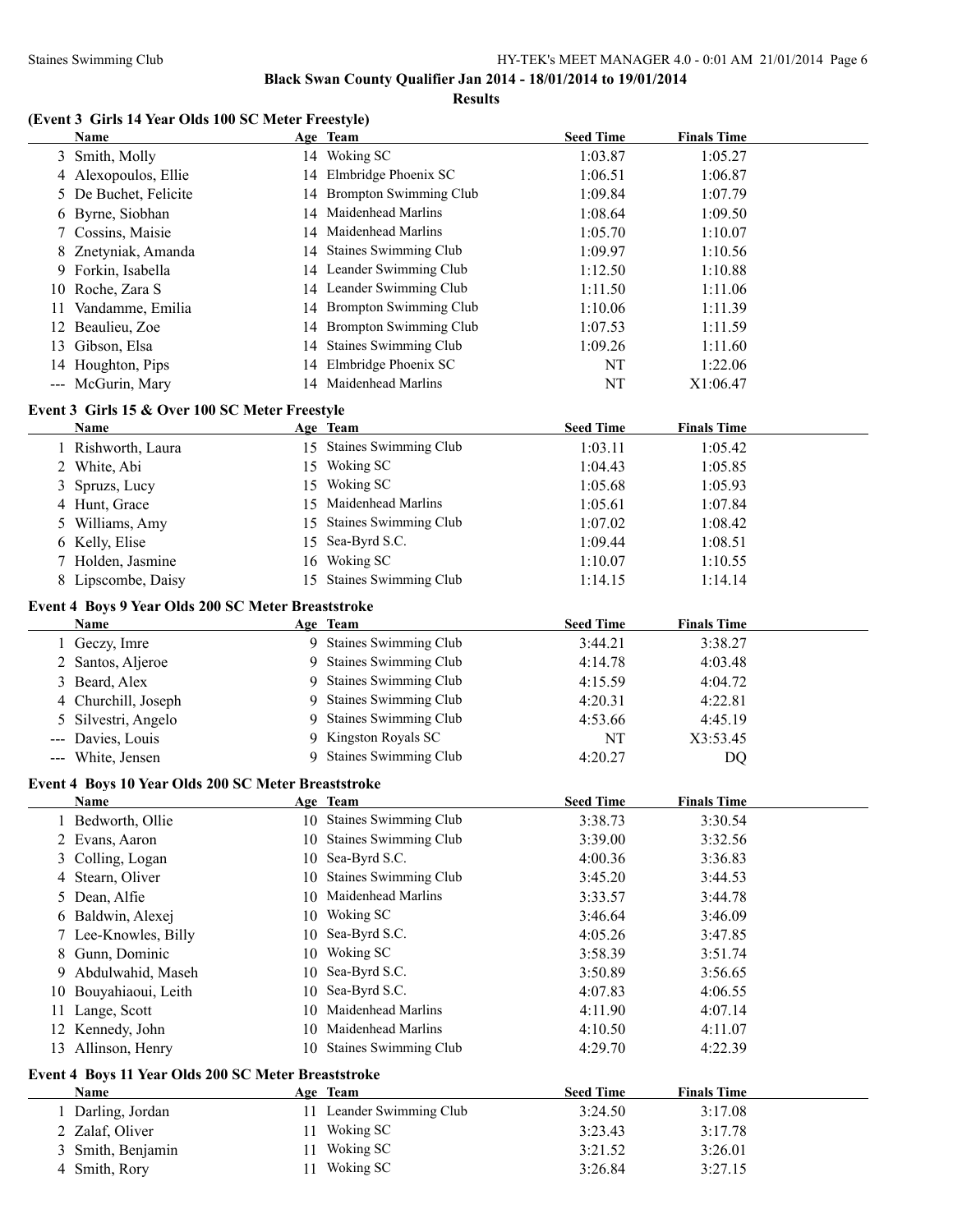**Black Swan County Qualifier Jan 2014 - 18/01/2014 to 19/01/2014**

**Results**

### (Event 3 Girls 14 Year Olds 100 SC Meter Freestyle)

| | Name | Age | Team | Seed Time | Finals Time |
|---|---|---|---|---|---|
| 3 | Smith, Molly | 14 | Woking SC | 1:03.87 | 1:05.27 |
| 4 | Alexopoulos, Ellie | 14 | Elmbridge Phoenix SC | 1:06.51 | 1:06.87 |
| 5 | De Buchet, Felicite | 14 | Brompton Swimming Club | 1:09.84 | 1:07.79 |
| 6 | Byrne, Siobhan | 14 | Maidenhead Marlins | 1:08.64 | 1:09.50 |
| 7 | Cossins, Maisie | 14 | Maidenhead Marlins | 1:05.70 | 1:10.07 |
| 8 | Znetyniak, Amanda | 14 | Staines Swimming Club | 1:09.97 | 1:10.56 |
| 9 | Forkin, Isabella | 14 | Leander Swimming Club | 1:12.50 | 1:10.88 |
| 10 | Roche, Zara S | 14 | Leander Swimming Club | 1:11.50 | 1:11.06 |
| 11 | Vandamme, Emilia | 14 | Brompton Swimming Club | 1:10.06 | 1:11.39 |
| 12 | Beaulieu, Zoe | 14 | Brompton Swimming Club | 1:07.53 | 1:11.59 |
| 13 | Gibson, Elsa | 14 | Staines Swimming Club | 1:09.26 | 1:11.60 |
| 14 | Houghton, Pips | 14 | Elmbridge Phoenix SC | NT | 1:22.06 |
| --- | McGurin, Mary | 14 | Maidenhead Marlins | NT | X1:06.47 |

### Event 3 Girls 15 & Over 100 SC Meter Freestyle

| | Name | Age | Team | Seed Time | Finals Time |
|---|---|---|---|---|---|
| 1 | Rishworth, Laura | 15 | Staines Swimming Club | 1:03.11 | 1:05.42 |
| 2 | White, Abi | 15 | Woking SC | 1:04.43 | 1:05.85 |
| 3 | Spruzs, Lucy | 15 | Woking SC | 1:05.68 | 1:05.93 |
| 4 | Hunt, Grace | 15 | Maidenhead Marlins | 1:05.61 | 1:07.84 |
| 5 | Williams, Amy | 15 | Staines Swimming Club | 1:07.02 | 1:08.42 |
| 6 | Kelly, Elise | 15 | Sea-Byrd S.C. | 1:09.44 | 1:08.51 |
| 7 | Holden, Jasmine | 16 | Woking SC | 1:10.07 | 1:10.55 |
| 8 | Lipscombe, Daisy | 15 | Staines Swimming Club | 1:14.15 | 1:14.14 |

### Event 4 Boys 9 Year Olds 200 SC Meter Breaststroke

| | Name | Age | Team | Seed Time | Finals Time |
|---|---|---|---|---|---|
| 1 | Geczy, Imre | 9 | Staines Swimming Club | 3:44.21 | 3:38.27 |
| 2 | Santos, Aljeroe | 9 | Staines Swimming Club | 4:14.78 | 4:03.48 |
| 3 | Beard, Alex | 9 | Staines Swimming Club | 4:15.59 | 4:04.72 |
| 4 | Churchill, Joseph | 9 | Staines Swimming Club | 4:20.31 | 4:22.81 |
| 5 | Silvestri, Angelo | 9 | Staines Swimming Club | 4:53.66 | 4:45.19 |
| --- | Davies, Louis | 9 | Kingston Royals SC | NT | X3:53.45 |
| --- | White, Jensen | 9 | Staines Swimming Club | 4:20.27 | DQ |

### Event 4 Boys 10 Year Olds 200 SC Meter Breaststroke

| | Name | Age | Team | Seed Time | Finals Time |
|---|---|---|---|---|---|
| 1 | Bedworth, Ollie | 10 | Staines Swimming Club | 3:38.73 | 3:30.54 |
| 2 | Evans, Aaron | 10 | Staines Swimming Club | 3:39.00 | 3:32.56 |
| 3 | Colling, Logan | 10 | Sea-Byrd S.C. | 4:00.36 | 3:36.83 |
| 4 | Stearn, Oliver | 10 | Staines Swimming Club | 3:45.20 | 3:44.53 |
| 5 | Dean, Alfie | 10 | Maidenhead Marlins | 3:33.57 | 3:44.78 |
| 6 | Baldwin, Alexej | 10 | Woking SC | 3:46.64 | 3:46.09 |
| 7 | Lee-Knowles, Billy | 10 | Sea-Byrd S.C. | 4:05.26 | 3:47.85 |
| 8 | Gunn, Dominic | 10 | Woking SC | 3:58.39 | 3:51.74 |
| 9 | Abdulwahid, Maseh | 10 | Sea-Byrd S.C. | 3:50.89 | 3:56.65 |
| 10 | Bouyahiaoui, Leith | 10 | Sea-Byrd S.C. | 4:07.83 | 4:06.55 |
| 11 | Lange, Scott | 10 | Maidenhead Marlins | 4:11.90 | 4:07.14 |
| 12 | Kennedy, John | 10 | Maidenhead Marlins | 4:10.50 | 4:11.07 |
| 13 | Allinson, Henry | 10 | Staines Swimming Club | 4:29.70 | 4:22.39 |

### Event 4 Boys 11 Year Olds 200 SC Meter Breaststroke

| | Name | Age | Team | Seed Time | Finals Time |
|---|---|---|---|---|---|
| 1 | Darling, Jordan | 11 | Leander Swimming Club | 3:24.50 | 3:17.08 |
| 2 | Zalaf, Oliver | 11 | Woking SC | 3:23.43 | 3:17.78 |
| 3 | Smith, Benjamin | 11 | Woking SC | 3:21.52 | 3:26.01 |
| 4 | Smith, Rory | 11 | Woking SC | 3:26.84 | 3:27.15 |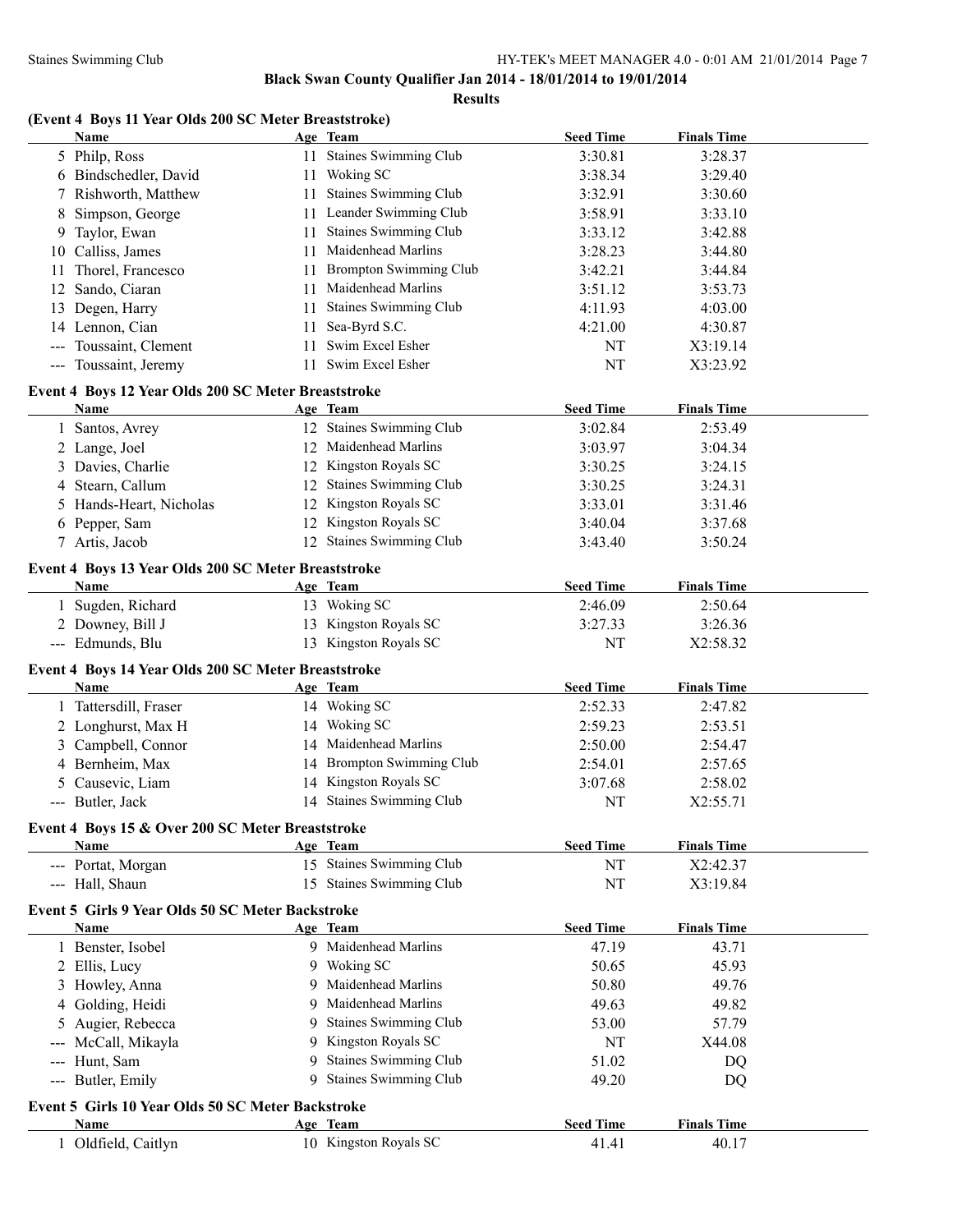**Black Swan County Qualifier Jan 2014 - 18/01/2014 to 19/01/2014**

**Results**

### (Event 4 Boys 11 Year Olds 200 SC Meter Breaststroke)

| | Name | Age | Team | Seed Time | Finals Time |
|---|---|---|---|---|---|
| 5 | Philp, Ross | 11 | Staines Swimming Club | 3:30.81 | 3:28.37 |
| 6 | Bindschedler, David | 11 | Woking SC | 3:38.34 | 3:29.40 |
| 7 | Rishworth, Matthew | 11 | Staines Swimming Club | 3:32.91 | 3:30.60 |
| 8 | Simpson, George | 11 | Leander Swimming Club | 3:58.91 | 3:33.10 |
| 9 | Taylor, Ewan | 11 | Staines Swimming Club | 3:33.12 | 3:42.88 |
| 10 | Calliss, James | 11 | Maidenhead Marlins | 3:28.23 | 3:44.80 |
| 11 | Thorel, Francesco | 11 | Brompton Swimming Club | 3:42.21 | 3:44.84 |
| 12 | Sando, Ciaran | 11 | Maidenhead Marlins | 3:51.12 | 3:53.73 |
| 13 | Degen, Harry | 11 | Staines Swimming Club | 4:11.93 | 4:03.00 |
| 14 | Lennon, Cian | 11 | Sea-Byrd S.C. | 4:21.00 | 4:30.87 |
| --- | Toussaint, Clement | 11 | Swim Excel Esher | NT | X3:19.14 |
| --- | Toussaint, Jeremy | 11 | Swim Excel Esher | NT | X3:23.92 |

### Event 4 Boys 12 Year Olds 200 SC Meter Breaststroke

| | Name | Age | Team | Seed Time | Finals Time |
|---|---|---|---|---|---|
| 1 | Santos, Avrey | 12 | Staines Swimming Club | 3:02.84 | 2:53.49 |
| 2 | Lange, Joel | 12 | Maidenhead Marlins | 3:03.97 | 3:04.34 |
| 3 | Davies, Charlie | 12 | Kingston Royals SC | 3:30.25 | 3:24.15 |
| 4 | Stearn, Callum | 12 | Staines Swimming Club | 3:30.25 | 3:24.31 |
| 5 | Hands-Heart, Nicholas | 12 | Kingston Royals SC | 3:33.01 | 3:31.46 |
| 6 | Pepper, Sam | 12 | Kingston Royals SC | 3:40.04 | 3:37.68 |
| 7 | Artis, Jacob | 12 | Staines Swimming Club | 3:43.40 | 3:50.24 |

### Event 4 Boys 13 Year Olds 200 SC Meter Breaststroke

| | Name | Age | Team | Seed Time | Finals Time |
|---|---|---|---|---|---|
| 1 | Sugden, Richard | 13 | Woking SC | 2:46.09 | 2:50.64 |
| 2 | Downey, Bill J | 13 | Kingston Royals SC | 3:27.33 | 3:26.36 |
| --- | Edmunds, Blu | 13 | Kingston Royals SC | NT | X2:58.32 |

### Event 4 Boys 14 Year Olds 200 SC Meter Breaststroke

| | Name | Age | Team | Seed Time | Finals Time |
|---|---|---|---|---|---|
| 1 | Tattersdill, Fraser | 14 | Woking SC | 2:52.33 | 2:47.82 |
| 2 | Longhurst, Max H | 14 | Woking SC | 2:59.23 | 2:53.51 |
| 3 | Campbell, Connor | 14 | Maidenhead Marlins | 2:50.00 | 2:54.47 |
| 4 | Bernheim, Max | 14 | Brompton Swimming Club | 2:54.01 | 2:57.65 |
| 5 | Causevic, Liam | 14 | Kingston Royals SC | 3:07.68 | 2:58.02 |
| --- | Butler, Jack | 14 | Staines Swimming Club | NT | X2:55.71 |

### Event 4 Boys 15 & Over 200 SC Meter Breaststroke

| | Name | Age | Team | Seed Time | Finals Time |
|---|---|---|---|---|---|
| --- | Portat, Morgan | 15 | Staines Swimming Club | NT | X2:42.37 |
| --- | Hall, Shaun | 15 | Staines Swimming Club | NT | X3:19.84 |

### Event 5 Girls 9 Year Olds 50 SC Meter Backstroke

| | Name | Age | Team | Seed Time | Finals Time |
|---|---|---|---|---|---|
| 1 | Benster, Isobel | 9 | Maidenhead Marlins | 47.19 | 43.71 |
| 2 | Ellis, Lucy | 9 | Woking SC | 50.65 | 45.93 |
| 3 | Howley, Anna | 9 | Maidenhead Marlins | 50.80 | 49.76 |
| 4 | Golding, Heidi | 9 | Maidenhead Marlins | 49.63 | 49.82 |
| 5 | Augier, Rebecca | 9 | Staines Swimming Club | 53.00 | 57.79 |
| --- | McCall, Mikayla | 9 | Kingston Royals SC | NT | X44.08 |
| --- | Hunt, Sam | 9 | Staines Swimming Club | 51.02 | DQ |
| --- | Butler, Emily | 9 | Staines Swimming Club | 49.20 | DQ |

### Event 5 Girls 10 Year Olds 50 SC Meter Backstroke

| | Name | Age | Team | Seed Time | Finals Time |
|---|---|---|---|---|---|
| 1 | Oldfield, Caitlyn | 10 | Kingston Royals SC | 41.41 | 40.17 |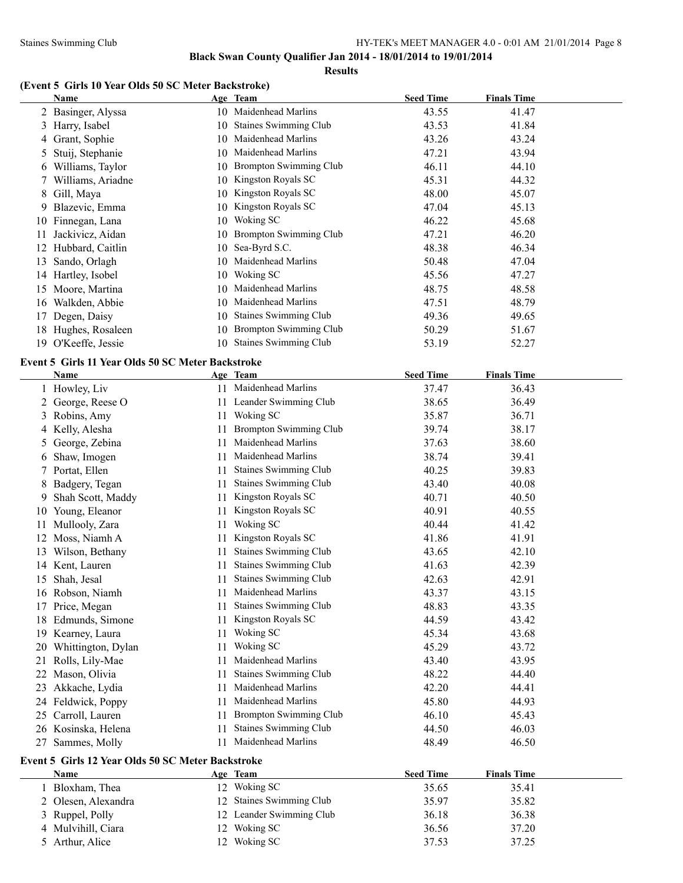**Black Swan County Qualifier Jan 2014 - 18/01/2014 to 19/01/2014**

**Results**

### (Event 5 Girls 10 Year Olds 50 SC Meter Backstroke)

| | Name | Age | Team | Seed Time | Finals Time |
|---|---|---|---|---|---|
| 2 | Basinger, Alyssa | 10 | Maidenhead Marlins | 43.55 | 41.47 |
| 3 | Harry, Isabel | 10 | Staines Swimming Club | 43.53 | 41.84 |
| 4 | Grant, Sophie | 10 | Maidenhead Marlins | 43.26 | 43.24 |
| 5 | Stuij, Stephanie | 10 | Maidenhead Marlins | 47.21 | 43.94 |
| 6 | Williams, Taylor | 10 | Brompton Swimming Club | 46.11 | 44.10 |
| 7 | Williams, Ariadne | 10 | Kingston Royals SC | 45.31 | 44.32 |
| 8 | Gill, Maya | 10 | Kingston Royals SC | 48.00 | 45.07 |
| 9 | Blazevic, Emma | 10 | Kingston Royals SC | 47.04 | 45.13 |
| 10 | Finnegan, Lana | 10 | Woking SC | 46.22 | 45.68 |
| 11 | Jackivicz, Aidan | 10 | Brompton Swimming Club | 47.21 | 46.20 |
| 12 | Hubbard, Caitlin | 10 | Sea-Byrd S.C. | 48.38 | 46.34 |
| 13 | Sando, Orlagh | 10 | Maidenhead Marlins | 50.48 | 47.04 |
| 14 | Hartley, Isobel | 10 | Woking SC | 45.56 | 47.27 |
| 15 | Moore, Martina | 10 | Maidenhead Marlins | 48.75 | 48.58 |
| 16 | Walkden, Abbie | 10 | Maidenhead Marlins | 47.51 | 48.79 |
| 17 | Degen, Daisy | 10 | Staines Swimming Club | 49.36 | 49.65 |
| 18 | Hughes, Rosaleen | 10 | Brompton Swimming Club | 50.29 | 51.67 |
| 19 | O'Keeffe, Jessie | 10 | Staines Swimming Club | 53.19 | 52.27 |

### Event 5 Girls 11 Year Olds 50 SC Meter Backstroke

| | Name | Age | Team | Seed Time | Finals Time |
|---|---|---|---|---|---|
| 1 | Howley, Liv | 11 | Maidenhead Marlins | 37.47 | 36.43 |
| 2 | George, Reese O | 11 | Leander Swimming Club | 38.65 | 36.49 |
| 3 | Robins, Amy | 11 | Woking SC | 35.87 | 36.71 |
| 4 | Kelly, Alesha | 11 | Brompton Swimming Club | 39.74 | 38.17 |
| 5 | George, Zebina | 11 | Maidenhead Marlins | 37.63 | 38.60 |
| 6 | Shaw, Imogen | 11 | Maidenhead Marlins | 38.74 | 39.41 |
| 7 | Portat, Ellen | 11 | Staines Swimming Club | 40.25 | 39.83 |
| 8 | Badgery, Tegan | 11 | Staines Swimming Club | 43.40 | 40.08 |
| 9 | Shah Scott, Maddy | 11 | Kingston Royals SC | 40.71 | 40.50 |
| 10 | Young, Eleanor | 11 | Kingston Royals SC | 40.91 | 40.55 |
| 11 | Mullooly, Zara | 11 | Woking SC | 40.44 | 41.42 |
| 12 | Moss, Niamh A | 11 | Kingston Royals SC | 41.86 | 41.91 |
| 13 | Wilson, Bethany | 11 | Staines Swimming Club | 43.65 | 42.10 |
| 14 | Kent, Lauren | 11 | Staines Swimming Club | 41.63 | 42.39 |
| 15 | Shah, Jesal | 11 | Staines Swimming Club | 42.63 | 42.91 |
| 16 | Robson, Niamh | 11 | Maidenhead Marlins | 43.37 | 43.15 |
| 17 | Price, Megan | 11 | Staines Swimming Club | 48.83 | 43.35 |
| 18 | Edmunds, Simone | 11 | Kingston Royals SC | 44.59 | 43.42 |
| 19 | Kearney, Laura | 11 | Woking SC | 45.34 | 43.68 |
| 20 | Whittington, Dylan | 11 | Woking SC | 45.29 | 43.72 |
| 21 | Rolls, Lily-Mae | 11 | Maidenhead Marlins | 43.40 | 43.95 |
| 22 | Mason, Olivia | 11 | Staines Swimming Club | 48.22 | 44.40 |
| 23 | Akkache, Lydia | 11 | Maidenhead Marlins | 42.20 | 44.41 |
| 24 | Feldwick, Poppy | 11 | Maidenhead Marlins | 45.80 | 44.93 |
| 25 | Carroll, Lauren | 11 | Brompton Swimming Club | 46.10 | 45.43 |
| 26 | Kosinska, Helena | 11 | Staines Swimming Club | 44.50 | 46.03 |
| 27 | Sammes, Molly | 11 | Maidenhead Marlins | 48.49 | 46.50 |

### Event 5 Girls 12 Year Olds 50 SC Meter Backstroke

| | Name | Age | Team | Seed Time | Finals Time |
|---|---|---|---|---|---|
| 1 | Bloxham, Thea | 12 | Woking SC | 35.65 | 35.41 |
| 2 | Olesen, Alexandra | 12 | Staines Swimming Club | 35.97 | 35.82 |
| 3 | Ruppel, Polly | 12 | Leander Swimming Club | 36.18 | 36.38 |
| 4 | Mulvihill, Ciara | 12 | Woking SC | 36.56 | 37.20 |
| 5 | Arthur, Alice | 12 | Woking SC | 37.53 | 37.25 |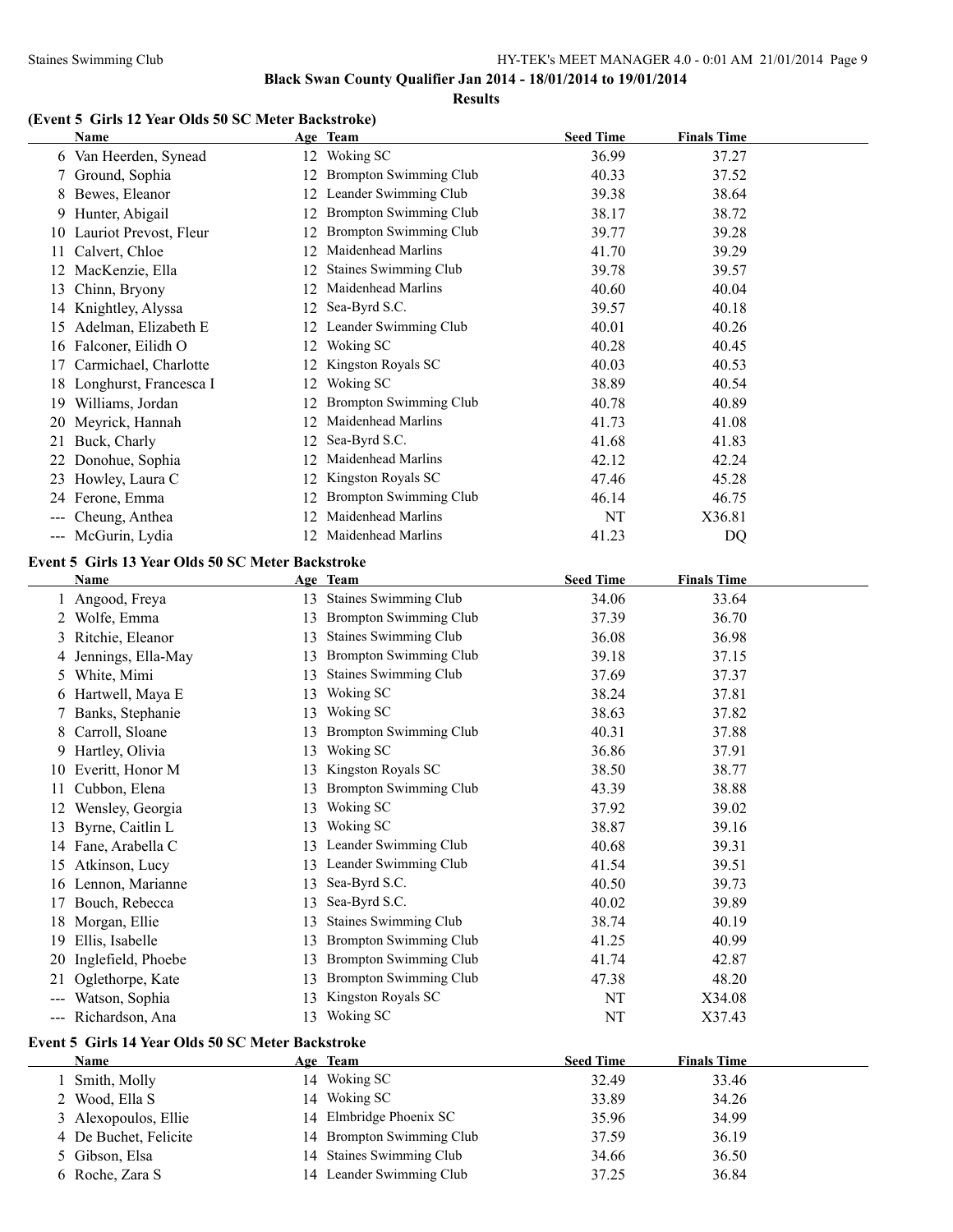**Black Swan County Qualifier Jan 2014 - 18/01/2014 to 19/01/2014**

**Results**

### (Event 5 Girls 12 Year Olds 50 SC Meter Backstroke)

| | Name | Age | Team | Seed Time | Finals Time |
|---|---|---|---|---|---|
| 6 | Van Heerden, Synead | 12 | Woking SC | 36.99 | 37.27 |
| 7 | Ground, Sophia | 12 | Brompton Swimming Club | 40.33 | 37.52 |
| 8 | Bewes, Eleanor | 12 | Leander Swimming Club | 39.38 | 38.64 |
| 9 | Hunter, Abigail | 12 | Brompton Swimming Club | 38.17 | 38.72 |
| 10 | Lauriot Prevost, Fleur | 12 | Brompton Swimming Club | 39.77 | 39.28 |
| 11 | Calvert, Chloe | 12 | Maidenhead Marlins | 41.70 | 39.29 |
| 12 | MacKenzie, Ella | 12 | Staines Swimming Club | 39.78 | 39.57 |
| 13 | Chinn, Bryony | 12 | Maidenhead Marlins | 40.60 | 40.04 |
| 14 | Knightley, Alyssa | 12 | Sea-Byrd S.C. | 39.57 | 40.18 |
| 15 | Adelman, Elizabeth E | 12 | Leander Swimming Club | 40.01 | 40.26 |
| 16 | Falconer, Eilidh O | 12 | Woking SC | 40.28 | 40.45 |
| 17 | Carmichael, Charlotte | 12 | Kingston Royals SC | 40.03 | 40.53 |
| 18 | Longhurst, Francesca I | 12 | Woking SC | 38.89 | 40.54 |
| 19 | Williams, Jordan | 12 | Brompton Swimming Club | 40.78 | 40.89 |
| 20 | Meyrick, Hannah | 12 | Maidenhead Marlins | 41.73 | 41.08 |
| 21 | Buck, Charly | 12 | Sea-Byrd S.C. | 41.68 | 41.83 |
| 22 | Donohue, Sophia | 12 | Maidenhead Marlins | 42.12 | 42.24 |
| 23 | Howley, Laura C | 12 | Kingston Royals SC | 47.46 | 45.28 |
| 24 | Ferone, Emma | 12 | Brompton Swimming Club | 46.14 | 46.75 |
| --- | Cheung, Anthea | 12 | Maidenhead Marlins | NT | X36.81 |
| --- | McGurin, Lydia | 12 | Maidenhead Marlins | 41.23 | DQ |

### Event 5 Girls 13 Year Olds 50 SC Meter Backstroke

| | Name | Age | Team | Seed Time | Finals Time |
|---|---|---|---|---|---|
| 1 | Angood, Freya | 13 | Staines Swimming Club | 34.06 | 33.64 |
| 2 | Wolfe, Emma | 13 | Brompton Swimming Club | 37.39 | 36.70 |
| 3 | Ritchie, Eleanor | 13 | Staines Swimming Club | 36.08 | 36.98 |
| 4 | Jennings, Ella-May | 13 | Brompton Swimming Club | 39.18 | 37.15 |
| 5 | White, Mimi | 13 | Staines Swimming Club | 37.69 | 37.37 |
| 6 | Hartwell, Maya E | 13 | Woking SC | 38.24 | 37.81 |
| 7 | Banks, Stephanie | 13 | Woking SC | 38.63 | 37.82 |
| 8 | Carroll, Sloane | 13 | Brompton Swimming Club | 40.31 | 37.88 |
| 9 | Hartley, Olivia | 13 | Woking SC | 36.86 | 37.91 |
| 10 | Everitt, Honor M | 13 | Kingston Royals SC | 38.50 | 38.77 |
| 11 | Cubbon, Elena | 13 | Brompton Swimming Club | 43.39 | 38.88 |
| 12 | Wensley, Georgia | 13 | Woking SC | 37.92 | 39.02 |
| 13 | Byrne, Caitlin L | 13 | Woking SC | 38.87 | 39.16 |
| 14 | Fane, Arabella C | 13 | Leander Swimming Club | 40.68 | 39.31 |
| 15 | Atkinson, Lucy | 13 | Leander Swimming Club | 41.54 | 39.51 |
| 16 | Lennon, Marianne | 13 | Sea-Byrd S.C. | 40.50 | 39.73 |
| 17 | Bouch, Rebecca | 13 | Sea-Byrd S.C. | 40.02 | 39.89 |
| 18 | Morgan, Ellie | 13 | Staines Swimming Club | 38.74 | 40.19 |
| 19 | Ellis, Isabelle | 13 | Brompton Swimming Club | 41.25 | 40.99 |
| 20 | Inglefield, Phoebe | 13 | Brompton Swimming Club | 41.74 | 42.87 |
| 21 | Oglethorpe, Kate | 13 | Brompton Swimming Club | 47.38 | 48.20 |
| --- | Watson, Sophia | 13 | Kingston Royals SC | NT | X34.08 |
| --- | Richardson, Ana | 13 | Woking SC | NT | X37.43 |

### Event 5 Girls 14 Year Olds 50 SC Meter Backstroke

| | Name | Age | Team | Seed Time | Finals Time |
|---|---|---|---|---|---|
| 1 | Smith, Molly | 14 | Woking SC | 32.49 | 33.46 |
| 2 | Wood, Ella S | 14 | Woking SC | 33.89 | 34.26 |
| 3 | Alexopoulos, Ellie | 14 | Elmbridge Phoenix SC | 35.96 | 34.99 |
| 4 | De Buchet, Felicite | 14 | Brompton Swimming Club | 37.59 | 36.19 |
| 5 | Gibson, Elsa | 14 | Staines Swimming Club | 34.66 | 36.50 |
| 6 | Roche, Zara S | 14 | Leander Swimming Club | 37.25 | 36.84 |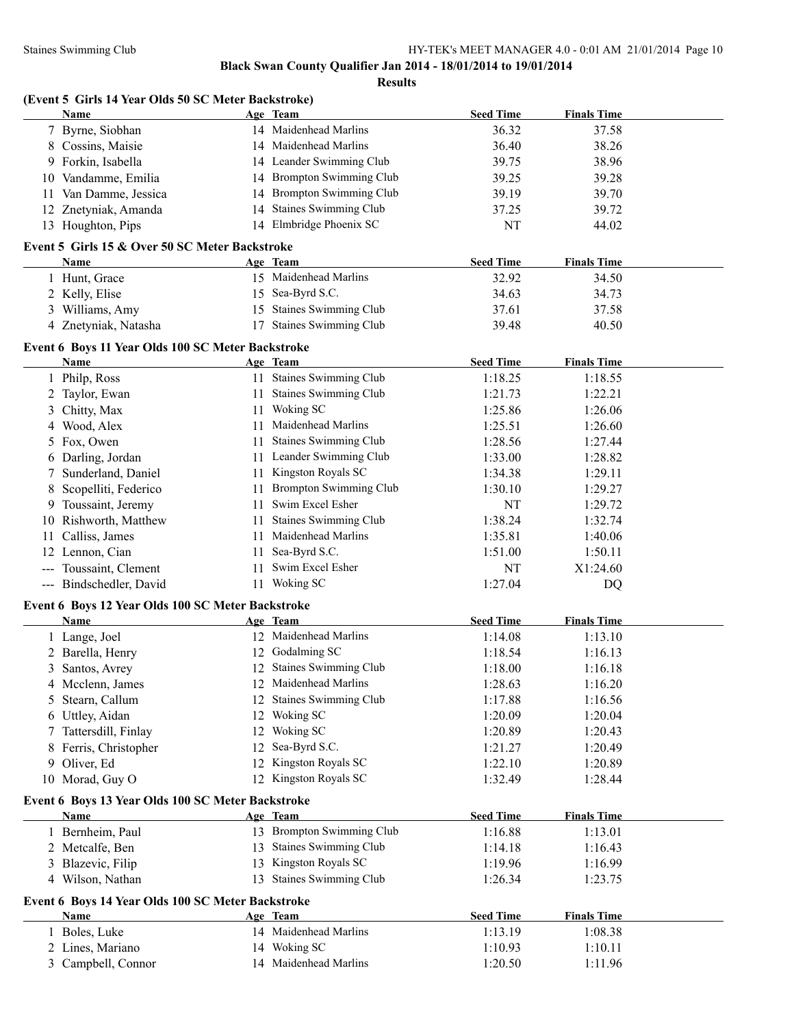**Black Swan County Qualifier Jan 2014 - 18/01/2014 to 19/01/2014**

**Results**

### (Event 5 Girls 14 Year Olds 50 SC Meter Backstroke)

| | Name | Age | Team | Seed Time | Finals Time |
|---|---|---|---|---|---|
| 7 | Byrne, Siobhan | 14 | Maidenhead Marlins | 36.32 | 37.58 |
| 8 | Cossins, Maisie | 14 | Maidenhead Marlins | 36.40 | 38.26 |
| 9 | Forkin, Isabella | 14 | Leander Swimming Club | 39.75 | 38.96 |
| 10 | Vandamme, Emilia | 14 | Brompton Swimming Club | 39.25 | 39.28 |
| 11 | Van Damme, Jessica | 14 | Brompton Swimming Club | 39.19 | 39.70 |
| 12 | Znetyniak, Amanda | 14 | Staines Swimming Club | 37.25 | 39.72 |
| 13 | Houghton, Pips | 14 | Elmbridge Phoenix SC | NT | 44.02 |

### Event 5 Girls 15 & Over 50 SC Meter Backstroke

| | Name | Age | Team | Seed Time | Finals Time |
|---|---|---|---|---|---|
| 1 | Hunt, Grace | 15 | Maidenhead Marlins | 32.92 | 34.50 |
| 2 | Kelly, Elise | 15 | Sea-Byrd S.C. | 34.63 | 34.73 |
| 3 | Williams, Amy | 15 | Staines Swimming Club | 37.61 | 37.58 |
| 4 | Znetyniak, Natasha | 17 | Staines Swimming Club | 39.48 | 40.50 |

### Event 6 Boys 11 Year Olds 100 SC Meter Backstroke

| | Name | Age | Team | Seed Time | Finals Time |
|---|---|---|---|---|---|
| 1 | Philp, Ross | 11 | Staines Swimming Club | 1:18.25 | 1:18.55 |
| 2 | Taylor, Ewan | 11 | Staines Swimming Club | 1:21.73 | 1:22.21 |
| 3 | Chitty, Max | 11 | Woking SC | 1:25.86 | 1:26.06 |
| 4 | Wood, Alex | 11 | Maidenhead Marlins | 1:25.51 | 1:26.60 |
| 5 | Fox, Owen | 11 | Staines Swimming Club | 1:28.56 | 1:27.44 |
| 6 | Darling, Jordan | 11 | Leander Swimming Club | 1:33.00 | 1:28.82 |
| 7 | Sunderland, Daniel | 11 | Kingston Royals SC | 1:34.38 | 1:29.11 |
| 8 | Scopelliti, Federico | 11 | Brompton Swimming Club | 1:30.10 | 1:29.27 |
| 9 | Toussaint, Jeremy | 11 | Swim Excel Esher | NT | 1:29.72 |
| 10 | Rishworth, Matthew | 11 | Staines Swimming Club | 1:38.24 | 1:32.74 |
| 11 | Calliss, James | 11 | Maidenhead Marlins | 1:35.81 | 1:40.06 |
| 12 | Lennon, Cian | 11 | Sea-Byrd S.C. | 1:51.00 | 1:50.11 |
| --- | Toussaint, Clement | 11 | Swim Excel Esher | NT | X1:24.60 |
| --- | Bindschedler, David | 11 | Woking SC | 1:27.04 | DQ |

### Event 6 Boys 12 Year Olds 100 SC Meter Backstroke

| | Name | Age | Team | Seed Time | Finals Time |
|---|---|---|---|---|---|
| 1 | Lange, Joel | 12 | Maidenhead Marlins | 1:14.08 | 1:13.10 |
| 2 | Barella, Henry | 12 | Godalming SC | 1:18.54 | 1:16.13 |
| 3 | Santos, Avrey | 12 | Staines Swimming Club | 1:18.00 | 1:16.18 |
| 4 | Mcclenn, James | 12 | Maidenhead Marlins | 1:28.63 | 1:16.20 |
| 5 | Stearn, Callum | 12 | Staines Swimming Club | 1:17.88 | 1:16.56 |
| 6 | Uttley, Aidan | 12 | Woking SC | 1:20.09 | 1:20.04 |
| 7 | Tattersdill, Finlay | 12 | Woking SC | 1:20.89 | 1:20.43 |
| 8 | Ferris, Christopher | 12 | Sea-Byrd S.C. | 1:21.27 | 1:20.49 |
| 9 | Oliver, Ed | 12 | Kingston Royals SC | 1:22.10 | 1:20.89 |
| 10 | Morad, Guy O | 12 | Kingston Royals SC | 1:32.49 | 1:28.44 |

### Event 6 Boys 13 Year Olds 100 SC Meter Backstroke

| | Name | Age | Team | Seed Time | Finals Time |
|---|---|---|---|---|---|
| 1 | Bernheim, Paul | 13 | Brompton Swimming Club | 1:16.88 | 1:13.01 |
| 2 | Metcalfe, Ben | 13 | Staines Swimming Club | 1:14.18 | 1:16.43 |
| 3 | Blazevic, Filip | 13 | Kingston Royals SC | 1:19.96 | 1:16.99 |
| 4 | Wilson, Nathan | 13 | Staines Swimming Club | 1:26.34 | 1:23.75 |

### Event 6 Boys 14 Year Olds 100 SC Meter Backstroke

| | Name | Age | Team | Seed Time | Finals Time |
|---|---|---|---|---|---|
| 1 | Boles, Luke | 14 | Maidenhead Marlins | 1:13.19 | 1:08.38 |
| 2 | Lines, Mariano | 14 | Woking SC | 1:10.93 | 1:10.11 |
| 3 | Campbell, Connor | 14 | Maidenhead Marlins | 1:20.50 | 1:11.96 |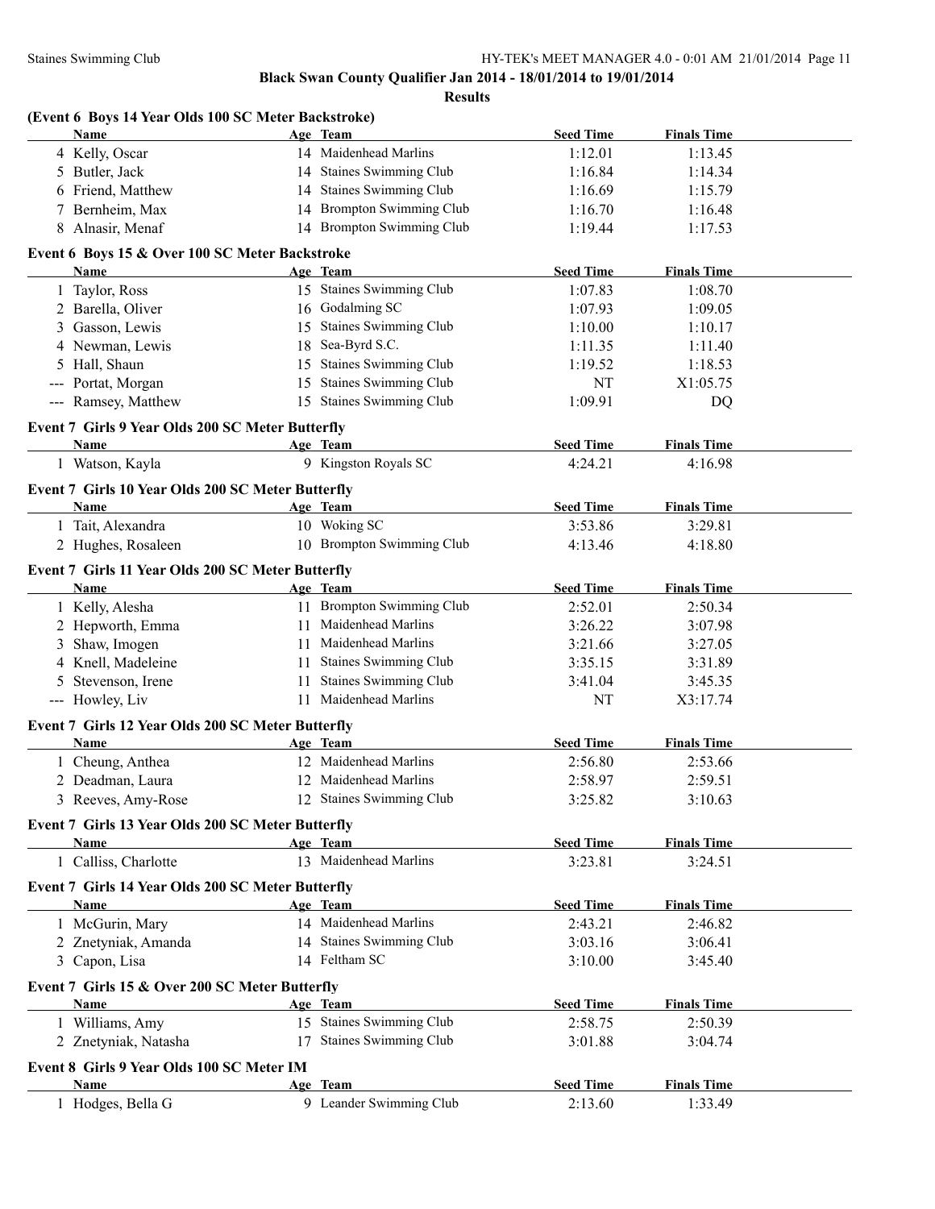**Black Swan County Qualifier Jan 2014 - 18/01/2014 to 19/01/2014**

**Results**

### (Event 6 Boys 14 Year Olds 100 SC Meter Backstroke)

| | Name | Age | Team | Seed Time | Finals Time |
|---|---|---|---|---|---|
| 4 | Kelly, Oscar | 14 | Maidenhead Marlins | 1:12.01 | 1:13.45 |
| 5 | Butler, Jack | 14 | Staines Swimming Club | 1:16.84 | 1:14.34 |
| 6 | Friend, Matthew | 14 | Staines Swimming Club | 1:16.69 | 1:15.79 |
| 7 | Bernheim, Max | 14 | Brompton Swimming Club | 1:16.70 | 1:16.48 |
| 8 | Alnasir, Menaf | 14 | Brompton Swimming Club | 1:19.44 | 1:17.53 |

### Event 6 Boys 15 & Over 100 SC Meter Backstroke

| | Name | Age | Team | Seed Time | Finals Time |
|---|---|---|---|---|---|
| 1 | Taylor, Ross | 15 | Staines Swimming Club | 1:07.83 | 1:08.70 |
| 2 | Barella, Oliver | 16 | Godalming SC | 1:07.93 | 1:09.05 |
| 3 | Gasson, Lewis | 15 | Staines Swimming Club | 1:10.00 | 1:10.17 |
| 4 | Newman, Lewis | 18 | Sea-Byrd S.C. | 1:11.35 | 1:11.40 |
| 5 | Hall, Shaun | 15 | Staines Swimming Club | 1:19.52 | 1:18.53 |
| --- | Portat, Morgan | 15 | Staines Swimming Club | NT | X1:05.75 |
| --- | Ramsey, Matthew | 15 | Staines Swimming Club | 1:09.91 | DQ |

### Event 7 Girls 9 Year Olds 200 SC Meter Butterfly

| | Name | Age | Team | Seed Time | Finals Time |
|---|---|---|---|---|---|
| 1 | Watson, Kayla | 9 | Kingston Royals SC | 4:24.21 | 4:16.98 |

### Event 7 Girls 10 Year Olds 200 SC Meter Butterfly

| | Name | Age | Team | Seed Time | Finals Time |
|---|---|---|---|---|---|
| 1 | Tait, Alexandra | 10 | Woking SC | 3:53.86 | 3:29.81 |
| 2 | Hughes, Rosaleen | 10 | Brompton Swimming Club | 4:13.46 | 4:18.80 |

### Event 7 Girls 11 Year Olds 200 SC Meter Butterfly

| | Name | Age | Team | Seed Time | Finals Time |
|---|---|---|---|---|---|
| 1 | Kelly, Alesha | 11 | Brompton Swimming Club | 2:52.01 | 2:50.34 |
| 2 | Hepworth, Emma | 11 | Maidenhead Marlins | 3:26.22 | 3:07.98 |
| 3 | Shaw, Imogen | 11 | Maidenhead Marlins | 3:21.66 | 3:27.05 |
| 4 | Knell, Madeleine | 11 | Staines Swimming Club | 3:35.15 | 3:31.89 |
| 5 | Stevenson, Irene | 11 | Staines Swimming Club | 3:41.04 | 3:45.35 |
| --- | Howley, Liv | 11 | Maidenhead Marlins | NT | X3:17.74 |

### Event 7 Girls 12 Year Olds 200 SC Meter Butterfly

| | Name | Age | Team | Seed Time | Finals Time |
|---|---|---|---|---|---|
| 1 | Cheung, Anthea | 12 | Maidenhead Marlins | 2:56.80 | 2:53.66 |
| 2 | Deadman, Laura | 12 | Maidenhead Marlins | 2:58.97 | 2:59.51 |
| 3 | Reeves, Amy-Rose | 12 | Staines Swimming Club | 3:25.82 | 3:10.63 |

### Event 7 Girls 13 Year Olds 200 SC Meter Butterfly

| | Name | Age | Team | Seed Time | Finals Time |
|---|---|---|---|---|---|
| 1 | Calliss, Charlotte | 13 | Maidenhead Marlins | 3:23.81 | 3:24.51 |

### Event 7 Girls 14 Year Olds 200 SC Meter Butterfly

| | Name | Age | Team | Seed Time | Finals Time |
|---|---|---|---|---|---|
| 1 | McGurin, Mary | 14 | Maidenhead Marlins | 2:43.21 | 2:46.82 |
| 2 | Znetyniak, Amanda | 14 | Staines Swimming Club | 3:03.16 | 3:06.41 |
| 3 | Capon, Lisa | 14 | Feltham SC | 3:10.00 | 3:45.40 |

### Event 7 Girls 15 & Over 200 SC Meter Butterfly

| | Name | Age | Team | Seed Time | Finals Time |
|---|---|---|---|---|---|
| 1 | Williams, Amy | 15 | Staines Swimming Club | 2:58.75 | 2:50.39 |
| 2 | Znetyniak, Natasha | 17 | Staines Swimming Club | 3:01.88 | 3:04.74 |

### Event 8 Girls 9 Year Olds 100 SC Meter IM

| | Name | Age | Team | Seed Time | Finals Time |
|---|---|---|---|---|---|
| 1 | Hodges, Bella G | 9 | Leander Swimming Club | 2:13.60 | 1:33.49 |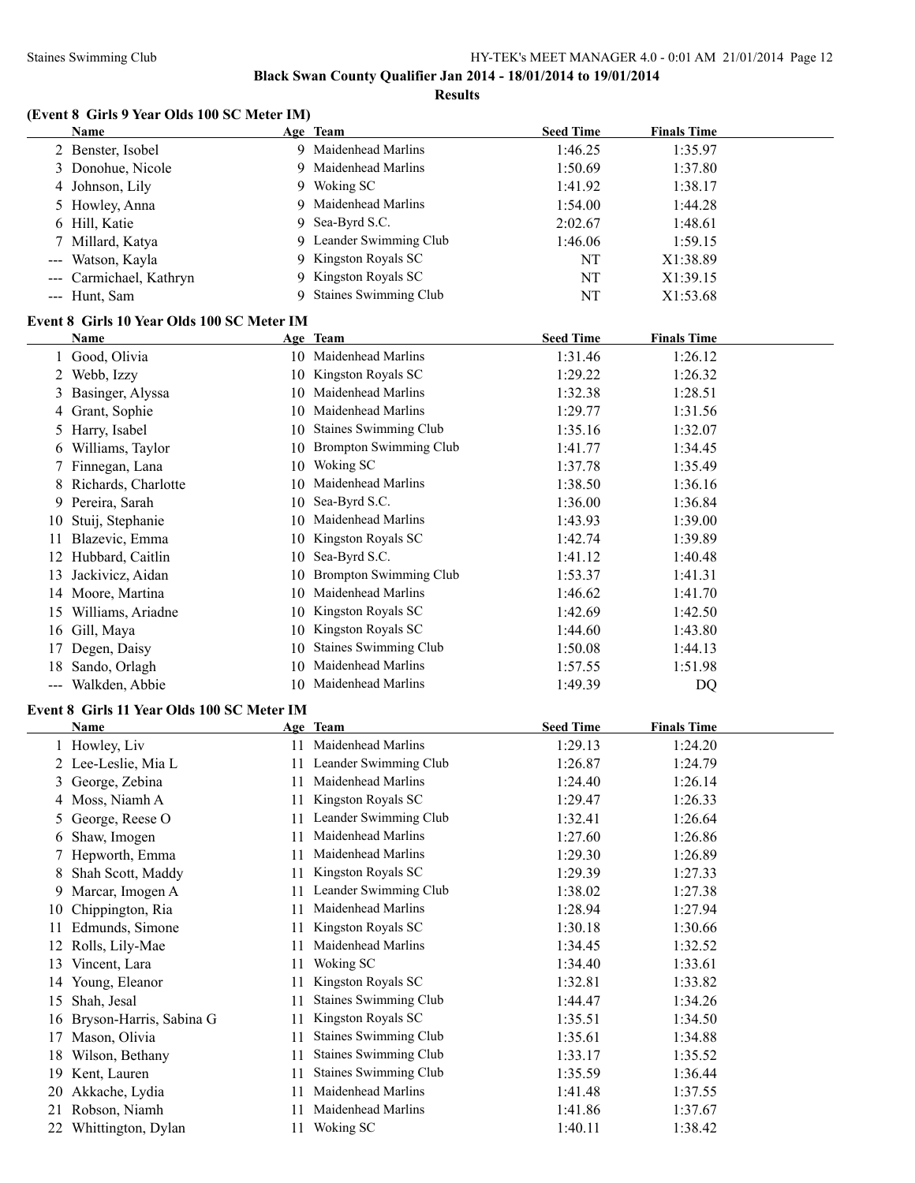**Black Swan County Qualifier Jan 2014 - 18/01/2014 to 19/01/2014**

**Results**

### (Event 8 Girls 9 Year Olds 100 SC Meter IM)

| | Name | Age | Team | Seed Time | Finals Time |
|---|---|---|---|---|---|
| 2 | Benster, Isobel | 9 | Maidenhead Marlins | 1:46.25 | 1:35.97 |
| 3 | Donohue, Nicole | 9 | Maidenhead Marlins | 1:50.69 | 1:37.80 |
| 4 | Johnson, Lily | 9 | Woking SC | 1:41.92 | 1:38.17 |
| 5 | Howley, Anna | 9 | Maidenhead Marlins | 1:54.00 | 1:44.28 |
| 6 | Hill, Katie | 9 | Sea-Byrd S.C. | 2:02.67 | 1:48.61 |
| 7 | Millard, Katya | 9 | Leander Swimming Club | 1:46.06 | 1:59.15 |
| --- | Watson, Kayla | 9 | Kingston Royals SC | NT | X1:38.89 |
| --- | Carmichael, Kathryn | 9 | Kingston Royals SC | NT | X1:39.15 |
| --- | Hunt, Sam | 9 | Staines Swimming Club | NT | X1:53.68 |

### Event 8 Girls 10 Year Olds 100 SC Meter IM

| | Name | Age | Team | Seed Time | Finals Time |
|---|---|---|---|---|---|
| 1 | Good, Olivia | 10 | Maidenhead Marlins | 1:31.46 | 1:26.12 |
| 2 | Webb, Izzy | 10 | Kingston Royals SC | 1:29.22 | 1:26.32 |
| 3 | Basinger, Alyssa | 10 | Maidenhead Marlins | 1:32.38 | 1:28.51 |
| 4 | Grant, Sophie | 10 | Maidenhead Marlins | 1:29.77 | 1:31.56 |
| 5 | Harry, Isabel | 10 | Staines Swimming Club | 1:35.16 | 1:32.07 |
| 6 | Williams, Taylor | 10 | Brompton Swimming Club | 1:41.77 | 1:34.45 |
| 7 | Finnegan, Lana | 10 | Woking SC | 1:37.78 | 1:35.49 |
| 8 | Richards, Charlotte | 10 | Maidenhead Marlins | 1:38.50 | 1:36.16 |
| 9 | Pereira, Sarah | 10 | Sea-Byrd S.C. | 1:36.00 | 1:36.84 |
| 10 | Stuij, Stephanie | 10 | Maidenhead Marlins | 1:43.93 | 1:39.00 |
| 11 | Blazevic, Emma | 10 | Kingston Royals SC | 1:42.74 | 1:39.89 |
| 12 | Hubbard, Caitlin | 10 | Sea-Byrd S.C. | 1:41.12 | 1:40.48 |
| 13 | Jackivicz, Aidan | 10 | Brompton Swimming Club | 1:53.37 | 1:41.31 |
| 14 | Moore, Martina | 10 | Maidenhead Marlins | 1:46.62 | 1:41.70 |
| 15 | Williams, Ariadne | 10 | Kingston Royals SC | 1:42.69 | 1:42.50 |
| 16 | Gill, Maya | 10 | Kingston Royals SC | 1:44.60 | 1:43.80 |
| 17 | Degen, Daisy | 10 | Staines Swimming Club | 1:50.08 | 1:44.13 |
| 18 | Sando, Orlagh | 10 | Maidenhead Marlins | 1:57.55 | 1:51.98 |
| --- | Walkden, Abbie | 10 | Maidenhead Marlins | 1:49.39 | DQ |

### Event 8 Girls 11 Year Olds 100 SC Meter IM

| | Name | Age | Team | Seed Time | Finals Time |
|---|---|---|---|---|---|
| 1 | Howley, Liv | 11 | Maidenhead Marlins | 1:29.13 | 1:24.20 |
| 2 | Lee-Leslie, Mia L | 11 | Leander Swimming Club | 1:26.87 | 1:24.79 |
| 3 | George, Zebina | 11 | Maidenhead Marlins | 1:24.40 | 1:26.14 |
| 4 | Moss, Niamh A | 11 | Kingston Royals SC | 1:29.47 | 1:26.33 |
| 5 | George, Reese O | 11 | Leander Swimming Club | 1:32.41 | 1:26.64 |
| 6 | Shaw, Imogen | 11 | Maidenhead Marlins | 1:27.60 | 1:26.86 |
| 7 | Hepworth, Emma | 11 | Maidenhead Marlins | 1:29.30 | 1:26.89 |
| 8 | Shah Scott, Maddy | 11 | Kingston Royals SC | 1:29.39 | 1:27.33 |
| 9 | Marcar, Imogen A | 11 | Leander Swimming Club | 1:38.02 | 1:27.38 |
| 10 | Chippington, Ria | 11 | Maidenhead Marlins | 1:28.94 | 1:27.94 |
| 11 | Edmunds, Simone | 11 | Kingston Royals SC | 1:30.18 | 1:30.66 |
| 12 | Rolls, Lily-Mae | 11 | Maidenhead Marlins | 1:34.45 | 1:32.52 |
| 13 | Vincent, Lara | 11 | Woking SC | 1:34.40 | 1:33.61 |
| 14 | Young, Eleanor | 11 | Kingston Royals SC | 1:32.81 | 1:33.82 |
| 15 | Shah, Jesal | 11 | Staines Swimming Club | 1:44.47 | 1:34.26 |
| 16 | Bryson-Harris, Sabina G | 11 | Kingston Royals SC | 1:35.51 | 1:34.50 |
| 17 | Mason, Olivia | 11 | Staines Swimming Club | 1:35.61 | 1:34.88 |
| 18 | Wilson, Bethany | 11 | Staines Swimming Club | 1:33.17 | 1:35.52 |
| 19 | Kent, Lauren | 11 | Staines Swimming Club | 1:35.59 | 1:36.44 |
| 20 | Akkache, Lydia | 11 | Maidenhead Marlins | 1:41.48 | 1:37.55 |
| 21 | Robson, Niamh | 11 | Maidenhead Marlins | 1:41.86 | 1:37.67 |
| 22 | Whittington, Dylan | 11 | Woking SC | 1:40.11 | 1:38.42 |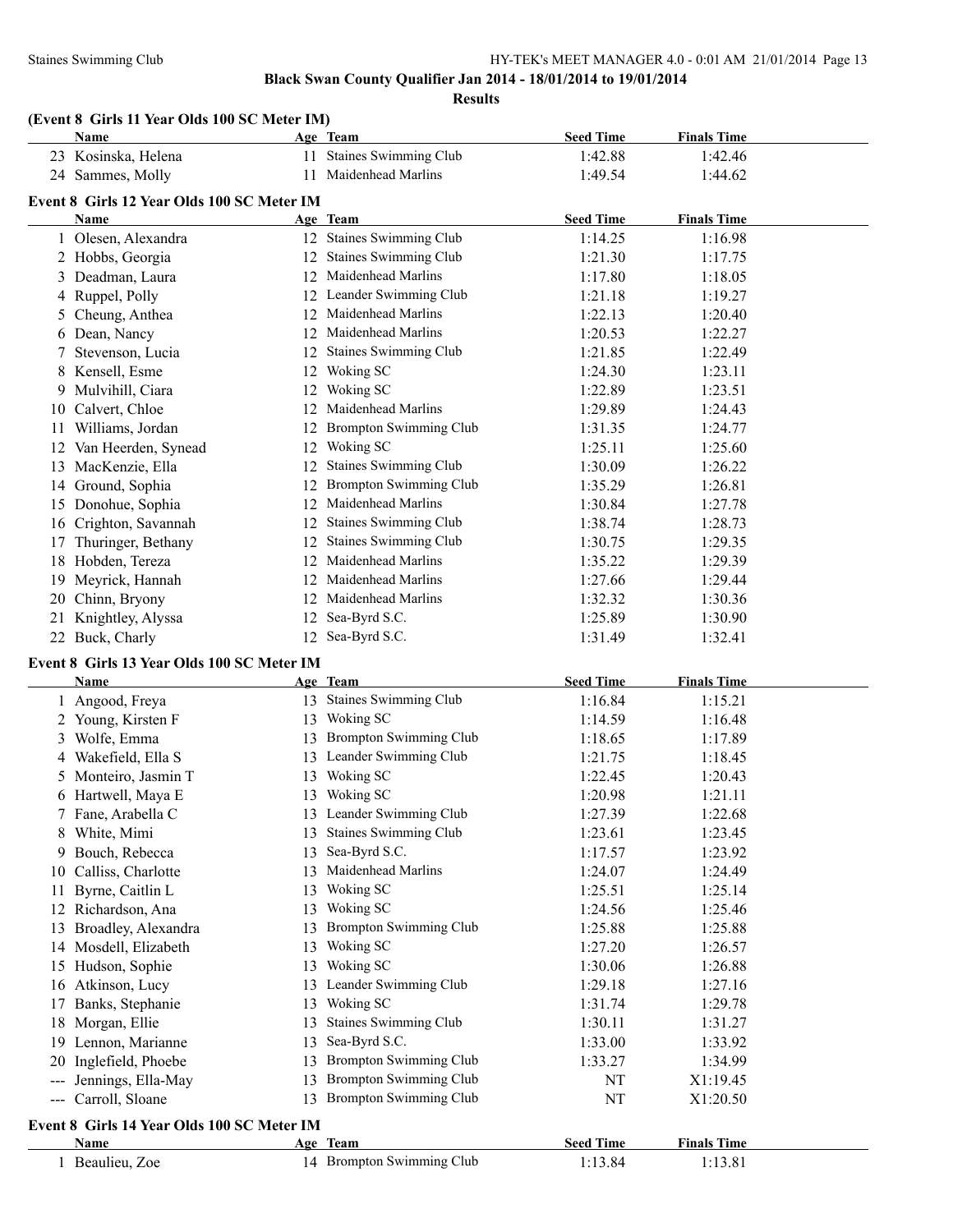**Black Swan County Qualifier Jan 2014 - 18/01/2014 to 19/01/2014**

**Results**

### (Event 8 Girls 11 Year Olds 100 SC Meter IM)

| | Name | Age | Team | Seed Time | Finals Time |
|---|---|---|---|---|---|
| 23 | Kosinska, Helena | 11 | Staines Swimming Club | 1:42.88 | 1:42.46 |
| 24 | Sammes, Molly | 11 | Maidenhead Marlins | 1:49.54 | 1:44.62 |

### Event 8 Girls 12 Year Olds 100 SC Meter IM

| | Name | Age | Team | Seed Time | Finals Time |
|---|---|---|---|---|---|
| 1 | Olesen, Alexandra | 12 | Staines Swimming Club | 1:14.25 | 1:16.98 |
| 2 | Hobbs, Georgia | 12 | Staines Swimming Club | 1:21.30 | 1:17.75 |
| 3 | Deadman, Laura | 12 | Maidenhead Marlins | 1:17.80 | 1:18.05 |
| 4 | Ruppel, Polly | 12 | Leander Swimming Club | 1:21.18 | 1:19.27 |
| 5 | Cheung, Anthea | 12 | Maidenhead Marlins | 1:22.13 | 1:20.40 |
| 6 | Dean, Nancy | 12 | Maidenhead Marlins | 1:20.53 | 1:22.27 |
| 7 | Stevenson, Lucia | 12 | Staines Swimming Club | 1:21.85 | 1:22.49 |
| 8 | Kensell, Esme | 12 | Woking SC | 1:24.30 | 1:23.11 |
| 9 | Mulvihill, Ciara | 12 | Woking SC | 1:22.89 | 1:23.51 |
| 10 | Calvert, Chloe | 12 | Maidenhead Marlins | 1:29.89 | 1:24.43 |
| 11 | Williams, Jordan | 12 | Brompton Swimming Club | 1:31.35 | 1:24.77 |
| 12 | Van Heerden, Synead | 12 | Woking SC | 1:25.11 | 1:25.60 |
| 13 | MacKenzie, Ella | 12 | Staines Swimming Club | 1:30.09 | 1:26.22 |
| 14 | Ground, Sophia | 12 | Brompton Swimming Club | 1:35.29 | 1:26.81 |
| 15 | Donohue, Sophia | 12 | Maidenhead Marlins | 1:30.84 | 1:27.78 |
| 16 | Crighton, Savannah | 12 | Staines Swimming Club | 1:38.74 | 1:28.73 |
| 17 | Thuringer, Bethany | 12 | Staines Swimming Club | 1:30.75 | 1:29.35 |
| 18 | Hobden, Tereza | 12 | Maidenhead Marlins | 1:35.22 | 1:29.39 |
| 19 | Meyrick, Hannah | 12 | Maidenhead Marlins | 1:27.66 | 1:29.44 |
| 20 | Chinn, Bryony | 12 | Maidenhead Marlins | 1:32.32 | 1:30.36 |
| 21 | Knightley, Alyssa | 12 | Sea-Byrd S.C. | 1:25.89 | 1:30.90 |
| 22 | Buck, Charly | 12 | Sea-Byrd S.C. | 1:31.49 | 1:32.41 |

### Event 8 Girls 13 Year Olds 100 SC Meter IM

| | Name | Age | Team | Seed Time | Finals Time |
|---|---|---|---|---|---|
| 1 | Angood, Freya | 13 | Staines Swimming Club | 1:16.84 | 1:15.21 |
| 2 | Young, Kirsten F | 13 | Woking SC | 1:14.59 | 1:16.48 |
| 3 | Wolfe, Emma | 13 | Brompton Swimming Club | 1:18.65 | 1:17.89 |
| 4 | Wakefield, Ella S | 13 | Leander Swimming Club | 1:21.75 | 1:18.45 |
| 5 | Monteiro, Jasmin T | 13 | Woking SC | 1:22.45 | 1:20.43 |
| 6 | Hartwell, Maya E | 13 | Woking SC | 1:20.98 | 1:21.11 |
| 7 | Fane, Arabella C | 13 | Leander Swimming Club | 1:27.39 | 1:22.68 |
| 8 | White, Mimi | 13 | Staines Swimming Club | 1:23.61 | 1:23.45 |
| 9 | Bouch, Rebecca | 13 | Sea-Byrd S.C. | 1:17.57 | 1:23.92 |
| 10 | Calliss, Charlotte | 13 | Maidenhead Marlins | 1:24.07 | 1:24.49 |
| 11 | Byrne, Caitlin L | 13 | Woking SC | 1:25.51 | 1:25.14 |
| 12 | Richardson, Ana | 13 | Woking SC | 1:24.56 | 1:25.46 |
| 13 | Broadley, Alexandra | 13 | Brompton Swimming Club | 1:25.88 | 1:25.88 |
| 14 | Mosdell, Elizabeth | 13 | Woking SC | 1:27.20 | 1:26.57 |
| 15 | Hudson, Sophie | 13 | Woking SC | 1:30.06 | 1:26.88 |
| 16 | Atkinson, Lucy | 13 | Leander Swimming Club | 1:29.18 | 1:27.16 |
| 17 | Banks, Stephanie | 13 | Woking SC | 1:31.74 | 1:29.78 |
| 18 | Morgan, Ellie | 13 | Staines Swimming Club | 1:30.11 | 1:31.27 |
| 19 | Lennon, Marianne | 13 | Sea-Byrd S.C. | 1:33.00 | 1:33.92 |
| 20 | Inglefield, Phoebe | 13 | Brompton Swimming Club | 1:33.27 | 1:34.99 |
| --- | Jennings, Ella-May | 13 | Brompton Swimming Club | NT | X1:19.45 |
| --- | Carroll, Sloane | 13 | Brompton Swimming Club | NT | X1:20.50 |

### Event 8 Girls 14 Year Olds 100 SC Meter IM

| | Name | Age | Team | Seed Time | Finals Time |
|---|---|---|---|---|---|
| 1 | Beaulieu, Zoe | 14 | Brompton Swimming Club | 1:13.84 | 1:13.81 |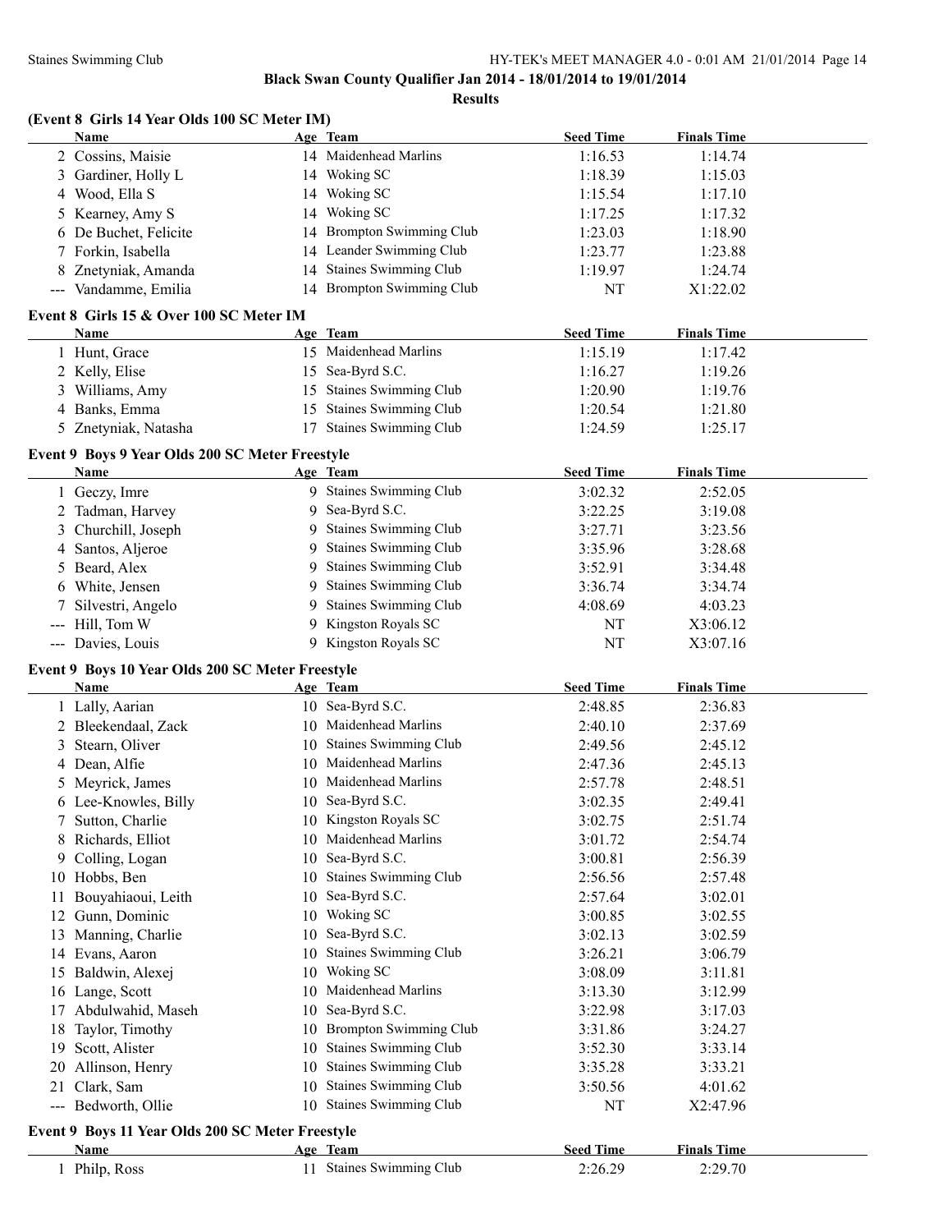**Black Swan County Qualifier Jan 2014 - 18/01/2014 to 19/01/2014**

**Results**

### (Event 8 Girls 14 Year Olds 100 SC Meter IM)

| | Name | Age | Team | Seed Time | Finals Time |
|---|---|---|---|---|---|
| 2 | Cossins, Maisie | 14 | Maidenhead Marlins | 1:16.53 | 1:14.74 |
| 3 | Gardiner, Holly L | 14 | Woking SC | 1:18.39 | 1:15.03 |
| 4 | Wood, Ella S | 14 | Woking SC | 1:15.54 | 1:17.10 |
| 5 | Kearney, Amy S | 14 | Woking SC | 1:17.25 | 1:17.32 |
| 6 | De Buchet, Felicite | 14 | Brompton Swimming Club | 1:23.03 | 1:18.90 |
| 7 | Forkin, Isabella | 14 | Leander Swimming Club | 1:23.77 | 1:23.88 |
| 8 | Znetyniak, Amanda | 14 | Staines Swimming Club | 1:19.97 | 1:24.74 |
| --- | Vandamme, Emilia | 14 | Brompton Swimming Club | NT | X1:22.02 |

### Event 8 Girls 15 & Over 100 SC Meter IM

| | Name | Age | Team | Seed Time | Finals Time |
|---|---|---|---|---|---|
| 1 | Hunt, Grace | 15 | Maidenhead Marlins | 1:15.19 | 1:17.42 |
| 2 | Kelly, Elise | 15 | Sea-Byrd S.C. | 1:16.27 | 1:19.26 |
| 3 | Williams, Amy | 15 | Staines Swimming Club | 1:20.90 | 1:19.76 |
| 4 | Banks, Emma | 15 | Staines Swimming Club | 1:20.54 | 1:21.80 |
| 5 | Znetyniak, Natasha | 17 | Staines Swimming Club | 1:24.59 | 1:25.17 |

### Event 9 Boys 9 Year Olds 200 SC Meter Freestyle

| | Name | Age | Team | Seed Time | Finals Time |
|---|---|---|---|---|---|
| 1 | Geczy, Imre | 9 | Staines Swimming Club | 3:02.32 | 2:52.05 |
| 2 | Tadman, Harvey | 9 | Sea-Byrd S.C. | 3:22.25 | 3:19.08 |
| 3 | Churchill, Joseph | 9 | Staines Swimming Club | 3:27.71 | 3:23.56 |
| 4 | Santos, Aljeroe | 9 | Staines Swimming Club | 3:35.96 | 3:28.68 |
| 5 | Beard, Alex | 9 | Staines Swimming Club | 3:52.91 | 3:34.48 |
| 6 | White, Jensen | 9 | Staines Swimming Club | 3:36.74 | 3:34.74 |
| 7 | Silvestri, Angelo | 9 | Staines Swimming Club | 4:08.69 | 4:03.23 |
| --- | Hill, Tom W | 9 | Kingston Royals SC | NT | X3:06.12 |
| --- | Davies, Louis | 9 | Kingston Royals SC | NT | X3:07.16 |

### Event 9 Boys 10 Year Olds 200 SC Meter Freestyle

| | Name | Age | Team | Seed Time | Finals Time |
|---|---|---|---|---|---|
| 1 | Lally, Aarian | 10 | Sea-Byrd S.C. | 2:48.85 | 2:36.83 |
| 2 | Bleekendaal, Zack | 10 | Maidenhead Marlins | 2:40.10 | 2:37.69 |
| 3 | Stearn, Oliver | 10 | Staines Swimming Club | 2:49.56 | 2:45.12 |
| 4 | Dean, Alfie | 10 | Maidenhead Marlins | 2:47.36 | 2:45.13 |
| 5 | Meyrick, James | 10 | Maidenhead Marlins | 2:57.78 | 2:48.51 |
| 6 | Lee-Knowles, Billy | 10 | Sea-Byrd S.C. | 3:02.35 | 2:49.41 |
| 7 | Sutton, Charlie | 10 | Kingston Royals SC | 3:02.75 | 2:51.74 |
| 8 | Richards, Elliot | 10 | Maidenhead Marlins | 3:01.72 | 2:54.74 |
| 9 | Colling, Logan | 10 | Sea-Byrd S.C. | 3:00.81 | 2:56.39 |
| 10 | Hobbs, Ben | 10 | Staines Swimming Club | 2:56.56 | 2:57.48 |
| 11 | Bouyahiaoui, Leith | 10 | Sea-Byrd S.C. | 2:57.64 | 3:02.01 |
| 12 | Gunn, Dominic | 10 | Woking SC | 3:00.85 | 3:02.55 |
| 13 | Manning, Charlie | 10 | Sea-Byrd S.C. | 3:02.13 | 3:02.59 |
| 14 | Evans, Aaron | 10 | Staines Swimming Club | 3:26.21 | 3:06.79 |
| 15 | Baldwin, Alexej | 10 | Woking SC | 3:08.09 | 3:11.81 |
| 16 | Lange, Scott | 10 | Maidenhead Marlins | 3:13.30 | 3:12.99 |
| 17 | Abdulwahid, Maseh | 10 | Sea-Byrd S.C. | 3:22.98 | 3:17.03 |
| 18 | Taylor, Timothy | 10 | Brompton Swimming Club | 3:31.86 | 3:24.27 |
| 19 | Scott, Alister | 10 | Staines Swimming Club | 3:52.30 | 3:33.14 |
| 20 | Allinson, Henry | 10 | Staines Swimming Club | 3:35.28 | 3:33.21 |
| 21 | Clark, Sam | 10 | Staines Swimming Club | 3:50.56 | 4:01.62 |
| --- | Bedworth, Ollie | 10 | Staines Swimming Club | NT | X2:47.96 |

### Event 9 Boys 11 Year Olds 200 SC Meter Freestyle

| | Name | Age | Team | Seed Time | Finals Time |
|---|---|---|---|---|---|
| 1 | Philp, Ross | 11 | Staines Swimming Club | 2:26.29 | 2:29.70 |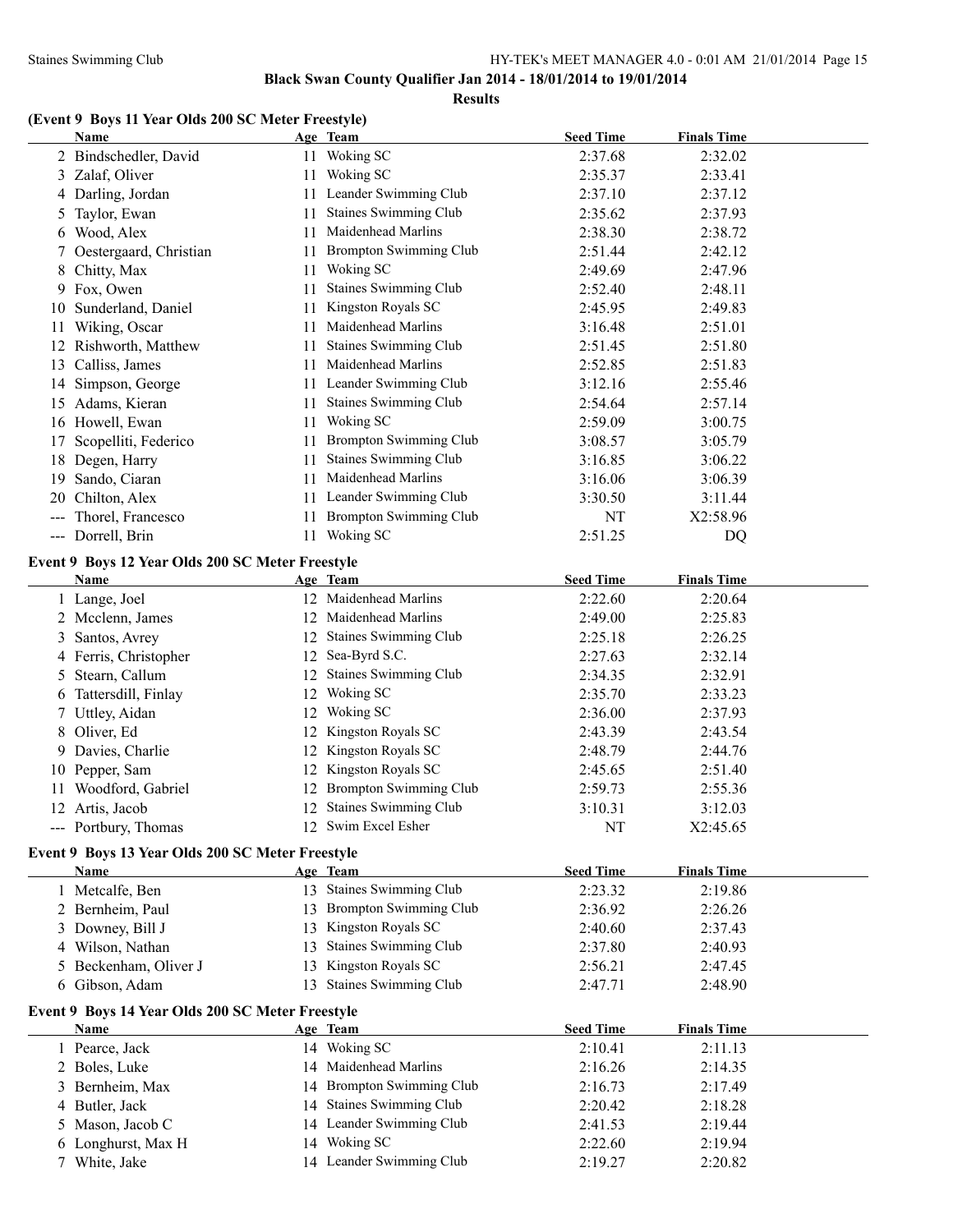## Black Swan County Qualifier Jan 2014 - 18/01/2014 to 19/01/2014

### Results

### (Event 9 Boys 11 Year Olds 200 SC Meter Freestyle)

| | Name | Age | Team | Seed Time | Finals Time |
|---|---|---|---|---|---|
| 2 | Bindschedler, David | 11 | Woking SC | 2:37.68 | 2:32.02 |
| 3 | Zalaf, Oliver | 11 | Woking SC | 2:35.37 | 2:33.41 |
| 4 | Darling, Jordan | 11 | Leander Swimming Club | 2:37.10 | 2:37.12 |
| 5 | Taylor, Ewan | 11 | Staines Swimming Club | 2:35.62 | 2:37.93 |
| 6 | Wood, Alex | 11 | Maidenhead Marlins | 2:38.30 | 2:38.72 |
| 7 | Oestergaard, Christian | 11 | Brompton Swimming Club | 2:51.44 | 2:42.12 |
| 8 | Chitty, Max | 11 | Woking SC | 2:49.69 | 2:47.96 |
| 9 | Fox, Owen | 11 | Staines Swimming Club | 2:52.40 | 2:48.11 |
| 10 | Sunderland, Daniel | 11 | Kingston Royals SC | 2:45.95 | 2:49.83 |
| 11 | Wiking, Oscar | 11 | Maidenhead Marlins | 3:16.48 | 2:51.01 |
| 12 | Rishworth, Matthew | 11 | Staines Swimming Club | 2:51.45 | 2:51.80 |
| 13 | Calliss, James | 11 | Maidenhead Marlins | 2:52.85 | 2:51.83 |
| 14 | Simpson, George | 11 | Leander Swimming Club | 3:12.16 | 2:55.46 |
| 15 | Adams, Kieran | 11 | Staines Swimming Club | 2:54.64 | 2:57.14 |
| 16 | Howell, Ewan | 11 | Woking SC | 2:59.09 | 3:00.75 |
| 17 | Scopelliti, Federico | 11 | Brompton Swimming Club | 3:08.57 | 3:05.79 |
| 18 | Degen, Harry | 11 | Staines Swimming Club | 3:16.85 | 3:06.22 |
| 19 | Sando, Ciaran | 11 | Maidenhead Marlins | 3:16.06 | 3:06.39 |
| 20 | Chilton, Alex | 11 | Leander Swimming Club | 3:30.50 | 3:11.44 |
| --- | Thorel, Francesco | 11 | Brompton Swimming Club | NT | X2:58.96 |
| --- | Dorrell, Brin | 11 | Woking SC | 2:51.25 | DQ |

### Event 9 Boys 12 Year Olds 200 SC Meter Freestyle

| | Name | Age | Team | Seed Time | Finals Time |
|---|---|---|---|---|---|
| 1 | Lange, Joel | 12 | Maidenhead Marlins | 2:22.60 | 2:20.64 |
| 2 | Mcclenn, James | 12 | Maidenhead Marlins | 2:49.00 | 2:25.83 |
| 3 | Santos, Avrey | 12 | Staines Swimming Club | 2:25.18 | 2:26.25 |
| 4 | Ferris, Christopher | 12 | Sea-Byrd S.C. | 2:27.63 | 2:32.14 |
| 5 | Stearn, Callum | 12 | Staines Swimming Club | 2:34.35 | 2:32.91 |
| 6 | Tattersdill, Finlay | 12 | Woking SC | 2:35.70 | 2:33.23 |
| 7 | Uttley, Aidan | 12 | Woking SC | 2:36.00 | 2:37.93 |
| 8 | Oliver, Ed | 12 | Kingston Royals SC | 2:43.39 | 2:43.54 |
| 9 | Davies, Charlie | 12 | Kingston Royals SC | 2:48.79 | 2:44.76 |
| 10 | Pepper, Sam | 12 | Kingston Royals SC | 2:45.65 | 2:51.40 |
| 11 | Woodford, Gabriel | 12 | Brompton Swimming Club | 2:59.73 | 2:55.36 |
| 12 | Artis, Jacob | 12 | Staines Swimming Club | 3:10.31 | 3:12.03 |
| --- | Portbury, Thomas | 12 | Swim Excel Esher | NT | X2:45.65 |

### Event 9 Boys 13 Year Olds 200 SC Meter Freestyle

| | Name | Age | Team | Seed Time | Finals Time |
|---|---|---|---|---|---|
| 1 | Metcalfe, Ben | 13 | Staines Swimming Club | 2:23.32 | 2:19.86 |
| 2 | Bernheim, Paul | 13 | Brompton Swimming Club | 2:36.92 | 2:26.26 |
| 3 | Downey, Bill J | 13 | Kingston Royals SC | 2:40.60 | 2:37.43 |
| 4 | Wilson, Nathan | 13 | Staines Swimming Club | 2:37.80 | 2:40.93 |
| 5 | Beckenham, Oliver J | 13 | Kingston Royals SC | 2:56.21 | 2:47.45 |
| 6 | Gibson, Adam | 13 | Staines Swimming Club | 2:47.71 | 2:48.90 |

### Event 9 Boys 14 Year Olds 200 SC Meter Freestyle

| | Name | Age | Team | Seed Time | Finals Time |
|---|---|---|---|---|---|
| 1 | Pearce, Jack | 14 | Woking SC | 2:10.41 | 2:11.13 |
| 2 | Boles, Luke | 14 | Maidenhead Marlins | 2:16.26 | 2:14.35 |
| 3 | Bernheim, Max | 14 | Brompton Swimming Club | 2:16.73 | 2:17.49 |
| 4 | Butler, Jack | 14 | Staines Swimming Club | 2:20.42 | 2:18.28 |
| 5 | Mason, Jacob C | 14 | Leander Swimming Club | 2:41.53 | 2:19.44 |
| 6 | Longhurst, Max H | 14 | Woking SC | 2:22.60 | 2:19.94 |
| 7 | White, Jake | 14 | Leander Swimming Club | 2:19.27 | 2:20.82 |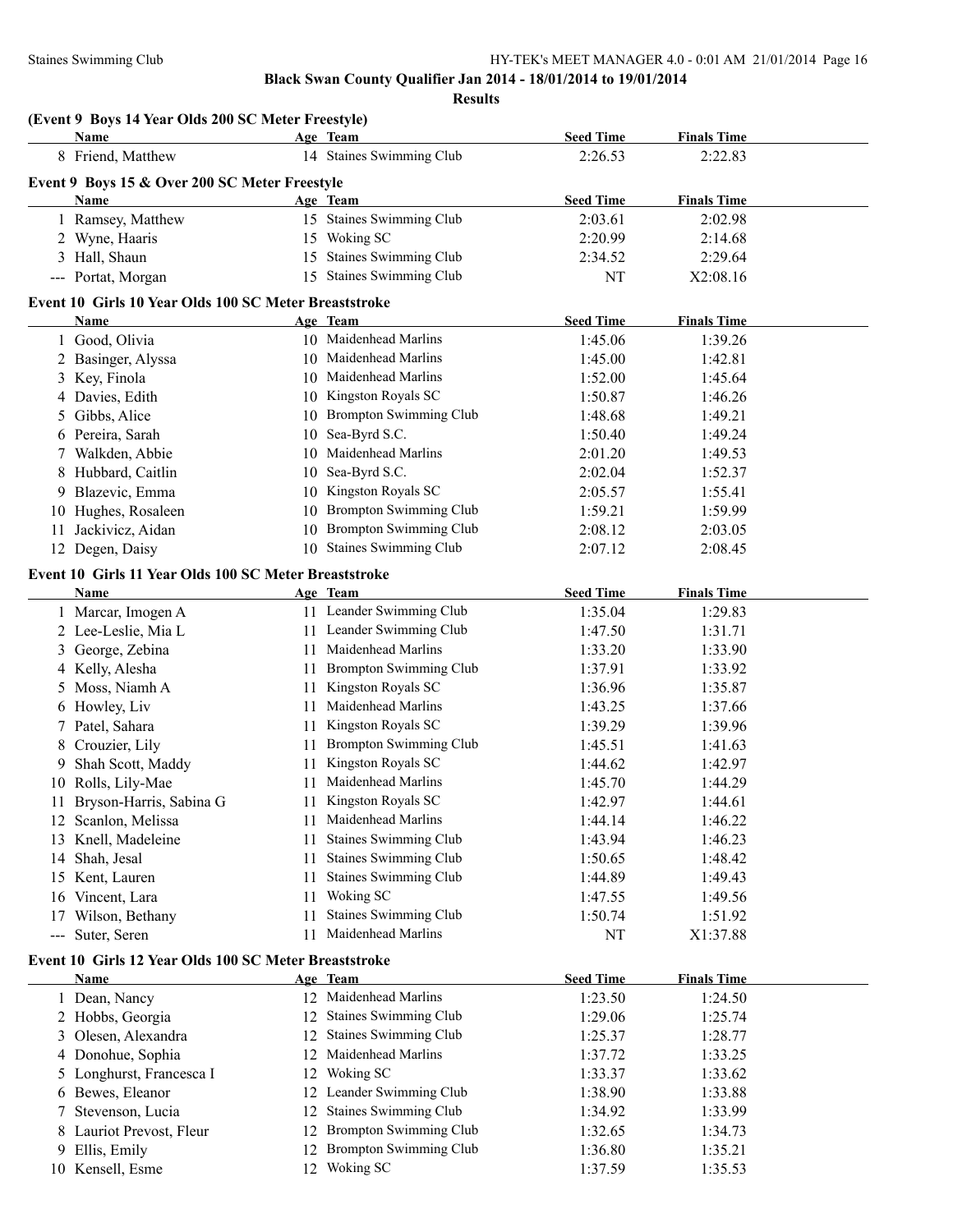**Black Swan County Qualifier Jan 2014 - 18/01/2014 to 19/01/2014**

**Results**

### (Event 9 Boys 14 Year Olds 200 SC Meter Freestyle)

| | Name | Age | Team | Seed Time | Finals Time |
|---|---|---|---|---|---|
| 8 | Friend, Matthew | 14 | Staines Swimming Club | 2:26.53 | 2:22.83 |

### Event 9 Boys 15 & Over 200 SC Meter Freestyle

| | Name | Age | Team | Seed Time | Finals Time |
|---|---|---|---|---|---|
| 1 | Ramsey, Matthew | 15 | Staines Swimming Club | 2:03.61 | 2:02.98 |
| 2 | Wyne, Haaris | 15 | Woking SC | 2:20.99 | 2:14.68 |
| 3 | Hall, Shaun | 15 | Staines Swimming Club | 2:34.52 | 2:29.64 |
| --- | Portat, Morgan | 15 | Staines Swimming Club | NT | X2:08.16 |

### Event 10 Girls 10 Year Olds 100 SC Meter Breaststroke

| | Name | Age | Team | Seed Time | Finals Time |
|---|---|---|---|---|---|
| 1 | Good, Olivia | 10 | Maidenhead Marlins | 1:45.06 | 1:39.26 |
| 2 | Basinger, Alyssa | 10 | Maidenhead Marlins | 1:45.00 | 1:42.81 |
| 3 | Key, Finola | 10 | Maidenhead Marlins | 1:52.00 | 1:45.64 |
| 4 | Davies, Edith | 10 | Kingston Royals SC | 1:50.87 | 1:46.26 |
| 5 | Gibbs, Alice | 10 | Brompton Swimming Club | 1:48.68 | 1:49.21 |
| 6 | Pereira, Sarah | 10 | Sea-Byrd S.C. | 1:50.40 | 1:49.24 |
| 7 | Walkden, Abbie | 10 | Maidenhead Marlins | 2:01.20 | 1:49.53 |
| 8 | Hubbard, Caitlin | 10 | Sea-Byrd S.C. | 2:02.04 | 1:52.37 |
| 9 | Blazevic, Emma | 10 | Kingston Royals SC | 2:05.57 | 1:55.41 |
| 10 | Hughes, Rosaleen | 10 | Brompton Swimming Club | 1:59.21 | 1:59.99 |
| 11 | Jackivicz, Aidan | 10 | Brompton Swimming Club | 2:08.12 | 2:03.05 |
| 12 | Degen, Daisy | 10 | Staines Swimming Club | 2:07.12 | 2:08.45 |

### Event 10 Girls 11 Year Olds 100 SC Meter Breaststroke

| | Name | Age | Team | Seed Time | Finals Time |
|---|---|---|---|---|---|
| 1 | Marcar, Imogen A | 11 | Leander Swimming Club | 1:35.04 | 1:29.83 |
| 2 | Lee-Leslie, Mia L | 11 | Leander Swimming Club | 1:47.50 | 1:31.71 |
| 3 | George, Zebina | 11 | Maidenhead Marlins | 1:33.20 | 1:33.90 |
| 4 | Kelly, Alesha | 11 | Brompton Swimming Club | 1:37.91 | 1:33.92 |
| 5 | Moss, Niamh A | 11 | Kingston Royals SC | 1:36.96 | 1:35.87 |
| 6 | Howley, Liv | 11 | Maidenhead Marlins | 1:43.25 | 1:37.66 |
| 7 | Patel, Sahara | 11 | Kingston Royals SC | 1:39.29 | 1:39.96 |
| 8 | Crouzier, Lily | 11 | Brompton Swimming Club | 1:45.51 | 1:41.63 |
| 9 | Shah Scott, Maddy | 11 | Kingston Royals SC | 1:44.62 | 1:42.97 |
| 10 | Rolls, Lily-Mae | 11 | Maidenhead Marlins | 1:45.70 | 1:44.29 |
| 11 | Bryson-Harris, Sabina G | 11 | Kingston Royals SC | 1:42.97 | 1:44.61 |
| 12 | Scanlon, Melissa | 11 | Maidenhead Marlins | 1:44.14 | 1:46.22 |
| 13 | Knell, Madeleine | 11 | Staines Swimming Club | 1:43.94 | 1:46.23 |
| 14 | Shah, Jesal | 11 | Staines Swimming Club | 1:50.65 | 1:48.42 |
| 15 | Kent, Lauren | 11 | Staines Swimming Club | 1:44.89 | 1:49.43 |
| 16 | Vincent, Lara | 11 | Woking SC | 1:47.55 | 1:49.56 |
| 17 | Wilson, Bethany | 11 | Staines Swimming Club | 1:50.74 | 1:51.92 |
| --- | Suter, Seren | 11 | Maidenhead Marlins | NT | X1:37.88 |

### Event 10 Girls 12 Year Olds 100 SC Meter Breaststroke

| | Name | Age | Team | Seed Time | Finals Time |
|---|---|---|---|---|---|
| 1 | Dean, Nancy | 12 | Maidenhead Marlins | 1:23.50 | 1:24.50 |
| 2 | Hobbs, Georgia | 12 | Staines Swimming Club | 1:29.06 | 1:25.74 |
| 3 | Olesen, Alexandra | 12 | Staines Swimming Club | 1:25.37 | 1:28.77 |
| 4 | Donohue, Sophia | 12 | Maidenhead Marlins | 1:37.72 | 1:33.25 |
| 5 | Longhurst, Francesca I | 12 | Woking SC | 1:33.37 | 1:33.62 |
| 6 | Bewes, Eleanor | 12 | Leander Swimming Club | 1:38.90 | 1:33.88 |
| 7 | Stevenson, Lucia | 12 | Staines Swimming Club | 1:34.92 | 1:33.99 |
| 8 | Lauriot Prevost, Fleur | 12 | Brompton Swimming Club | 1:32.65 | 1:34.73 |
| 9 | Ellis, Emily | 12 | Brompton Swimming Club | 1:36.80 | 1:35.21 |
| 10 | Kensell, Esme | 12 | Woking SC | 1:37.59 | 1:35.53 |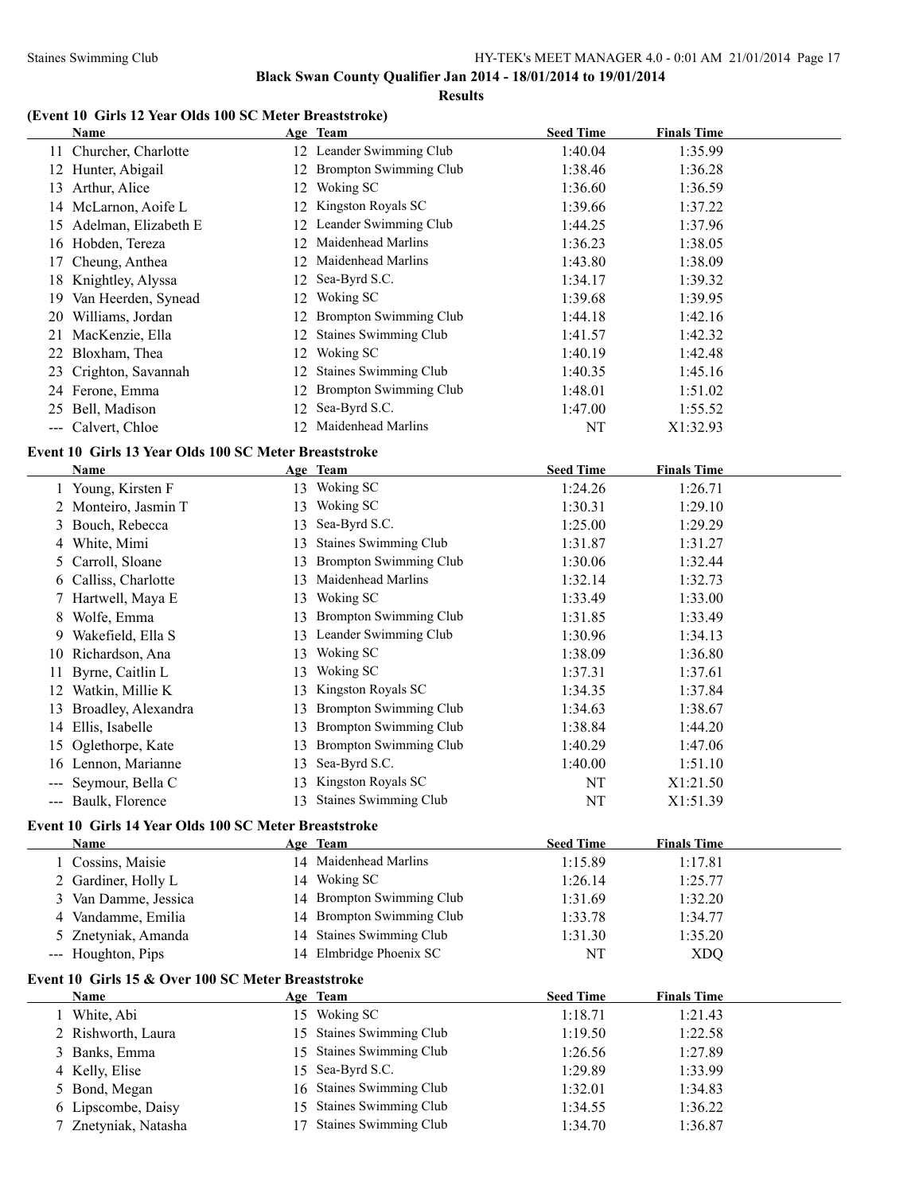**Black Swan County Qualifier Jan 2014 - 18/01/2014 to 19/01/2014**

**Results**

### (Event 10 Girls 12 Year Olds 100 SC Meter Breaststroke)

| | Name | Age | Team | Seed Time | Finals Time |
|---|---|---|---|---|---|
| 11 | Churcher, Charlotte | 12 | Leander Swimming Club | 1:40.04 | 1:35.99 |
| 12 | Hunter, Abigail | 12 | Brompton Swimming Club | 1:38.46 | 1:36.28 |
| 13 | Arthur, Alice | 12 | Woking SC | 1:36.60 | 1:36.59 |
| 14 | McLarnon, Aoife L | 12 | Kingston Royals SC | 1:39.66 | 1:37.22 |
| 15 | Adelman, Elizabeth E | 12 | Leander Swimming Club | 1:44.25 | 1:37.96 |
| 16 | Hobden, Tereza | 12 | Maidenhead Marlins | 1:36.23 | 1:38.05 |
| 17 | Cheung, Anthea | 12 | Maidenhead Marlins | 1:43.80 | 1:38.09 |
| 18 | Knightley, Alyssa | 12 | Sea-Byrd S.C. | 1:34.17 | 1:39.32 |
| 19 | Van Heerden, Synead | 12 | Woking SC | 1:39.68 | 1:39.95 |
| 20 | Williams, Jordan | 12 | Brompton Swimming Club | 1:44.18 | 1:42.16 |
| 21 | MacKenzie, Ella | 12 | Staines Swimming Club | 1:41.57 | 1:42.32 |
| 22 | Bloxham, Thea | 12 | Woking SC | 1:40.19 | 1:42.48 |
| 23 | Crighton, Savannah | 12 | Staines Swimming Club | 1:40.35 | 1:45.16 |
| 24 | Ferone, Emma | 12 | Brompton Swimming Club | 1:48.01 | 1:51.02 |
| 25 | Bell, Madison | 12 | Sea-Byrd S.C. | 1:47.00 | 1:55.52 |
| --- | Calvert, Chloe | 12 | Maidenhead Marlins | NT | X1:32.93 |

### Event 10 Girls 13 Year Olds 100 SC Meter Breaststroke

| | Name | Age | Team | Seed Time | Finals Time |
|---|---|---|---|---|---|
| 1 | Young, Kirsten F | 13 | Woking SC | 1:24.26 | 1:26.71 |
| 2 | Monteiro, Jasmin T | 13 | Woking SC | 1:30.31 | 1:29.10 |
| 3 | Bouch, Rebecca | 13 | Sea-Byrd S.C. | 1:25.00 | 1:29.29 |
| 4 | White, Mimi | 13 | Staines Swimming Club | 1:31.87 | 1:31.27 |
| 5 | Carroll, Sloane | 13 | Brompton Swimming Club | 1:30.06 | 1:32.44 |
| 6 | Calliss, Charlotte | 13 | Maidenhead Marlins | 1:32.14 | 1:32.73 |
| 7 | Hartwell, Maya E | 13 | Woking SC | 1:33.49 | 1:33.00 |
| 8 | Wolfe, Emma | 13 | Brompton Swimming Club | 1:31.85 | 1:33.49 |
| 9 | Wakefield, Ella S | 13 | Leander Swimming Club | 1:30.96 | 1:34.13 |
| 10 | Richardson, Ana | 13 | Woking SC | 1:38.09 | 1:36.80 |
| 11 | Byrne, Caitlin L | 13 | Woking SC | 1:37.31 | 1:37.61 |
| 12 | Watkin, Millie K | 13 | Kingston Royals SC | 1:34.35 | 1:37.84 |
| 13 | Broadley, Alexandra | 13 | Brompton Swimming Club | 1:34.63 | 1:38.67 |
| 14 | Ellis, Isabelle | 13 | Brompton Swimming Club | 1:38.84 | 1:44.20 |
| 15 | Oglethorpe, Kate | 13 | Brompton Swimming Club | 1:40.29 | 1:47.06 |
| 16 | Lennon, Marianne | 13 | Sea-Byrd S.C. | 1:40.00 | 1:51.10 |
| --- | Seymour, Bella C | 13 | Kingston Royals SC | NT | X1:21.50 |
| --- | Baulk, Florence | 13 | Staines Swimming Club | NT | X1:51.39 |

### Event 10 Girls 14 Year Olds 100 SC Meter Breaststroke

| | Name | Age | Team | Seed Time | Finals Time |
|---|---|---|---|---|---|
| 1 | Cossins, Maisie | 14 | Maidenhead Marlins | 1:15.89 | 1:17.81 |
| 2 | Gardiner, Holly L | 14 | Woking SC | 1:26.14 | 1:25.77 |
| 3 | Van Damme, Jessica | 14 | Brompton Swimming Club | 1:31.69 | 1:32.20 |
| 4 | Vandamme, Emilia | 14 | Brompton Swimming Club | 1:33.78 | 1:34.77 |
| 5 | Znetyniak, Amanda | 14 | Staines Swimming Club | 1:31.30 | 1:35.20 |
| --- | Houghton, Pips | 14 | Elmbridge Phoenix SC | NT | XDQ |

### Event 10 Girls 15 & Over 100 SC Meter Breaststroke

| | Name | Age | Team | Seed Time | Finals Time |
|---|---|---|---|---|---|
| 1 | White, Abi | 15 | Woking SC | 1:18.71 | 1:21.43 |
| 2 | Rishworth, Laura | 15 | Staines Swimming Club | 1:19.50 | 1:22.58 |
| 3 | Banks, Emma | 15 | Staines Swimming Club | 1:26.56 | 1:27.89 |
| 4 | Kelly, Elise | 15 | Sea-Byrd S.C. | 1:29.89 | 1:33.99 |
| 5 | Bond, Megan | 16 | Staines Swimming Club | 1:32.01 | 1:34.83 |
| 6 | Lipscombe, Daisy | 15 | Staines Swimming Club | 1:34.55 | 1:36.22 |
| 7 | Znetyniak, Natasha | 17 | Staines Swimming Club | 1:34.70 | 1:36.87 |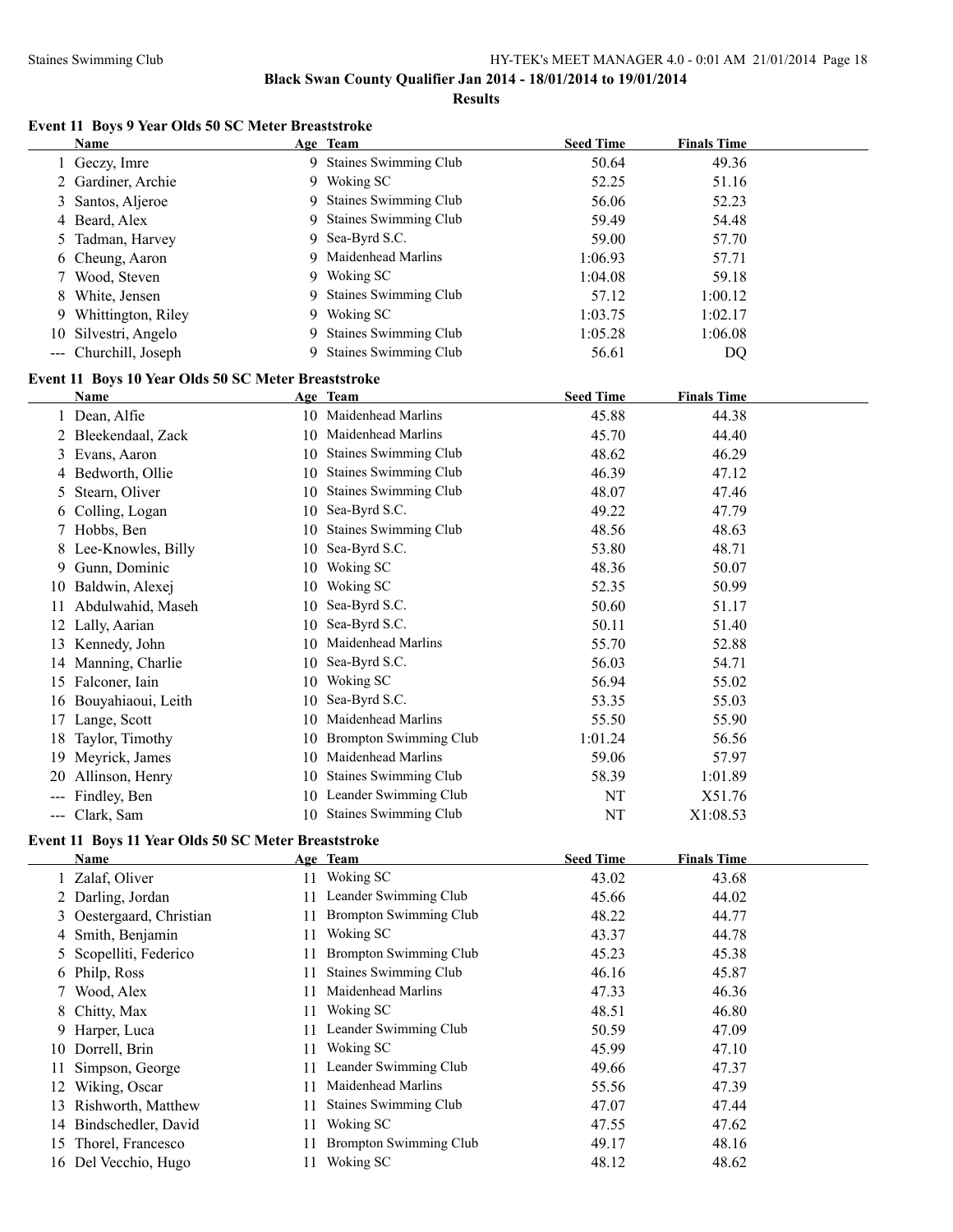**Black Swan County Qualifier Jan 2014 - 18/01/2014 to 19/01/2014**

**Results**

### Event 11 Boys 9 Year Olds 50 SC Meter Breaststroke

| | Name | Age | Team | Seed Time | Finals Time |
|---|---|---|---|---|---|
| 1 | Geczy, Imre | 9 | Staines Swimming Club | 50.64 | 49.36 |
| 2 | Gardiner, Archie | 9 | Woking SC | 52.25 | 51.16 |
| 3 | Santos, Aljeroe | 9 | Staines Swimming Club | 56.06 | 52.23 |
| 4 | Beard, Alex | 9 | Staines Swimming Club | 59.49 | 54.48 |
| 5 | Tadman, Harvey | 9 | Sea-Byrd S.C. | 59.00 | 57.70 |
| 6 | Cheung, Aaron | 9 | Maidenhead Marlins | 1:06.93 | 57.71 |
| 7 | Wood, Steven | 9 | Woking SC | 1:04.08 | 59.18 |
| 8 | White, Jensen | 9 | Staines Swimming Club | 57.12 | 1:00.12 |
| 9 | Whittington, Riley | 9 | Woking SC | 1:03.75 | 1:02.17 |
| 10 | Silvestri, Angelo | 9 | Staines Swimming Club | 1:05.28 | 1:06.08 |
| --- | Churchill, Joseph | 9 | Staines Swimming Club | 56.61 | DQ |

### Event 11 Boys 10 Year Olds 50 SC Meter Breaststroke

| | Name | Age | Team | Seed Time | Finals Time |
|---|---|---|---|---|---|
| 1 | Dean, Alfie | 10 | Maidenhead Marlins | 45.88 | 44.38 |
| 2 | Bleekendaal, Zack | 10 | Maidenhead Marlins | 45.70 | 44.40 |
| 3 | Evans, Aaron | 10 | Staines Swimming Club | 48.62 | 46.29 |
| 4 | Bedworth, Ollie | 10 | Staines Swimming Club | 46.39 | 47.12 |
| 5 | Stearn, Oliver | 10 | Staines Swimming Club | 48.07 | 47.46 |
| 6 | Colling, Logan | 10 | Sea-Byrd S.C. | 49.22 | 47.79 |
| 7 | Hobbs, Ben | 10 | Staines Swimming Club | 48.56 | 48.63 |
| 8 | Lee-Knowles, Billy | 10 | Sea-Byrd S.C. | 53.80 | 48.71 |
| 9 | Gunn, Dominic | 10 | Woking SC | 48.36 | 50.07 |
| 10 | Baldwin, Alexej | 10 | Woking SC | 52.35 | 50.99 |
| 11 | Abdulwahid, Maseh | 10 | Sea-Byrd S.C. | 50.60 | 51.17 |
| 12 | Lally, Aarian | 10 | Sea-Byrd S.C. | 50.11 | 51.40 |
| 13 | Kennedy, John | 10 | Maidenhead Marlins | 55.70 | 52.88 |
| 14 | Manning, Charlie | 10 | Sea-Byrd S.C. | 56.03 | 54.71 |
| 15 | Falconer, Iain | 10 | Woking SC | 56.94 | 55.02 |
| 16 | Bouyahiaoui, Leith | 10 | Sea-Byrd S.C. | 53.35 | 55.03 |
| 17 | Lange, Scott | 10 | Maidenhead Marlins | 55.50 | 55.90 |
| 18 | Taylor, Timothy | 10 | Brompton Swimming Club | 1:01.24 | 56.56 |
| 19 | Meyrick, James | 10 | Maidenhead Marlins | 59.06 | 57.97 |
| 20 | Allinson, Henry | 10 | Staines Swimming Club | 58.39 | 1:01.89 |
| --- | Findley, Ben | 10 | Leander Swimming Club | NT | X51.76 |
| --- | Clark, Sam | 10 | Staines Swimming Club | NT | X1:08.53 |

### Event 11 Boys 11 Year Olds 50 SC Meter Breaststroke

| | Name | Age | Team | Seed Time | Finals Time |
|---|---|---|---|---|---|
| 1 | Zalaf, Oliver | 11 | Woking SC | 43.02 | 43.68 |
| 2 | Darling, Jordan | 11 | Leander Swimming Club | 45.66 | 44.02 |
| 3 | Oestergaard, Christian | 11 | Brompton Swimming Club | 48.22 | 44.77 |
| 4 | Smith, Benjamin | 11 | Woking SC | 43.37 | 44.78 |
| 5 | Scopelliti, Federico | 11 | Brompton Swimming Club | 45.23 | 45.38 |
| 6 | Philp, Ross | 11 | Staines Swimming Club | 46.16 | 45.87 |
| 7 | Wood, Alex | 11 | Maidenhead Marlins | 47.33 | 46.36 |
| 8 | Chitty, Max | 11 | Woking SC | 48.51 | 46.80 |
| 9 | Harper, Luca | 11 | Leander Swimming Club | 50.59 | 47.09 |
| 10 | Dorrell, Brin | 11 | Woking SC | 45.99 | 47.10 |
| 11 | Simpson, George | 11 | Leander Swimming Club | 49.66 | 47.37 |
| 12 | Wiking, Oscar | 11 | Maidenhead Marlins | 55.56 | 47.39 |
| 13 | Rishworth, Matthew | 11 | Staines Swimming Club | 47.07 | 47.44 |
| 14 | Bindschedler, David | 11 | Woking SC | 47.55 | 47.62 |
| 15 | Thorel, Francesco | 11 | Brompton Swimming Club | 49.17 | 48.16 |
| 16 | Del Vecchio, Hugo | 11 | Woking SC | 48.12 | 48.62 |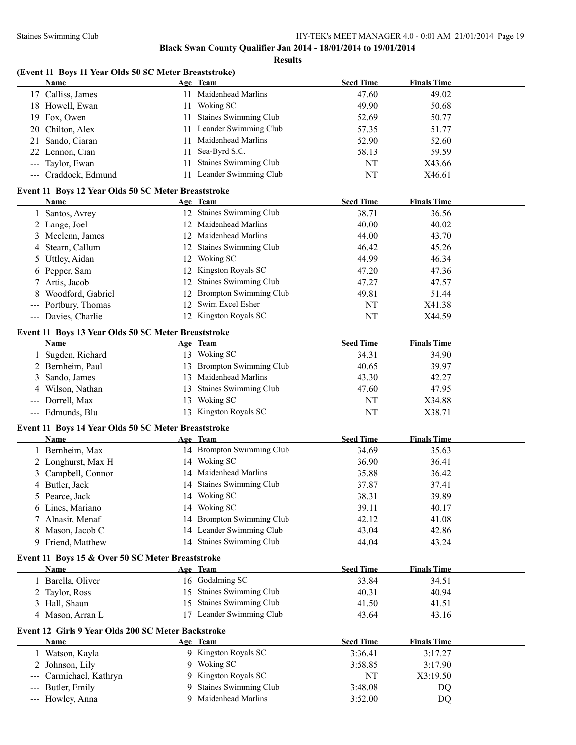**Black Swan County Qualifier Jan 2014 - 18/01/2014 to 19/01/2014**

**Results**

### (Event 11 Boys 11 Year Olds 50 SC Meter Breaststroke)

| | Name | Age | Team | Seed Time | Finals Time |
|---|---|---|---|---|---|
| 17 | Calliss, James | 11 | Maidenhead Marlins | 47.60 | 49.02 |
| 18 | Howell, Ewan | 11 | Woking SC | 49.90 | 50.68 |
| 19 | Fox, Owen | 11 | Staines Swimming Club | 52.69 | 50.77 |
| 20 | Chilton, Alex | 11 | Leander Swimming Club | 57.35 | 51.77 |
| 21 | Sando, Ciaran | 11 | Maidenhead Marlins | 52.90 | 52.60 |
| 22 | Lennon, Cian | 11 | Sea-Byrd S.C. | 58.13 | 59.59 |
| --- | Taylor, Ewan | 11 | Staines Swimming Club | NT | X43.66 |
| --- | Craddock, Edmund | 11 | Leander Swimming Club | NT | X46.61 |

### Event 11 Boys 12 Year Olds 50 SC Meter Breaststroke

| | Name | Age | Team | Seed Time | Finals Time |
|---|---|---|---|---|---|
| 1 | Santos, Avrey | 12 | Staines Swimming Club | 38.71 | 36.56 |
| 2 | Lange, Joel | 12 | Maidenhead Marlins | 40.00 | 40.02 |
| 3 | Mcclenn, James | 12 | Maidenhead Marlins | 44.00 | 43.70 |
| 4 | Stearn, Callum | 12 | Staines Swimming Club | 46.42 | 45.26 |
| 5 | Uttley, Aidan | 12 | Woking SC | 44.99 | 46.34 |
| 6 | Pepper, Sam | 12 | Kingston Royals SC | 47.20 | 47.36 |
| 7 | Artis, Jacob | 12 | Staines Swimming Club | 47.27 | 47.57 |
| 8 | Woodford, Gabriel | 12 | Brompton Swimming Club | 49.81 | 51.44 |
| --- | Portbury, Thomas | 12 | Swim Excel Esher | NT | X41.38 |
| --- | Davies, Charlie | 12 | Kingston Royals SC | NT | X44.59 |

### Event 11 Boys 13 Year Olds 50 SC Meter Breaststroke

| | Name | Age | Team | Seed Time | Finals Time |
|---|---|---|---|---|---|
| 1 | Sugden, Richard | 13 | Woking SC | 34.31 | 34.90 |
| 2 | Bernheim, Paul | 13 | Brompton Swimming Club | 40.65 | 39.97 |
| 3 | Sando, James | 13 | Maidenhead Marlins | 43.30 | 42.27 |
| 4 | Wilson, Nathan | 13 | Staines Swimming Club | 47.60 | 47.95 |
| --- | Dorrell, Max | 13 | Woking SC | NT | X34.88 |
| --- | Edmunds, Blu | 13 | Kingston Royals SC | NT | X38.71 |

### Event 11 Boys 14 Year Olds 50 SC Meter Breaststroke

| | Name | Age | Team | Seed Time | Finals Time |
|---|---|---|---|---|---|
| 1 | Bernheim, Max | 14 | Brompton Swimming Club | 34.69 | 35.63 |
| 2 | Longhurst, Max H | 14 | Woking SC | 36.90 | 36.41 |
| 3 | Campbell, Connor | 14 | Maidenhead Marlins | 35.88 | 36.42 |
| 4 | Butler, Jack | 14 | Staines Swimming Club | 37.87 | 37.41 |
| 5 | Pearce, Jack | 14 | Woking SC | 38.31 | 39.89 |
| 6 | Lines, Mariano | 14 | Woking SC | 39.11 | 40.17 |
| 7 | Alnasir, Menaf | 14 | Brompton Swimming Club | 42.12 | 41.08 |
| 8 | Mason, Jacob C | 14 | Leander Swimming Club | 43.04 | 42.86 |
| 9 | Friend, Matthew | 14 | Staines Swimming Club | 44.04 | 43.24 |

### Event 11 Boys 15 & Over 50 SC Meter Breaststroke

| | Name | Age | Team | Seed Time | Finals Time |
|---|---|---|---|---|---|
| 1 | Barella, Oliver | 16 | Godalming SC | 33.84 | 34.51 |
| 2 | Taylor, Ross | 15 | Staines Swimming Club | 40.31 | 40.94 |
| 3 | Hall, Shaun | 15 | Staines Swimming Club | 41.50 | 41.51 |
| 4 | Mason, Arran L | 17 | Leander Swimming Club | 43.64 | 43.16 |

### Event 12 Girls 9 Year Olds 200 SC Meter Backstroke

| | Name | Age | Team | Seed Time | Finals Time |
|---|---|---|---|---|---|
| 1 | Watson, Kayla | 9 | Kingston Royals SC | 3:36.41 | 3:17.27 |
| 2 | Johnson, Lily | 9 | Woking SC | 3:58.85 | 3:17.90 |
| --- | Carmichael, Kathryn | 9 | Kingston Royals SC | NT | X3:19.50 |
| --- | Butler, Emily | 9 | Staines Swimming Club | 3:48.08 | DQ |
| --- | Howley, Anna | 9 | Maidenhead Marlins | 3:52.00 | DQ |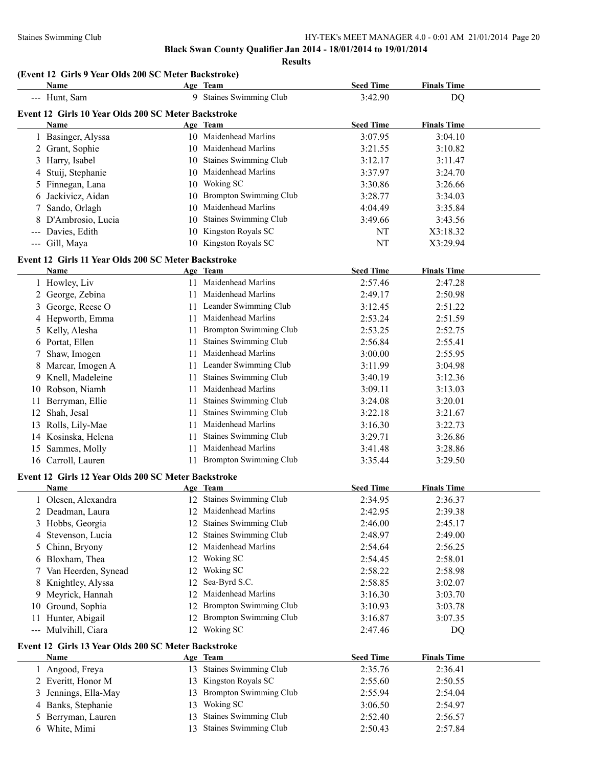**Black Swan County Qualifier Jan 2014 - 18/01/2014 to 19/01/2014**

**Results**

### (Event 12 Girls 9 Year Olds 200 SC Meter Backstroke)

| | Name | Age | Team | Seed Time | Finals Time |
|---|---|---|---|---|---|
| --- | Hunt, Sam | 9 | Staines Swimming Club | 3:42.90 | DQ |

### Event 12 Girls 10 Year Olds 200 SC Meter Backstroke

| | Name | Age | Team | Seed Time | Finals Time |
|---|---|---|---|---|---|
| 1 | Basinger, Alyssa | 10 | Maidenhead Marlins | 3:07.95 | 3:04.10 |
| 2 | Grant, Sophie | 10 | Maidenhead Marlins | 3:21.55 | 3:10.82 |
| 3 | Harry, Isabel | 10 | Staines Swimming Club | 3:12.17 | 3:11.47 |
| 4 | Stuij, Stephanie | 10 | Maidenhead Marlins | 3:37.97 | 3:24.70 |
| 5 | Finnegan, Lana | 10 | Woking SC | 3:30.86 | 3:26.66 |
| 6 | Jackivicz, Aidan | 10 | Brompton Swimming Club | 3:28.77 | 3:34.03 |
| 7 | Sando, Orlagh | 10 | Maidenhead Marlins | 4:04.49 | 3:35.84 |
| 8 | D'Ambrosio, Lucia | 10 | Staines Swimming Club | 3:49.66 | 3:43.56 |
| --- | Davies, Edith | 10 | Kingston Royals SC | NT | X3:18.32 |
| --- | Gill, Maya | 10 | Kingston Royals SC | NT | X3:29.94 |

### Event 12 Girls 11 Year Olds 200 SC Meter Backstroke

| | Name | Age | Team | Seed Time | Finals Time |
|---|---|---|---|---|---|
| 1 | Howley, Liv | 11 | Maidenhead Marlins | 2:57.46 | 2:47.28 |
| 2 | George, Zebina | 11 | Maidenhead Marlins | 2:49.17 | 2:50.98 |
| 3 | George, Reese O | 11 | Leander Swimming Club | 3:12.45 | 2:51.22 |
| 4 | Hepworth, Emma | 11 | Maidenhead Marlins | 2:53.24 | 2:51.59 |
| 5 | Kelly, Alesha | 11 | Brompton Swimming Club | 2:53.25 | 2:52.75 |
| 6 | Portat, Ellen | 11 | Staines Swimming Club | 2:56.84 | 2:55.41 |
| 7 | Shaw, Imogen | 11 | Maidenhead Marlins | 3:00.00 | 2:55.95 |
| 8 | Marcar, Imogen A | 11 | Leander Swimming Club | 3:11.99 | 3:04.98 |
| 9 | Knell, Madeleine | 11 | Staines Swimming Club | 3:40.19 | 3:12.36 |
| 10 | Robson, Niamh | 11 | Maidenhead Marlins | 3:09.11 | 3:13.03 |
| 11 | Berryman, Ellie | 11 | Staines Swimming Club | 3:24.08 | 3:20.01 |
| 12 | Shah, Jesal | 11 | Staines Swimming Club | 3:22.18 | 3:21.67 |
| 13 | Rolls, Lily-Mae | 11 | Maidenhead Marlins | 3:16.30 | 3:22.73 |
| 14 | Kosinska, Helena | 11 | Staines Swimming Club | 3:29.71 | 3:26.86 |
| 15 | Sammes, Molly | 11 | Maidenhead Marlins | 3:41.48 | 3:28.86 |
| 16 | Carroll, Lauren | 11 | Brompton Swimming Club | 3:35.44 | 3:29.50 |

### Event 12 Girls 12 Year Olds 200 SC Meter Backstroke

| | Name | Age | Team | Seed Time | Finals Time |
|---|---|---|---|---|---|
| 1 | Olesen, Alexandra | 12 | Staines Swimming Club | 2:34.95 | 2:36.37 |
| 2 | Deadman, Laura | 12 | Maidenhead Marlins | 2:42.95 | 2:39.38 |
| 3 | Hobbs, Georgia | 12 | Staines Swimming Club | 2:46.00 | 2:45.17 |
| 4 | Stevenson, Lucia | 12 | Staines Swimming Club | 2:48.97 | 2:49.00 |
| 5 | Chinn, Bryony | 12 | Maidenhead Marlins | 2:54.64 | 2:56.25 |
| 6 | Bloxham, Thea | 12 | Woking SC | 2:54.45 | 2:58.01 |
| 7 | Van Heerden, Synead | 12 | Woking SC | 2:58.22 | 2:58.98 |
| 8 | Knightley, Alyssa | 12 | Sea-Byrd S.C. | 2:58.85 | 3:02.07 |
| 9 | Meyrick, Hannah | 12 | Maidenhead Marlins | 3:16.30 | 3:03.70 |
| 10 | Ground, Sophia | 12 | Brompton Swimming Club | 3:10.93 | 3:03.78 |
| 11 | Hunter, Abigail | 12 | Brompton Swimming Club | 3:16.87 | 3:07.35 |
| --- | Mulvihill, Ciara | 12 | Woking SC | 2:47.46 | DQ |

### Event 12 Girls 13 Year Olds 200 SC Meter Backstroke

| | Name | Age | Team | Seed Time | Finals Time |
|---|---|---|---|---|---|
| 1 | Angood, Freya | 13 | Staines Swimming Club | 2:35.76 | 2:36.41 |
| 2 | Everitt, Honor M | 13 | Kingston Royals SC | 2:55.60 | 2:50.55 |
| 3 | Jennings, Ella-May | 13 | Brompton Swimming Club | 2:55.94 | 2:54.04 |
| 4 | Banks, Stephanie | 13 | Woking SC | 3:06.50 | 2:54.97 |
| 5 | Berryman, Lauren | 13 | Staines Swimming Club | 2:52.40 | 2:56.57 |
| 6 | White, Mimi | 13 | Staines Swimming Club | 2:50.43 | 2:57.84 |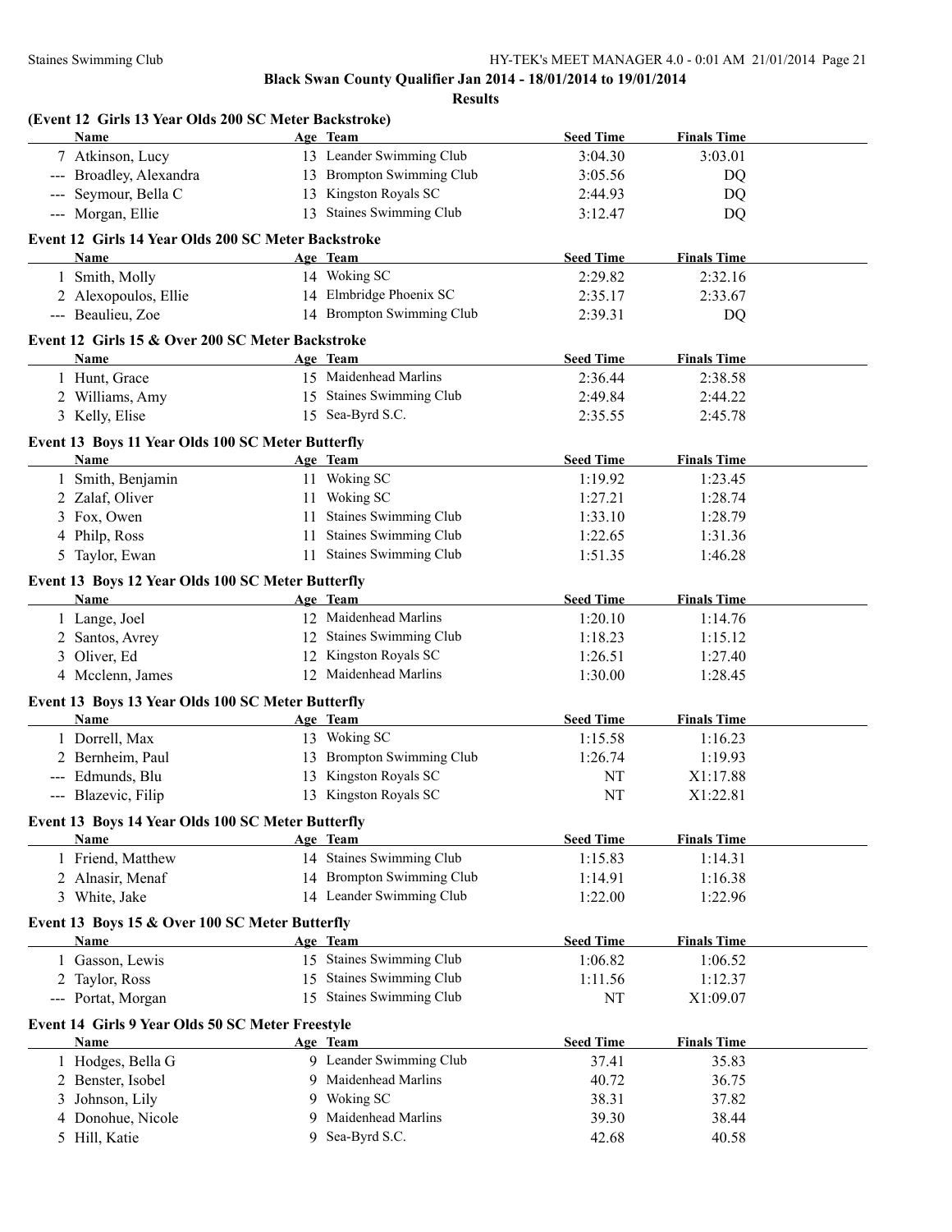**Black Swan County Qualifier Jan 2014 - 18/01/2014 to 19/01/2014**

**Results**

### (Event 12 Girls 13 Year Olds 200 SC Meter Backstroke)

| | Name | Age | Team | Seed Time | Finals Time |
|---|---|---|---|---|---|
| 7 | Atkinson, Lucy | 13 | Leander Swimming Club | 3:04.30 | 3:03.01 |
| --- | Broadley, Alexandra | 13 | Brompton Swimming Club | 3:05.56 | DQ |
| --- | Seymour, Bella C | 13 | Kingston Royals SC | 2:44.93 | DQ |
| --- | Morgan, Ellie | 13 | Staines Swimming Club | 3:12.47 | DQ |

### Event 12 Girls 14 Year Olds 200 SC Meter Backstroke

| | Name | Age | Team | Seed Time | Finals Time |
|---|---|---|---|---|---|
| 1 | Smith, Molly | 14 | Woking SC | 2:29.82 | 2:32.16 |
| 2 | Alexopoulos, Ellie | 14 | Elmbridge Phoenix SC | 2:35.17 | 2:33.67 |
| --- | Beaulieu, Zoe | 14 | Brompton Swimming Club | 2:39.31 | DQ |

### Event 12 Girls 15 & Over 200 SC Meter Backstroke

| | Name | Age | Team | Seed Time | Finals Time |
|---|---|---|---|---|---|
| 1 | Hunt, Grace | 15 | Maidenhead Marlins | 2:36.44 | 2:38.58 |
| 2 | Williams, Amy | 15 | Staines Swimming Club | 2:49.84 | 2:44.22 |
| 3 | Kelly, Elise | 15 | Sea-Byrd S.C. | 2:35.55 | 2:45.78 |

### Event 13 Boys 11 Year Olds 100 SC Meter Butterfly

| | Name | Age | Team | Seed Time | Finals Time |
|---|---|---|---|---|---|
| 1 | Smith, Benjamin | 11 | Woking SC | 1:19.92 | 1:23.45 |
| 2 | Zalaf, Oliver | 11 | Woking SC | 1:27.21 | 1:28.74 |
| 3 | Fox, Owen | 11 | Staines Swimming Club | 1:33.10 | 1:28.79 |
| 4 | Philp, Ross | 11 | Staines Swimming Club | 1:22.65 | 1:31.36 |
| 5 | Taylor, Ewan | 11 | Staines Swimming Club | 1:51.35 | 1:46.28 |

### Event 13 Boys 12 Year Olds 100 SC Meter Butterfly

| | Name | Age | Team | Seed Time | Finals Time |
|---|---|---|---|---|---|
| 1 | Lange, Joel | 12 | Maidenhead Marlins | 1:20.10 | 1:14.76 |
| 2 | Santos, Avrey | 12 | Staines Swimming Club | 1:18.23 | 1:15.12 |
| 3 | Oliver, Ed | 12 | Kingston Royals SC | 1:26.51 | 1:27.40 |
| 4 | Mcclenn, James | 12 | Maidenhead Marlins | 1:30.00 | 1:28.45 |

### Event 13 Boys 13 Year Olds 100 SC Meter Butterfly

| | Name | Age | Team | Seed Time | Finals Time |
|---|---|---|---|---|---|
| 1 | Dorrell, Max | 13 | Woking SC | 1:15.58 | 1:16.23 |
| 2 | Bernheim, Paul | 13 | Brompton Swimming Club | 1:26.74 | 1:19.93 |
| --- | Edmunds, Blu | 13 | Kingston Royals SC | NT | X1:17.88 |
| --- | Blazevic, Filip | 13 | Kingston Royals SC | NT | X1:22.81 |

### Event 13 Boys 14 Year Olds 100 SC Meter Butterfly

| | Name | Age | Team | Seed Time | Finals Time |
|---|---|---|---|---|---|
| 1 | Friend, Matthew | 14 | Staines Swimming Club | 1:15.83 | 1:14.31 |
| 2 | Alnasir, Menaf | 14 | Brompton Swimming Club | 1:14.91 | 1:16.38 |
| 3 | White, Jake | 14 | Leander Swimming Club | 1:22.00 | 1:22.96 |

### Event 13 Boys 15 & Over 100 SC Meter Butterfly

| | Name | Age | Team | Seed Time | Finals Time |
|---|---|---|---|---|---|
| 1 | Gasson, Lewis | 15 | Staines Swimming Club | 1:06.82 | 1:06.52 |
| 2 | Taylor, Ross | 15 | Staines Swimming Club | 1:11.56 | 1:12.37 |
| --- | Portat, Morgan | 15 | Staines Swimming Club | NT | X1:09.07 |

### Event 14 Girls 9 Year Olds 50 SC Meter Freestyle

| | Name | Age | Team | Seed Time | Finals Time |
|---|---|---|---|---|---|
| 1 | Hodges, Bella G | 9 | Leander Swimming Club | 37.41 | 35.83 |
| 2 | Benster, Isobel | 9 | Maidenhead Marlins | 40.72 | 36.75 |
| 3 | Johnson, Lily | 9 | Woking SC | 38.31 | 37.82 |
| 4 | Donohue, Nicole | 9 | Maidenhead Marlins | 39.30 | 38.44 |
| 5 | Hill, Katie | 9 | Sea-Byrd S.C. | 42.68 | 40.58 |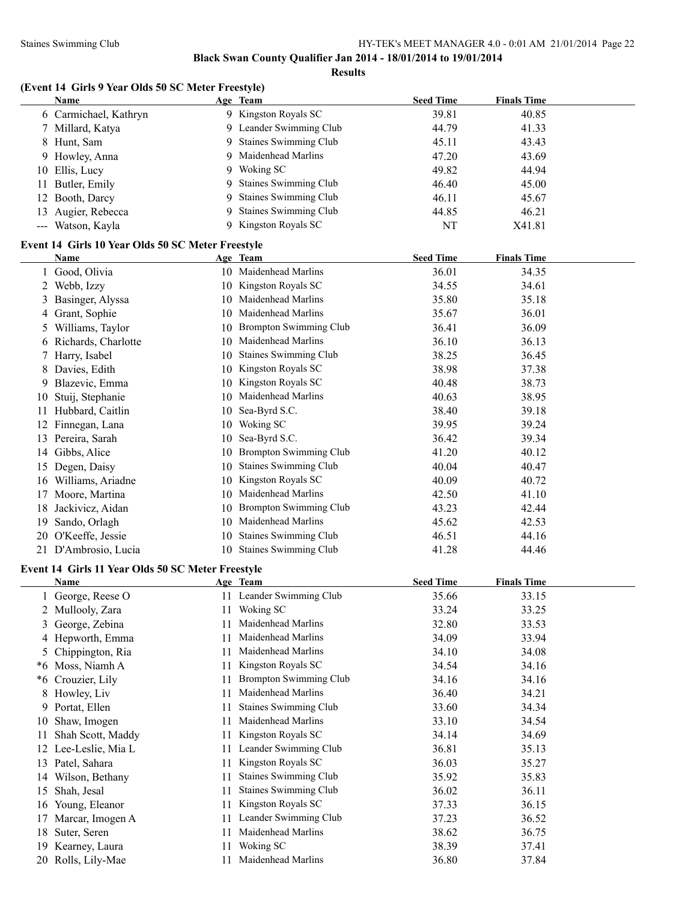# Black Swan County Qualifier Jan 2014 - 18/01/2014 to 19/01/2014

## Results

### (Event 14 Girls 9 Year Olds 50 SC Meter Freestyle)

| | Name | Age | Team | Seed Time | Finals Time |
|---|---|---|---|---|---|
| 6 | Carmichael, Kathryn | 9 | Kingston Royals SC | 39.81 | 40.85 |
| 7 | Millard, Katya | 9 | Leander Swimming Club | 44.79 | 41.33 |
| 8 | Hunt, Sam | 9 | Staines Swimming Club | 45.11 | 43.43 |
| 9 | Howley, Anna | 9 | Maidenhead Marlins | 47.20 | 43.69 |
| 10 | Ellis, Lucy | 9 | Woking SC | 49.82 | 44.94 |
| 11 | Butler, Emily | 9 | Staines Swimming Club | 46.40 | 45.00 |
| 12 | Booth, Darcy | 9 | Staines Swimming Club | 46.11 | 45.67 |
| 13 | Augier, Rebecca | 9 | Staines Swimming Club | 44.85 | 46.21 |
| --- | Watson, Kayla | 9 | Kingston Royals SC | NT | X41.81 |

### Event 14 Girls 10 Year Olds 50 SC Meter Freestyle

| | Name | Age | Team | Seed Time | Finals Time |
|---|---|---|---|---|---|
| 1 | Good, Olivia | 10 | Maidenhead Marlins | 36.01 | 34.35 |
| 2 | Webb, Izzy | 10 | Kingston Royals SC | 34.55 | 34.61 |
| 3 | Basinger, Alyssa | 10 | Maidenhead Marlins | 35.80 | 35.18 |
| 4 | Grant, Sophie | 10 | Maidenhead Marlins | 35.67 | 36.01 |
| 5 | Williams, Taylor | 10 | Brompton Swimming Club | 36.41 | 36.09 |
| 6 | Richards, Charlotte | 10 | Maidenhead Marlins | 36.10 | 36.13 |
| 7 | Harry, Isabel | 10 | Staines Swimming Club | 38.25 | 36.45 |
| 8 | Davies, Edith | 10 | Kingston Royals SC | 38.98 | 37.38 |
| 9 | Blazevic, Emma | 10 | Kingston Royals SC | 40.48 | 38.73 |
| 10 | Stuij, Stephanie | 10 | Maidenhead Marlins | 40.63 | 38.95 |
| 11 | Hubbard, Caitlin | 10 | Sea-Byrd S.C. | 38.40 | 39.18 |
| 12 | Finnegan, Lana | 10 | Woking SC | 39.95 | 39.24 |
| 13 | Pereira, Sarah | 10 | Sea-Byrd S.C. | 36.42 | 39.34 |
| 14 | Gibbs, Alice | 10 | Brompton Swimming Club | 41.20 | 40.12 |
| 15 | Degen, Daisy | 10 | Staines Swimming Club | 40.04 | 40.47 |
| 16 | Williams, Ariadne | 10 | Kingston Royals SC | 40.09 | 40.72 |
| 17 | Moore, Martina | 10 | Maidenhead Marlins | 42.50 | 41.10 |
| 18 | Jackivicz, Aidan | 10 | Brompton Swimming Club | 43.23 | 42.44 |
| 19 | Sando, Orlagh | 10 | Maidenhead Marlins | 45.62 | 42.53 |
| 20 | O'Keeffe, Jessie | 10 | Staines Swimming Club | 46.51 | 44.16 |
| 21 | D'Ambrosio, Lucia | 10 | Staines Swimming Club | 41.28 | 44.46 |

### Event 14 Girls 11 Year Olds 50 SC Meter Freestyle

| | Name | Age | Team | Seed Time | Finals Time |
|---|---|---|---|---|---|
| 1 | George, Reese O | 11 | Leander Swimming Club | 35.66 | 33.15 |
| 2 | Mullooly, Zara | 11 | Woking SC | 33.24 | 33.25 |
| 3 | George, Zebina | 11 | Maidenhead Marlins | 32.80 | 33.53 |
| 4 | Hepworth, Emma | 11 | Maidenhead Marlins | 34.09 | 33.94 |
| 5 | Chippington, Ria | 11 | Maidenhead Marlins | 34.10 | 34.08 |
| *6 | Moss, Niamh A | 11 | Kingston Royals SC | 34.54 | 34.16 |
| *6 | Crouzier, Lily | 11 | Brompton Swimming Club | 34.16 | 34.16 |
| 8 | Howley, Liv | 11 | Maidenhead Marlins | 36.40 | 34.21 |
| 9 | Portat, Ellen | 11 | Staines Swimming Club | 33.60 | 34.34 |
| 10 | Shaw, Imogen | 11 | Maidenhead Marlins | 33.10 | 34.54 |
| 11 | Shah Scott, Maddy | 11 | Kingston Royals SC | 34.14 | 34.69 |
| 12 | Lee-Leslie, Mia L | 11 | Leander Swimming Club | 36.81 | 35.13 |
| 13 | Patel, Sahara | 11 | Kingston Royals SC | 36.03 | 35.27 |
| 14 | Wilson, Bethany | 11 | Staines Swimming Club | 35.92 | 35.83 |
| 15 | Shah, Jesal | 11 | Staines Swimming Club | 36.02 | 36.11 |
| 16 | Young, Eleanor | 11 | Kingston Royals SC | 37.33 | 36.15 |
| 17 | Marcar, Imogen A | 11 | Leander Swimming Club | 37.23 | 36.52 |
| 18 | Suter, Seren | 11 | Maidenhead Marlins | 38.62 | 36.75 |
| 19 | Kearney, Laura | 11 | Woking SC | 38.39 | 37.41 |
| 20 | Rolls, Lily-Mae | 11 | Maidenhead Marlins | 36.80 | 37.84 |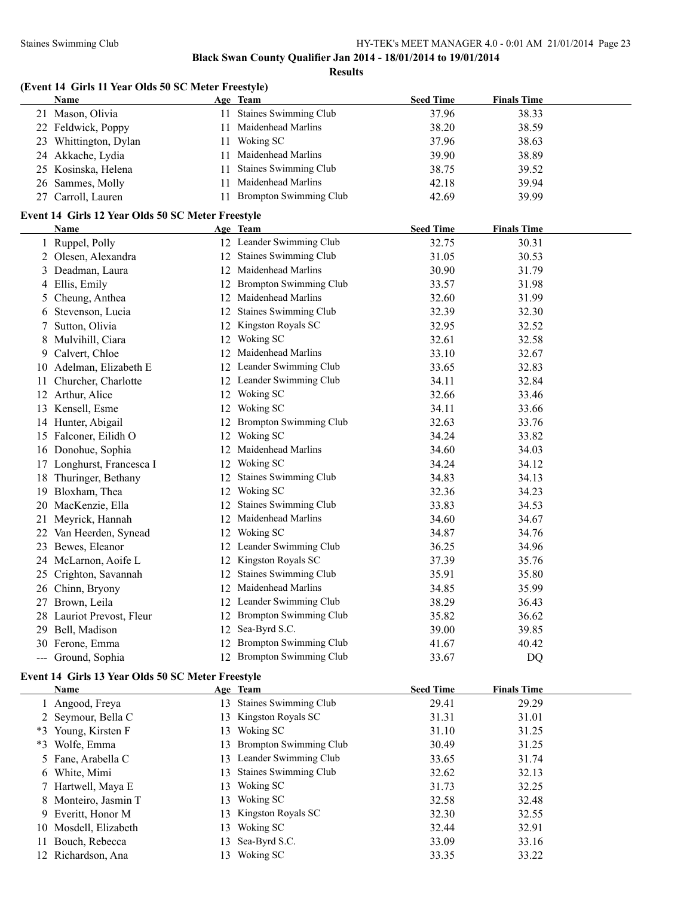# Black Swan County Qualifier Jan 2014 - 18/01/2014 to 19/01/2014

## Results

### (Event 14 Girls 11 Year Olds 50 SC Meter Freestyle)

| | Name | Age | Team | Seed Time | Finals Time |
|---|---|---|---|---|---|
| 21 | Mason, Olivia | 11 | Staines Swimming Club | 37.96 | 38.33 |
| 22 | Feldwick, Poppy | 11 | Maidenhead Marlins | 38.20 | 38.59 |
| 23 | Whittington, Dylan | 11 | Woking SC | 37.96 | 38.63 |
| 24 | Akkache, Lydia | 11 | Maidenhead Marlins | 39.90 | 38.89 |
| 25 | Kosinska, Helena | 11 | Staines Swimming Club | 38.75 | 39.52 |
| 26 | Sammes, Molly | 11 | Maidenhead Marlins | 42.18 | 39.94 |
| 27 | Carroll, Lauren | 11 | Brompton Swimming Club | 42.69 | 39.99 |

### Event 14 Girls 12 Year Olds 50 SC Meter Freestyle

| | Name | Age | Team | Seed Time | Finals Time |
|---|---|---|---|---|---|
| 1 | Ruppel, Polly | 12 | Leander Swimming Club | 32.75 | 30.31 |
| 2 | Olesen, Alexandra | 12 | Staines Swimming Club | 31.05 | 30.53 |
| 3 | Deadman, Laura | 12 | Maidenhead Marlins | 30.90 | 31.79 |
| 4 | Ellis, Emily | 12 | Brompton Swimming Club | 33.57 | 31.98 |
| 5 | Cheung, Anthea | 12 | Maidenhead Marlins | 32.60 | 31.99 |
| 6 | Stevenson, Lucia | 12 | Staines Swimming Club | 32.39 | 32.30 |
| 7 | Sutton, Olivia | 12 | Kingston Royals SC | 32.95 | 32.52 |
| 8 | Mulvihill, Ciara | 12 | Woking SC | 32.61 | 32.58 |
| 9 | Calvert, Chloe | 12 | Maidenhead Marlins | 33.10 | 32.67 |
| 10 | Adelman, Elizabeth E | 12 | Leander Swimming Club | 33.65 | 32.83 |
| 11 | Churcher, Charlotte | 12 | Leander Swimming Club | 34.11 | 32.84 |
| 12 | Arthur, Alice | 12 | Woking SC | 32.66 | 33.46 |
| 13 | Kensell, Esme | 12 | Woking SC | 34.11 | 33.66 |
| 14 | Hunter, Abigail | 12 | Brompton Swimming Club | 32.63 | 33.76 |
| 15 | Falconer, Eilidh O | 12 | Woking SC | 34.24 | 33.82 |
| 16 | Donohue, Sophia | 12 | Maidenhead Marlins | 34.60 | 34.03 |
| 17 | Longhurst, Francesca I | 12 | Woking SC | 34.24 | 34.12 |
| 18 | Thuringer, Bethany | 12 | Staines Swimming Club | 34.83 | 34.13 |
| 19 | Bloxham, Thea | 12 | Woking SC | 32.36 | 34.23 |
| 20 | MacKenzie, Ella | 12 | Staines Swimming Club | 33.83 | 34.53 |
| 21 | Meyrick, Hannah | 12 | Maidenhead Marlins | 34.60 | 34.67 |
| 22 | Van Heerden, Synead | 12 | Woking SC | 34.87 | 34.76 |
| 23 | Bewes, Eleanor | 12 | Leander Swimming Club | 36.25 | 34.96 |
| 24 | McLarnon, Aoife L | 12 | Kingston Royals SC | 37.39 | 35.76 |
| 25 | Crighton, Savannah | 12 | Staines Swimming Club | 35.91 | 35.80 |
| 26 | Chinn, Bryony | 12 | Maidenhead Marlins | 34.85 | 35.99 |
| 27 | Brown, Leila | 12 | Leander Swimming Club | 38.29 | 36.43 |
| 28 | Lauriot Prevost, Fleur | 12 | Brompton Swimming Club | 35.82 | 36.62 |
| 29 | Bell, Madison | 12 | Sea-Byrd S.C. | 39.00 | 39.85 |
| 30 | Ferone, Emma | 12 | Brompton Swimming Club | 41.67 | 40.42 |
| --- | Ground, Sophia | 12 | Brompton Swimming Club | 33.67 | DQ |

### Event 14 Girls 13 Year Olds 50 SC Meter Freestyle

| | Name | Age | Team | Seed Time | Finals Time |
|---|---|---|---|---|---|
| 1 | Angood, Freya | 13 | Staines Swimming Club | 29.41 | 29.29 |
| 2 | Seymour, Bella C | 13 | Kingston Royals SC | 31.31 | 31.01 |
| *3 | Young, Kirsten F | 13 | Woking SC | 31.10 | 31.25 |
| *3 | Wolfe, Emma | 13 | Brompton Swimming Club | 30.49 | 31.25 |
| 5 | Fane, Arabella C | 13 | Leander Swimming Club | 33.65 | 31.74 |
| 6 | White, Mimi | 13 | Staines Swimming Club | 32.62 | 32.13 |
| 7 | Hartwell, Maya E | 13 | Woking SC | 31.73 | 32.25 |
| 8 | Monteiro, Jasmin T | 13 | Woking SC | 32.58 | 32.48 |
| 9 | Everitt, Honor M | 13 | Kingston Royals SC | 32.30 | 32.55 |
| 10 | Mosdell, Elizabeth | 13 | Woking SC | 32.44 | 32.91 |
| 11 | Bouch, Rebecca | 13 | Sea-Byrd S.C. | 33.09 | 33.16 |
| 12 | Richardson, Ana | 13 | Woking SC | 33.35 | 33.22 |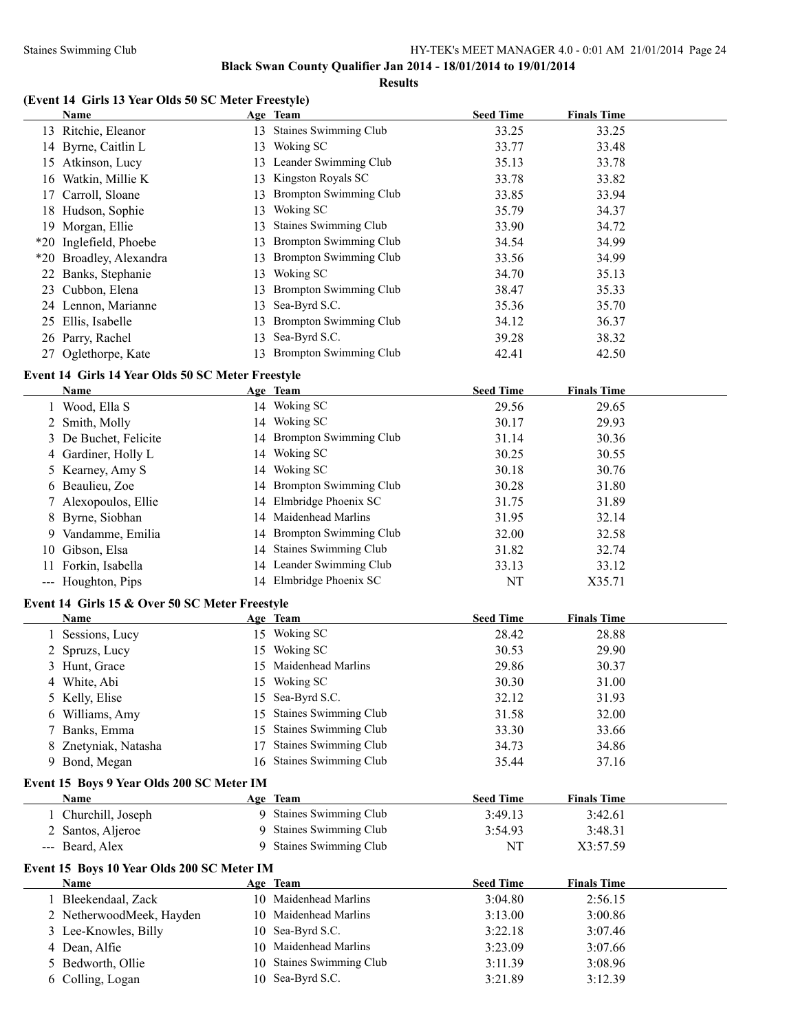**Black Swan County Qualifier Jan 2014 - 18/01/2014 to 19/01/2014**

**Results**

### (Event 14 Girls 13 Year Olds 50 SC Meter Freestyle)

| | Name | Age | Team | Seed Time | Finals Time |
|---|---|---|---|---|---|
| 13 | Ritchie, Eleanor | 13 | Staines Swimming Club | 33.25 | 33.25 |
| 14 | Byrne, Caitlin L | 13 | Woking SC | 33.77 | 33.48 |
| 15 | Atkinson, Lucy | 13 | Leander Swimming Club | 35.13 | 33.78 |
| 16 | Watkin, Millie K | 13 | Kingston Royals SC | 33.78 | 33.82 |
| 17 | Carroll, Sloane | 13 | Brompton Swimming Club | 33.85 | 33.94 |
| 18 | Hudson, Sophie | 13 | Woking SC | 35.79 | 34.37 |
| 19 | Morgan, Ellie | 13 | Staines Swimming Club | 33.90 | 34.72 |
| *20 | Inglefield, Phoebe | 13 | Brompton Swimming Club | 34.54 | 34.99 |
| *20 | Broadley, Alexandra | 13 | Brompton Swimming Club | 33.56 | 34.99 |
| 22 | Banks, Stephanie | 13 | Woking SC | 34.70 | 35.13 |
| 23 | Cubbon, Elena | 13 | Brompton Swimming Club | 38.47 | 35.33 |
| 24 | Lennon, Marianne | 13 | Sea-Byrd S.C. | 35.36 | 35.70 |
| 25 | Ellis, Isabelle | 13 | Brompton Swimming Club | 34.12 | 36.37 |
| 26 | Parry, Rachel | 13 | Sea-Byrd S.C. | 39.28 | 38.32 |
| 27 | Oglethorpe, Kate | 13 | Brompton Swimming Club | 42.41 | 42.50 |

### Event 14 Girls 14 Year Olds 50 SC Meter Freestyle

| | Name | Age | Team | Seed Time | Finals Time |
|---|---|---|---|---|---|
| 1 | Wood, Ella S | 14 | Woking SC | 29.56 | 29.65 |
| 2 | Smith, Molly | 14 | Woking SC | 30.17 | 29.93 |
| 3 | De Buchet, Felicite | 14 | Brompton Swimming Club | 31.14 | 30.36 |
| 4 | Gardiner, Holly L | 14 | Woking SC | 30.25 | 30.55 |
| 5 | Kearney, Amy S | 14 | Woking SC | 30.18 | 30.76 |
| 6 | Beaulieu, Zoe | 14 | Brompton Swimming Club | 30.28 | 31.80 |
| 7 | Alexopoulos, Ellie | 14 | Elmbridge Phoenix SC | 31.75 | 31.89 |
| 8 | Byrne, Siobhan | 14 | Maidenhead Marlins | 31.95 | 32.14 |
| 9 | Vandamme, Emilia | 14 | Brompton Swimming Club | 32.00 | 32.58 |
| 10 | Gibson, Elsa | 14 | Staines Swimming Club | 31.82 | 32.74 |
| 11 | Forkin, Isabella | 14 | Leander Swimming Club | 33.13 | 33.12 |
| --- | Houghton, Pips | 14 | Elmbridge Phoenix SC | NT | X35.71 |

### Event 14 Girls 15 & Over 50 SC Meter Freestyle

| | Name | Age | Team | Seed Time | Finals Time |
|---|---|---|---|---|---|
| 1 | Sessions, Lucy | 15 | Woking SC | 28.42 | 28.88 |
| 2 | Spruzs, Lucy | 15 | Woking SC | 30.53 | 29.90 |
| 3 | Hunt, Grace | 15 | Maidenhead Marlins | 29.86 | 30.37 |
| 4 | White, Abi | 15 | Woking SC | 30.30 | 31.00 |
| 5 | Kelly, Elise | 15 | Sea-Byrd S.C. | 32.12 | 31.93 |
| 6 | Williams, Amy | 15 | Staines Swimming Club | 31.58 | 32.00 |
| 7 | Banks, Emma | 15 | Staines Swimming Club | 33.30 | 33.66 |
| 8 | Znetyniak, Natasha | 17 | Staines Swimming Club | 34.73 | 34.86 |
| 9 | Bond, Megan | 16 | Staines Swimming Club | 35.44 | 37.16 |

### Event 15 Boys 9 Year Olds 200 SC Meter IM

| | Name | Age | Team | Seed Time | Finals Time |
|---|---|---|---|---|---|
| 1 | Churchill, Joseph | 9 | Staines Swimming Club | 3:49.13 | 3:42.61 |
| 2 | Santos, Aljeroe | 9 | Staines Swimming Club | 3:54.93 | 3:48.31 |
| --- | Beard, Alex | 9 | Staines Swimming Club | NT | X3:57.59 |

### Event 15 Boys 10 Year Olds 200 SC Meter IM

| | Name | Age | Team | Seed Time | Finals Time |
|---|---|---|---|---|---|
| 1 | Bleekendaal, Zack | 10 | Maidenhead Marlins | 3:04.80 | 2:56.15 |
| 2 | NetherwoodMeek, Hayden | 10 | Maidenhead Marlins | 3:13.00 | 3:00.86 |
| 3 | Lee-Knowles, Billy | 10 | Sea-Byrd S.C. | 3:22.18 | 3:07.46 |
| 4 | Dean, Alfie | 10 | Maidenhead Marlins | 3:23.09 | 3:07.66 |
| 5 | Bedworth, Ollie | 10 | Staines Swimming Club | 3:11.39 | 3:08.96 |
| 6 | Colling, Logan | 10 | Sea-Byrd S.C. | 3:21.89 | 3:12.39 |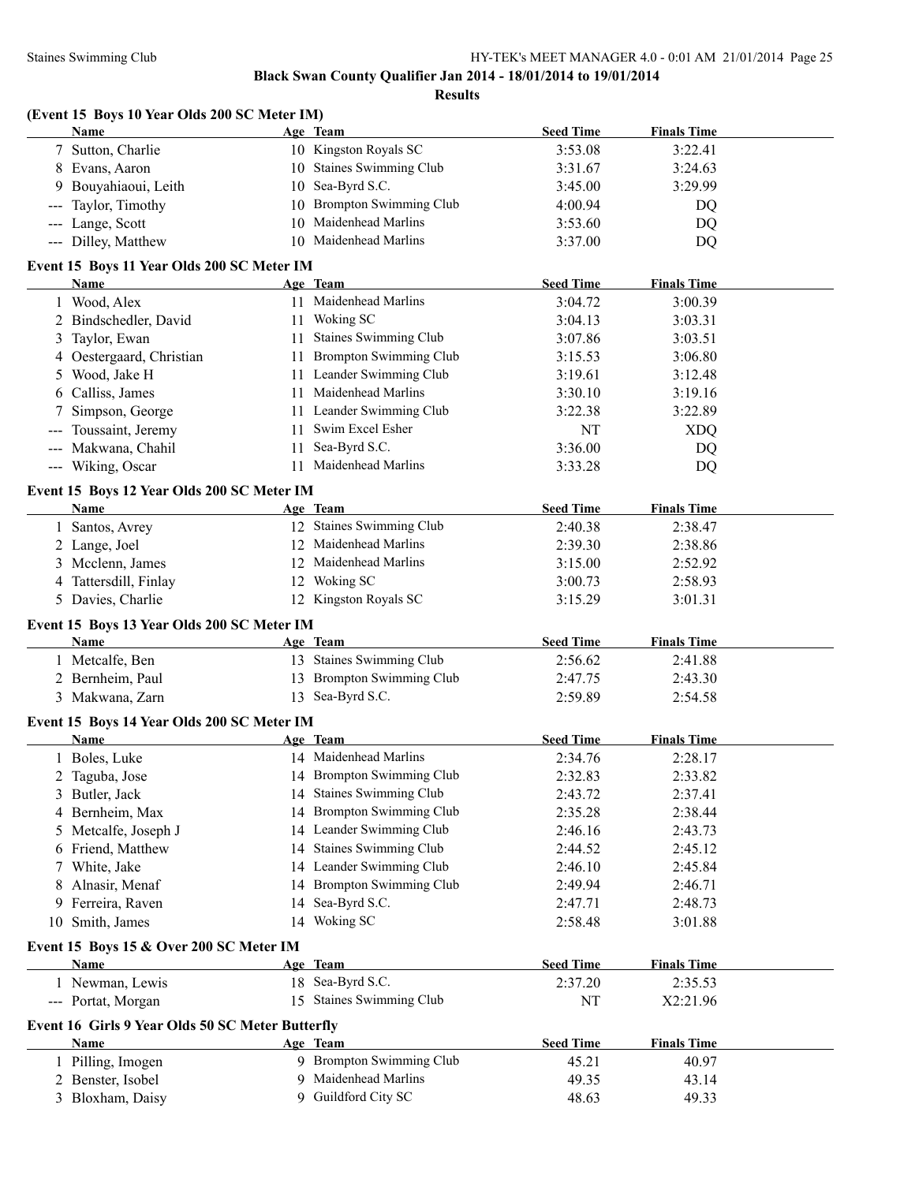# Black Swan County Qualifier Jan 2014 - 18/01/2014 to 19/01/2014

## Results

### (Event 15 Boys 10 Year Olds 200 SC Meter IM)

| | Name | Age | Team | Seed Time | Finals Time |
|---|---|---|---|---|---|
| 7 | Sutton, Charlie | 10 | Kingston Royals SC | 3:53.08 | 3:22.41 |
| 8 | Evans, Aaron | 10 | Staines Swimming Club | 3:31.67 | 3:24.63 |
| 9 | Bouyahiaoui, Leith | 10 | Sea-Byrd S.C. | 3:45.00 | 3:29.99 |
| --- | Taylor, Timothy | 10 | Brompton Swimming Club | 4:00.94 | DQ |
| --- | Lange, Scott | 10 | Maidenhead Marlins | 3:53.60 | DQ |
| --- | Dilley, Matthew | 10 | Maidenhead Marlins | 3:37.00 | DQ |

### Event 15 Boys 11 Year Olds 200 SC Meter IM

| | Name | Age | Team | Seed Time | Finals Time |
|---|---|---|---|---|---|
| 1 | Wood, Alex | 11 | Maidenhead Marlins | 3:04.72 | 3:00.39 |
| 2 | Bindschedler, David | 11 | Woking SC | 3:04.13 | 3:03.31 |
| 3 | Taylor, Ewan | 11 | Staines Swimming Club | 3:07.86 | 3:03.51 |
| 4 | Oestergaard, Christian | 11 | Brompton Swimming Club | 3:15.53 | 3:06.80 |
| 5 | Wood, Jake H | 11 | Leander Swimming Club | 3:19.61 | 3:12.48 |
| 6 | Calliss, James | 11 | Maidenhead Marlins | 3:30.10 | 3:19.16 |
| 7 | Simpson, George | 11 | Leander Swimming Club | 3:22.38 | 3:22.89 |
| --- | Toussaint, Jeremy | 11 | Swim Excel Esher | NT | XDQ |
| --- | Makwana, Chahil | 11 | Sea-Byrd S.C. | 3:36.00 | DQ |
| --- | Wiking, Oscar | 11 | Maidenhead Marlins | 3:33.28 | DQ |

### Event 15 Boys 12 Year Olds 200 SC Meter IM

| | Name | Age | Team | Seed Time | Finals Time |
|---|---|---|---|---|---|
| 1 | Santos, Avrey | 12 | Staines Swimming Club | 2:40.38 | 2:38.47 |
| 2 | Lange, Joel | 12 | Maidenhead Marlins | 2:39.30 | 2:38.86 |
| 3 | Mcclenn, James | 12 | Maidenhead Marlins | 3:15.00 | 2:52.92 |
| 4 | Tattersdill, Finlay | 12 | Woking SC | 3:00.73 | 2:58.93 |
| 5 | Davies, Charlie | 12 | Kingston Royals SC | 3:15.29 | 3:01.31 |

### Event 15 Boys 13 Year Olds 200 SC Meter IM

| | Name | Age | Team | Seed Time | Finals Time |
|---|---|---|---|---|---|
| 1 | Metcalfe, Ben | 13 | Staines Swimming Club | 2:56.62 | 2:41.88 |
| 2 | Bernheim, Paul | 13 | Brompton Swimming Club | 2:47.75 | 2:43.30 |
| 3 | Makwana, Zarn | 13 | Sea-Byrd S.C. | 2:59.89 | 2:54.58 |

### Event 15 Boys 14 Year Olds 200 SC Meter IM

| | Name | Age | Team | Seed Time | Finals Time |
|---|---|---|---|---|---|
| 1 | Boles, Luke | 14 | Maidenhead Marlins | 2:34.76 | 2:28.17 |
| 2 | Taguba, Jose | 14 | Brompton Swimming Club | 2:32.83 | 2:33.82 |
| 3 | Butler, Jack | 14 | Staines Swimming Club | 2:43.72 | 2:37.41 |
| 4 | Bernheim, Max | 14 | Brompton Swimming Club | 2:35.28 | 2:38.44 |
| 5 | Metcalfe, Joseph J | 14 | Leander Swimming Club | 2:46.16 | 2:43.73 |
| 6 | Friend, Matthew | 14 | Staines Swimming Club | 2:44.52 | 2:45.12 |
| 7 | White, Jake | 14 | Leander Swimming Club | 2:46.10 | 2:45.84 |
| 8 | Alnasir, Menaf | 14 | Brompton Swimming Club | 2:49.94 | 2:46.71 |
| 9 | Ferreira, Raven | 14 | Sea-Byrd S.C. | 2:47.71 | 2:48.73 |
| 10 | Smith, James | 14 | Woking SC | 2:58.48 | 3:01.88 |

### Event 15 Boys 15 & Over 200 SC Meter IM

| | Name | Age | Team | Seed Time | Finals Time |
|---|---|---|---|---|---|
| 1 | Newman, Lewis | 18 | Sea-Byrd S.C. | 2:37.20 | 2:35.53 |
| --- | Portat, Morgan | 15 | Staines Swimming Club | NT | X2:21.96 |

### Event 16 Girls 9 Year Olds 50 SC Meter Butterfly

| | Name | Age | Team | Seed Time | Finals Time |
|---|---|---|---|---|---|
| 1 | Pilling, Imogen | 9 | Brompton Swimming Club | 45.21 | 40.97 |
| 2 | Benster, Isobel | 9 | Maidenhead Marlins | 49.35 | 43.14 |
| 3 | Bloxham, Daisy | 9 | Guildford City SC | 48.63 | 49.33 |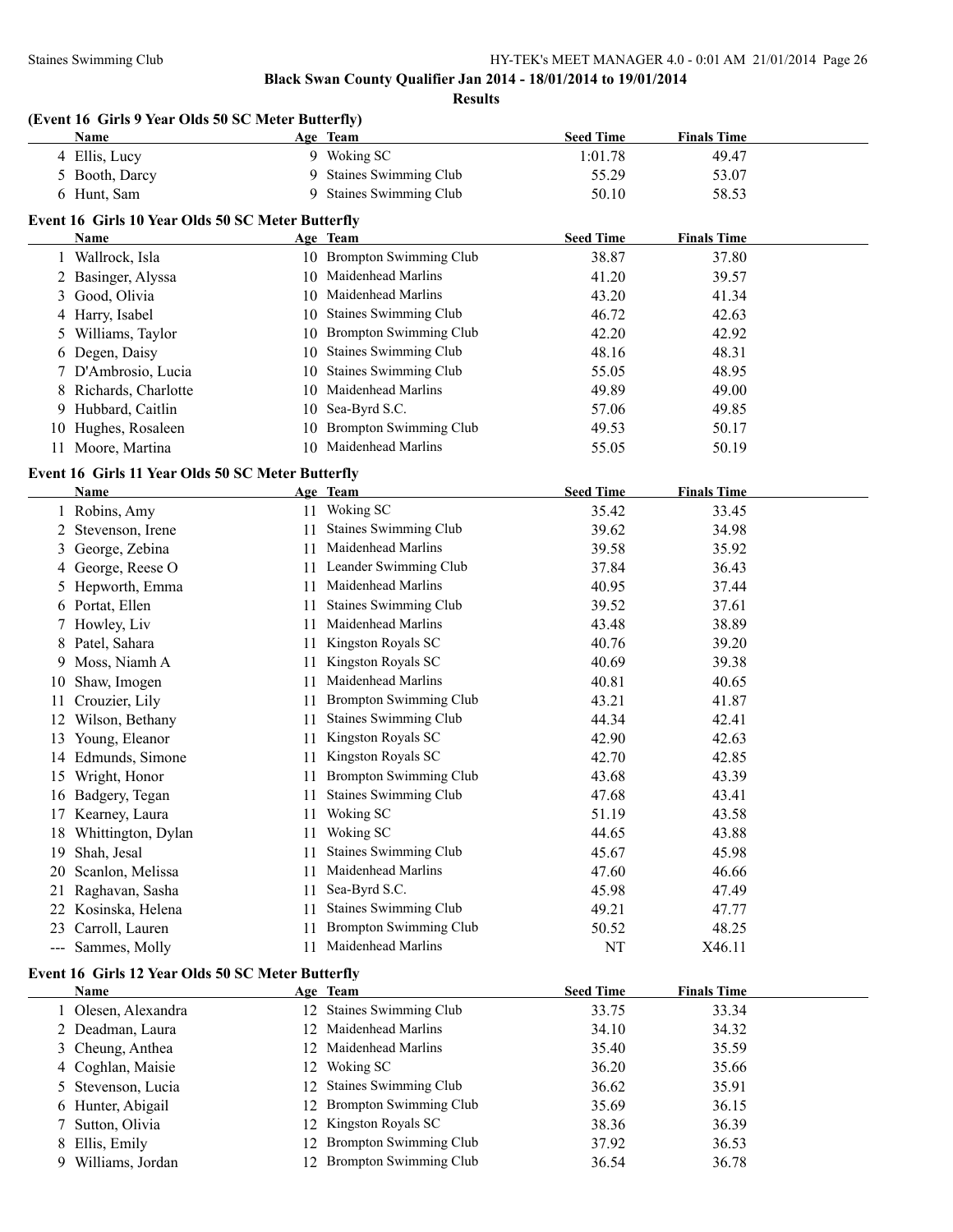**Black Swan County Qualifier Jan 2014 - 18/01/2014 to 19/01/2014**

**Results**

### (Event 16 Girls 9 Year Olds 50 SC Meter Butterfly)

| | Name | Age | Team | Seed Time | Finals Time |
|---|---|---|---|---|---|
| 4 | Ellis, Lucy | 9 | Woking SC | 1:01.78 | 49.47 |
| 5 | Booth, Darcy | 9 | Staines Swimming Club | 55.29 | 53.07 |
| 6 | Hunt, Sam | 9 | Staines Swimming Club | 50.10 | 58.53 |

### Event 16 Girls 10 Year Olds 50 SC Meter Butterfly

| | Name | Age | Team | Seed Time | Finals Time |
|---|---|---|---|---|---|
| 1 | Wallrock, Isla | 10 | Brompton Swimming Club | 38.87 | 37.80 |
| 2 | Basinger, Alyssa | 10 | Maidenhead Marlins | 41.20 | 39.57 |
| 3 | Good, Olivia | 10 | Maidenhead Marlins | 43.20 | 41.34 |
| 4 | Harry, Isabel | 10 | Staines Swimming Club | 46.72 | 42.63 |
| 5 | Williams, Taylor | 10 | Brompton Swimming Club | 42.20 | 42.92 |
| 6 | Degen, Daisy | 10 | Staines Swimming Club | 48.16 | 48.31 |
| 7 | D'Ambrosio, Lucia | 10 | Staines Swimming Club | 55.05 | 48.95 |
| 8 | Richards, Charlotte | 10 | Maidenhead Marlins | 49.89 | 49.00 |
| 9 | Hubbard, Caitlin | 10 | Sea-Byrd S.C. | 57.06 | 49.85 |
| 10 | Hughes, Rosaleen | 10 | Brompton Swimming Club | 49.53 | 50.17 |
| 11 | Moore, Martina | 10 | Maidenhead Marlins | 55.05 | 50.19 |

### Event 16 Girls 11 Year Olds 50 SC Meter Butterfly

| | Name | Age | Team | Seed Time | Finals Time |
|---|---|---|---|---|---|
| 1 | Robins, Amy | 11 | Woking SC | 35.42 | 33.45 |
| 2 | Stevenson, Irene | 11 | Staines Swimming Club | 39.62 | 34.98 |
| 3 | George, Zebina | 11 | Maidenhead Marlins | 39.58 | 35.92 |
| 4 | George, Reese O | 11 | Leander Swimming Club | 37.84 | 36.43 |
| 5 | Hepworth, Emma | 11 | Maidenhead Marlins | 40.95 | 37.44 |
| 6 | Portat, Ellen | 11 | Staines Swimming Club | 39.52 | 37.61 |
| 7 | Howley, Liv | 11 | Maidenhead Marlins | 43.48 | 38.89 |
| 8 | Patel, Sahara | 11 | Kingston Royals SC | 40.76 | 39.20 |
| 9 | Moss, Niamh A | 11 | Kingston Royals SC | 40.69 | 39.38 |
| 10 | Shaw, Imogen | 11 | Maidenhead Marlins | 40.81 | 40.65 |
| 11 | Crouzier, Lily | 11 | Brompton Swimming Club | 43.21 | 41.87 |
| 12 | Wilson, Bethany | 11 | Staines Swimming Club | 44.34 | 42.41 |
| 13 | Young, Eleanor | 11 | Kingston Royals SC | 42.90 | 42.63 |
| 14 | Edmunds, Simone | 11 | Kingston Royals SC | 42.70 | 42.85 |
| 15 | Wright, Honor | 11 | Brompton Swimming Club | 43.68 | 43.39 |
| 16 | Badgery, Tegan | 11 | Staines Swimming Club | 47.68 | 43.41 |
| 17 | Kearney, Laura | 11 | Woking SC | 51.19 | 43.58 |
| 18 | Whittington, Dylan | 11 | Woking SC | 44.65 | 43.88 |
| 19 | Shah, Jesal | 11 | Staines Swimming Club | 45.67 | 45.98 |
| 20 | Scanlon, Melissa | 11 | Maidenhead Marlins | 47.60 | 46.66 |
| 21 | Raghavan, Sasha | 11 | Sea-Byrd S.C. | 45.98 | 47.49 |
| 22 | Kosinska, Helena | 11 | Staines Swimming Club | 49.21 | 47.77 |
| 23 | Carroll, Lauren | 11 | Brompton Swimming Club | 50.52 | 48.25 |
| --- | Sammes, Molly | 11 | Maidenhead Marlins | NT | X46.11 |

### Event 16 Girls 12 Year Olds 50 SC Meter Butterfly

| | Name | Age | Team | Seed Time | Finals Time |
|---|---|---|---|---|---|
| 1 | Olesen, Alexandra | 12 | Staines Swimming Club | 33.75 | 33.34 |
| 2 | Deadman, Laura | 12 | Maidenhead Marlins | 34.10 | 34.32 |
| 3 | Cheung, Anthea | 12 | Maidenhead Marlins | 35.40 | 35.59 |
| 4 | Coghlan, Maisie | 12 | Woking SC | 36.20 | 35.66 |
| 5 | Stevenson, Lucia | 12 | Staines Swimming Club | 36.62 | 35.91 |
| 6 | Hunter, Abigail | 12 | Brompton Swimming Club | 35.69 | 36.15 |
| 7 | Sutton, Olivia | 12 | Kingston Royals SC | 38.36 | 36.39 |
| 8 | Ellis, Emily | 12 | Brompton Swimming Club | 37.92 | 36.53 |
| 9 | Williams, Jordan | 12 | Brompton Swimming Club | 36.54 | 36.78 |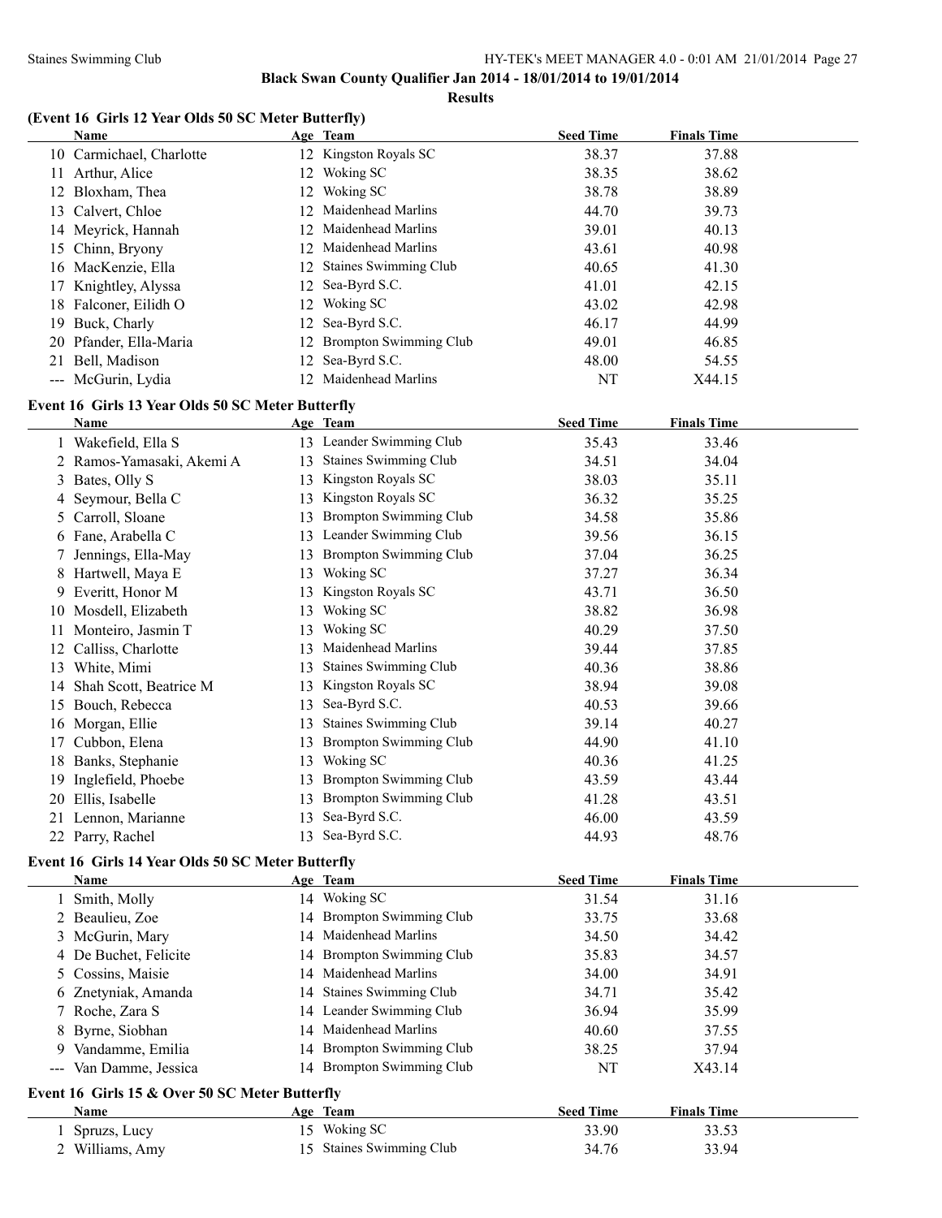## Black Swan County Qualifier Jan 2014 - 18/01/2014 to 19/01/2014

### Results

### (Event 16 Girls 12 Year Olds 50 SC Meter Butterfly)

| | Name | Age | Team | Seed Time | Finals Time |
|---|---|---|---|---|---|
| 10 | Carmichael, Charlotte | 12 | Kingston Royals SC | 38.37 | 37.88 |
| 11 | Arthur, Alice | 12 | Woking SC | 38.35 | 38.62 |
| 12 | Bloxham, Thea | 12 | Woking SC | 38.78 | 38.89 |
| 13 | Calvert, Chloe | 12 | Maidenhead Marlins | 44.70 | 39.73 |
| 14 | Meyrick, Hannah | 12 | Maidenhead Marlins | 39.01 | 40.13 |
| 15 | Chinn, Bryony | 12 | Maidenhead Marlins | 43.61 | 40.98 |
| 16 | MacKenzie, Ella | 12 | Staines Swimming Club | 40.65 | 41.30 |
| 17 | Knightley, Alyssa | 12 | Sea-Byrd S.C. | 41.01 | 42.15 |
| 18 | Falconer, Eilidh O | 12 | Woking SC | 43.02 | 42.98 |
| 19 | Buck, Charly | 12 | Sea-Byrd S.C. | 46.17 | 44.99 |
| 20 | Pfander, Ella-Maria | 12 | Brompton Swimming Club | 49.01 | 46.85 |
| 21 | Bell, Madison | 12 | Sea-Byrd S.C. | 48.00 | 54.55 |
| --- | McGurin, Lydia | 12 | Maidenhead Marlins | NT | X44.15 |

### Event 16 Girls 13 Year Olds 50 SC Meter Butterfly

| | Name | Age | Team | Seed Time | Finals Time |
|---|---|---|---|---|---|
| 1 | Wakefield, Ella S | 13 | Leander Swimming Club | 35.43 | 33.46 |
| 2 | Ramos-Yamasaki, Akemi A | 13 | Staines Swimming Club | 34.51 | 34.04 |
| 3 | Bates, Olly S | 13 | Kingston Royals SC | 38.03 | 35.11 |
| 4 | Seymour, Bella C | 13 | Kingston Royals SC | 36.32 | 35.25 |
| 5 | Carroll, Sloane | 13 | Brompton Swimming Club | 34.58 | 35.86 |
| 6 | Fane, Arabella C | 13 | Leander Swimming Club | 39.56 | 36.15 |
| 7 | Jennings, Ella-May | 13 | Brompton Swimming Club | 37.04 | 36.25 |
| 8 | Hartwell, Maya E | 13 | Woking SC | 37.27 | 36.34 |
| 9 | Everitt, Honor M | 13 | Kingston Royals SC | 43.71 | 36.50 |
| 10 | Mosdell, Elizabeth | 13 | Woking SC | 38.82 | 36.98 |
| 11 | Monteiro, Jasmin T | 13 | Woking SC | 40.29 | 37.50 |
| 12 | Calliss, Charlotte | 13 | Maidenhead Marlins | 39.44 | 37.85 |
| 13 | White, Mimi | 13 | Staines Swimming Club | 40.36 | 38.86 |
| 14 | Shah Scott, Beatrice M | 13 | Kingston Royals SC | 38.94 | 39.08 |
| 15 | Bouch, Rebecca | 13 | Sea-Byrd S.C. | 40.53 | 39.66 |
| 16 | Morgan, Ellie | 13 | Staines Swimming Club | 39.14 | 40.27 |
| 17 | Cubbon, Elena | 13 | Brompton Swimming Club | 44.90 | 41.10 |
| 18 | Banks, Stephanie | 13 | Woking SC | 40.36 | 41.25 |
| 19 | Inglefield, Phoebe | 13 | Brompton Swimming Club | 43.59 | 43.44 |
| 20 | Ellis, Isabelle | 13 | Brompton Swimming Club | 41.28 | 43.51 |
| 21 | Lennon, Marianne | 13 | Sea-Byrd S.C. | 46.00 | 43.59 |
| 22 | Parry, Rachel | 13 | Sea-Byrd S.C. | 44.93 | 48.76 |

### Event 16 Girls 14 Year Olds 50 SC Meter Butterfly

| | Name | Age | Team | Seed Time | Finals Time |
|---|---|---|---|---|---|
| 1 | Smith, Molly | 14 | Woking SC | 31.54 | 31.16 |
| 2 | Beaulieu, Zoe | 14 | Brompton Swimming Club | 33.75 | 33.68 |
| 3 | McGurin, Mary | 14 | Maidenhead Marlins | 34.50 | 34.42 |
| 4 | De Buchet, Felicite | 14 | Brompton Swimming Club | 35.83 | 34.57 |
| 5 | Cossins, Maisie | 14 | Maidenhead Marlins | 34.00 | 34.91 |
| 6 | Znetyniak, Amanda | 14 | Staines Swimming Club | 34.71 | 35.42 |
| 7 | Roche, Zara S | 14 | Leander Swimming Club | 36.94 | 35.99 |
| 8 | Byrne, Siobhan | 14 | Maidenhead Marlins | 40.60 | 37.55 |
| 9 | Vandamme, Emilia | 14 | Brompton Swimming Club | 38.25 | 37.94 |
| --- | Van Damme, Jessica | 14 | Brompton Swimming Club | NT | X43.14 |

### Event 16 Girls 15 & Over 50 SC Meter Butterfly

| | Name | Age | Team | Seed Time | Finals Time |
|---|---|---|---|---|---|
| 1 | Spruzs, Lucy | 15 | Woking SC | 33.90 | 33.53 |
| 2 | Williams, Amy | 15 | Staines Swimming Club | 34.76 | 33.94 |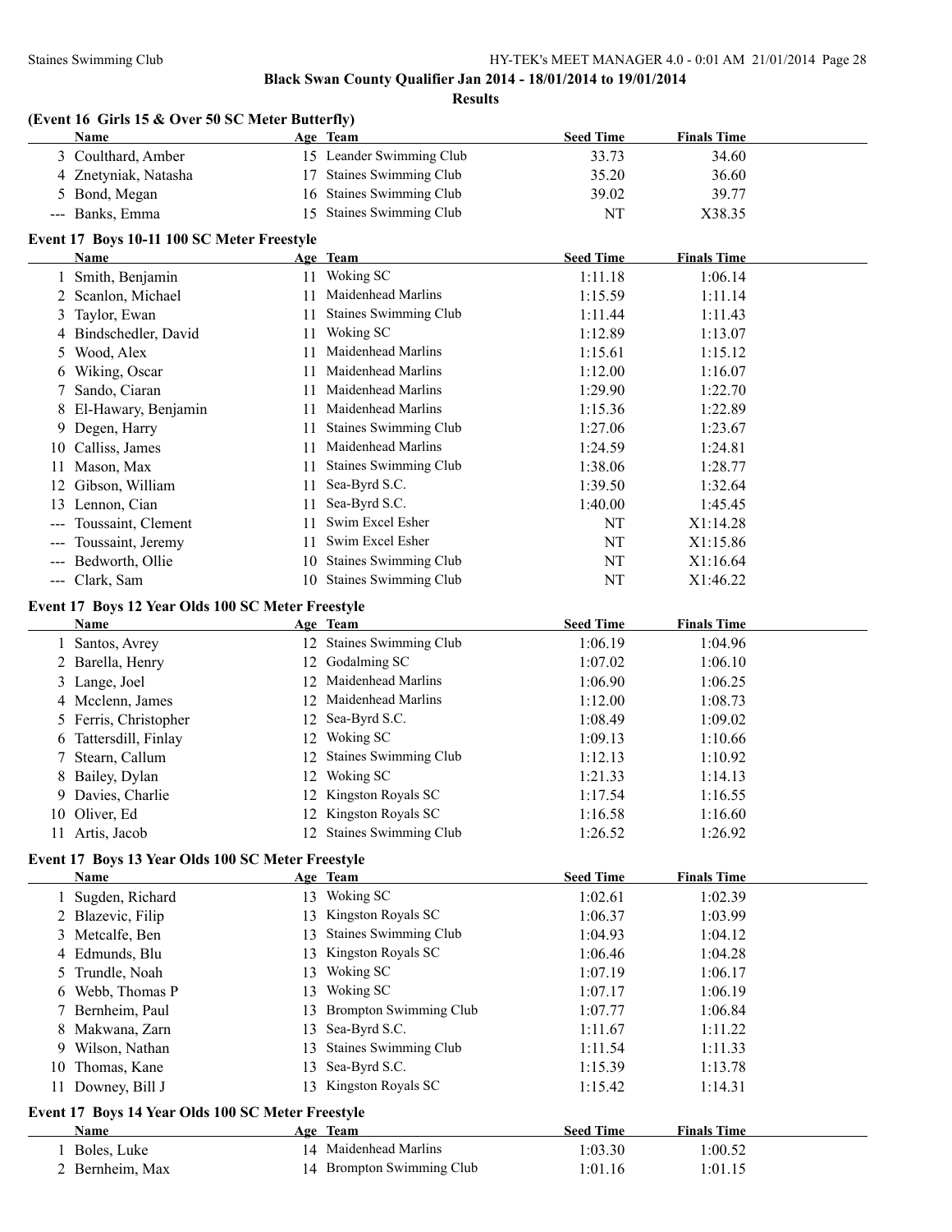**Black Swan County Qualifier Jan 2014 - 18/01/2014 to 19/01/2014**

**Results**

### (Event 16 Girls 15 & Over 50 SC Meter Butterfly)

| | Name | Age | Team | Seed Time | Finals Time |
|---|---|---|---|---|---|
| 3 | Coulthard, Amber | 15 | Leander Swimming Club | 33.73 | 34.60 |
| 4 | Znetyniak, Natasha | 17 | Staines Swimming Club | 35.20 | 36.60 |
| 5 | Bond, Megan | 16 | Staines Swimming Club | 39.02 | 39.77 |
| --- | Banks, Emma | 15 | Staines Swimming Club | NT | X38.35 |

### Event 17 Boys 10-11 100 SC Meter Freestyle

| | Name | Age | Team | Seed Time | Finals Time |
|---|---|---|---|---|---|
| 1 | Smith, Benjamin | 11 | Woking SC | 1:11.18 | 1:06.14 |
| 2 | Scanlon, Michael | 11 | Maidenhead Marlins | 1:15.59 | 1:11.14 |
| 3 | Taylor, Ewan | 11 | Staines Swimming Club | 1:11.44 | 1:11.43 |
| 4 | Bindschedler, David | 11 | Woking SC | 1:12.89 | 1:13.07 |
| 5 | Wood, Alex | 11 | Maidenhead Marlins | 1:15.61 | 1:15.12 |
| 6 | Wiking, Oscar | 11 | Maidenhead Marlins | 1:12.00 | 1:16.07 |
| 7 | Sando, Ciaran | 11 | Maidenhead Marlins | 1:29.90 | 1:22.70 |
| 8 | El-Hawary, Benjamin | 11 | Maidenhead Marlins | 1:15.36 | 1:22.89 |
| 9 | Degen, Harry | 11 | Staines Swimming Club | 1:27.06 | 1:23.67 |
| 10 | Calliss, James | 11 | Maidenhead Marlins | 1:24.59 | 1:24.81 |
| 11 | Mason, Max | 11 | Staines Swimming Club | 1:38.06 | 1:28.77 |
| 12 | Gibson, William | 11 | Sea-Byrd S.C. | 1:39.50 | 1:32.64 |
| 13 | Lennon, Cian | 11 | Sea-Byrd S.C. | 1:40.00 | 1:45.45 |
| --- | Toussaint, Clement | 11 | Swim Excel Esher | NT | X1:14.28 |
| --- | Toussaint, Jeremy | 11 | Swim Excel Esher | NT | X1:15.86 |
| --- | Bedworth, Ollie | 10 | Staines Swimming Club | NT | X1:16.64 |
| --- | Clark, Sam | 10 | Staines Swimming Club | NT | X1:46.22 |

### Event 17 Boys 12 Year Olds 100 SC Meter Freestyle

| | Name | Age | Team | Seed Time | Finals Time |
|---|---|---|---|---|---|
| 1 | Santos, Avrey | 12 | Staines Swimming Club | 1:06.19 | 1:04.96 |
| 2 | Barella, Henry | 12 | Godalming SC | 1:07.02 | 1:06.10 |
| 3 | Lange, Joel | 12 | Maidenhead Marlins | 1:06.90 | 1:06.25 |
| 4 | Mcclenn, James | 12 | Maidenhead Marlins | 1:12.00 | 1:08.73 |
| 5 | Ferris, Christopher | 12 | Sea-Byrd S.C. | 1:08.49 | 1:09.02 |
| 6 | Tattersdill, Finlay | 12 | Woking SC | 1:09.13 | 1:10.66 |
| 7 | Stearn, Callum | 12 | Staines Swimming Club | 1:12.13 | 1:10.92 |
| 8 | Bailey, Dylan | 12 | Woking SC | 1:21.33 | 1:14.13 |
| 9 | Davies, Charlie | 12 | Kingston Royals SC | 1:17.54 | 1:16.55 |
| 10 | Oliver, Ed | 12 | Kingston Royals SC | 1:16.58 | 1:16.60 |
| 11 | Artis, Jacob | 12 | Staines Swimming Club | 1:26.52 | 1:26.92 |

### Event 17 Boys 13 Year Olds 100 SC Meter Freestyle

| | Name | Age | Team | Seed Time | Finals Time |
|---|---|---|---|---|---|
| 1 | Sugden, Richard | 13 | Woking SC | 1:02.61 | 1:02.39 |
| 2 | Blazevic, Filip | 13 | Kingston Royals SC | 1:06.37 | 1:03.99 |
| 3 | Metcalfe, Ben | 13 | Staines Swimming Club | 1:04.93 | 1:04.12 |
| 4 | Edmunds, Blu | 13 | Kingston Royals SC | 1:06.46 | 1:04.28 |
| 5 | Trundle, Noah | 13 | Woking SC | 1:07.19 | 1:06.17 |
| 6 | Webb, Thomas P | 13 | Woking SC | 1:07.17 | 1:06.19 |
| 7 | Bernheim, Paul | 13 | Brompton Swimming Club | 1:07.77 | 1:06.84 |
| 8 | Makwana, Zarn | 13 | Sea-Byrd S.C. | 1:11.67 | 1:11.22 |
| 9 | Wilson, Nathan | 13 | Staines Swimming Club | 1:11.54 | 1:11.33 |
| 10 | Thomas, Kane | 13 | Sea-Byrd S.C. | 1:15.39 | 1:13.78 |
| 11 | Downey, Bill J | 13 | Kingston Royals SC | 1:15.42 | 1:14.31 |

### Event 17 Boys 14 Year Olds 100 SC Meter Freestyle

| | Name | Age | Team | Seed Time | Finals Time |
|---|---|---|---|---|---|
| 1 | Boles, Luke | 14 | Maidenhead Marlins | 1:03.30 | 1:00.52 |
| 2 | Bernheim, Max | 14 | Brompton Swimming Club | 1:01.16 | 1:01.15 |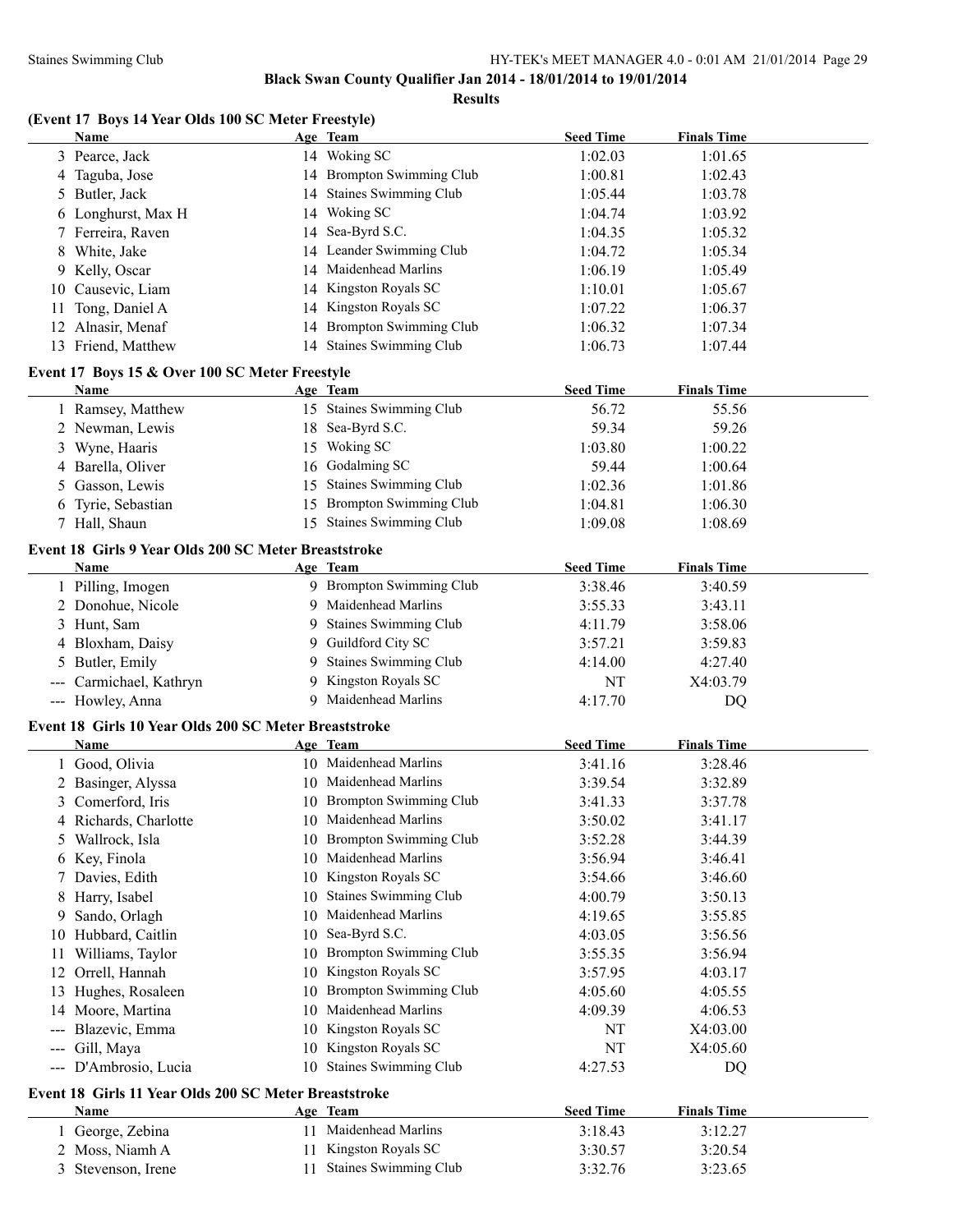**Black Swan County Qualifier Jan 2014 - 18/01/2014 to 19/01/2014**

**Results**

### (Event 17 Boys 14 Year Olds 100 SC Meter Freestyle)

| | Name | Age | Team | Seed Time | Finals Time |
|---|---|---|---|---|---|
| 3 | Pearce, Jack | 14 | Woking SC | 1:02.03 | 1:01.65 |
| 4 | Taguba, Jose | 14 | Brompton Swimming Club | 1:00.81 | 1:02.43 |
| 5 | Butler, Jack | 14 | Staines Swimming Club | 1:05.44 | 1:03.78 |
| 6 | Longhurst, Max H | 14 | Woking SC | 1:04.74 | 1:03.92 |
| 7 | Ferreira, Raven | 14 | Sea-Byrd S.C. | 1:04.35 | 1:05.32 |
| 8 | White, Jake | 14 | Leander Swimming Club | 1:04.72 | 1:05.34 |
| 9 | Kelly, Oscar | 14 | Maidenhead Marlins | 1:06.19 | 1:05.49 |
| 10 | Causevic, Liam | 14 | Kingston Royals SC | 1:10.01 | 1:05.67 |
| 11 | Tong, Daniel A | 14 | Kingston Royals SC | 1:07.22 | 1:06.37 |
| 12 | Alnasir, Menaf | 14 | Brompton Swimming Club | 1:06.32 | 1:07.34 |
| 13 | Friend, Matthew | 14 | Staines Swimming Club | 1:06.73 | 1:07.44 |

### Event 17 Boys 15 & Over 100 SC Meter Freestyle

| | Name | Age | Team | Seed Time | Finals Time |
|---|---|---|---|---|---|
| 1 | Ramsey, Matthew | 15 | Staines Swimming Club | 56.72 | 55.56 |
| 2 | Newman, Lewis | 18 | Sea-Byrd S.C. | 59.34 | 59.26 |
| 3 | Wyne, Haaris | 15 | Woking SC | 1:03.80 | 1:00.22 |
| 4 | Barella, Oliver | 16 | Godalming SC | 59.44 | 1:00.64 |
| 5 | Gasson, Lewis | 15 | Staines Swimming Club | 1:02.36 | 1:01.86 |
| 6 | Tyrie, Sebastian | 15 | Brompton Swimming Club | 1:04.81 | 1:06.30 |
| 7 | Hall, Shaun | 15 | Staines Swimming Club | 1:09.08 | 1:08.69 |

### Event 18 Girls 9 Year Olds 200 SC Meter Breaststroke

| | Name | Age | Team | Seed Time | Finals Time |
|---|---|---|---|---|---|
| 1 | Pilling, Imogen | 9 | Brompton Swimming Club | 3:38.46 | 3:40.59 |
| 2 | Donohue, Nicole | 9 | Maidenhead Marlins | 3:55.33 | 3:43.11 |
| 3 | Hunt, Sam | 9 | Staines Swimming Club | 4:11.79 | 3:58.06 |
| 4 | Bloxham, Daisy | 9 | Guildford City SC | 3:57.21 | 3:59.83 |
| 5 | Butler, Emily | 9 | Staines Swimming Club | 4:14.00 | 4:27.40 |
| --- | Carmichael, Kathryn | 9 | Kingston Royals SC | NT | X4:03.79 |
| --- | Howley, Anna | 9 | Maidenhead Marlins | 4:17.70 | DQ |

### Event 18 Girls 10 Year Olds 200 SC Meter Breaststroke

| | Name | Age | Team | Seed Time | Finals Time |
|---|---|---|---|---|---|
| 1 | Good, Olivia | 10 | Maidenhead Marlins | 3:41.16 | 3:28.46 |
| 2 | Basinger, Alyssa | 10 | Maidenhead Marlins | 3:39.54 | 3:32.89 |
| 3 | Comerford, Iris | 10 | Brompton Swimming Club | 3:41.33 | 3:37.78 |
| 4 | Richards, Charlotte | 10 | Maidenhead Marlins | 3:50.02 | 3:41.17 |
| 5 | Wallrock, Isla | 10 | Brompton Swimming Club | 3:52.28 | 3:44.39 |
| 6 | Key, Finola | 10 | Maidenhead Marlins | 3:56.94 | 3:46.41 |
| 7 | Davies, Edith | 10 | Kingston Royals SC | 3:54.66 | 3:46.60 |
| 8 | Harry, Isabel | 10 | Staines Swimming Club | 4:00.79 | 3:50.13 |
| 9 | Sando, Orlagh | 10 | Maidenhead Marlins | 4:19.65 | 3:55.85 |
| 10 | Hubbard, Caitlin | 10 | Sea-Byrd S.C. | 4:03.05 | 3:56.56 |
| 11 | Williams, Taylor | 10 | Brompton Swimming Club | 3:55.35 | 3:56.94 |
| 12 | Orrell, Hannah | 10 | Kingston Royals SC | 3:57.95 | 4:03.17 |
| 13 | Hughes, Rosaleen | 10 | Brompton Swimming Club | 4:05.60 | 4:05.55 |
| 14 | Moore, Martina | 10 | Maidenhead Marlins | 4:09.39 | 4:06.53 |
| --- | Blazevic, Emma | 10 | Kingston Royals SC | NT | X4:03.00 |
| --- | Gill, Maya | 10 | Kingston Royals SC | NT | X4:05.60 |
| --- | D'Ambrosio, Lucia | 10 | Staines Swimming Club | 4:27.53 | DQ |

### Event 18 Girls 11 Year Olds 200 SC Meter Breaststroke

| | Name | Age | Team | Seed Time | Finals Time |
|---|---|---|---|---|---|
| 1 | George, Zebina | 11 | Maidenhead Marlins | 3:18.43 | 3:12.27 |
| 2 | Moss, Niamh A | 11 | Kingston Royals SC | 3:30.57 | 3:20.54 |
| 3 | Stevenson, Irene | 11 | Staines Swimming Club | 3:32.76 | 3:23.65 |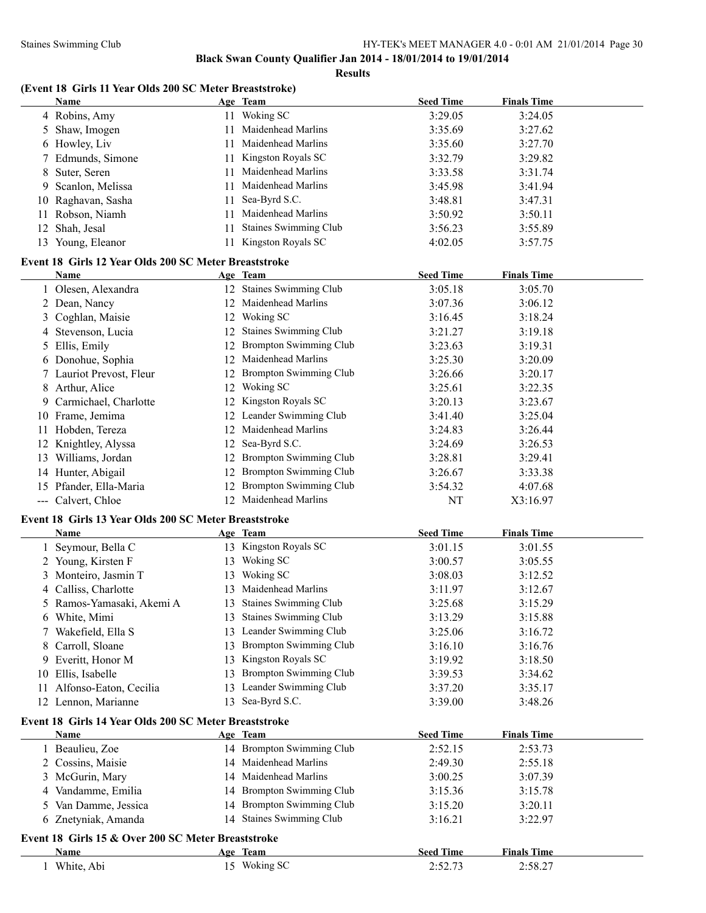# Black Swan County Qualifier Jan 2014 - 18/01/2014 to 19/01/2014

## Results

### (Event 18 Girls 11 Year Olds 200 SC Meter Breaststroke)

| | Name | Age | Team | Seed Time | Finals Time |
|---|---|---|---|---|---|
| 4 | Robins, Amy | 11 | Woking SC | 3:29.05 | 3:24.05 |
| 5 | Shaw, Imogen | 11 | Maidenhead Marlins | 3:35.69 | 3:27.62 |
| 6 | Howley, Liv | 11 | Maidenhead Marlins | 3:35.60 | 3:27.70 |
| 7 | Edmunds, Simone | 11 | Kingston Royals SC | 3:32.79 | 3:29.82 |
| 8 | Suter, Seren | 11 | Maidenhead Marlins | 3:33.58 | 3:31.74 |
| 9 | Scanlon, Melissa | 11 | Maidenhead Marlins | 3:45.98 | 3:41.94 |
| 10 | Raghavan, Sasha | 11 | Sea-Byrd S.C. | 3:48.81 | 3:47.31 |
| 11 | Robson, Niamh | 11 | Maidenhead Marlins | 3:50.92 | 3:50.11 |
| 12 | Shah, Jesal | 11 | Staines Swimming Club | 3:56.23 | 3:55.89 |
| 13 | Young, Eleanor | 11 | Kingston Royals SC | 4:02.05 | 3:57.75 |

### Event 18 Girls 12 Year Olds 200 SC Meter Breaststroke

| | Name | Age | Team | Seed Time | Finals Time |
|---|---|---|---|---|---|
| 1 | Olesen, Alexandra | 12 | Staines Swimming Club | 3:05.18 | 3:05.70 |
| 2 | Dean, Nancy | 12 | Maidenhead Marlins | 3:07.36 | 3:06.12 |
| 3 | Coghlan, Maisie | 12 | Woking SC | 3:16.45 | 3:18.24 |
| 4 | Stevenson, Lucia | 12 | Staines Swimming Club | 3:21.27 | 3:19.18 |
| 5 | Ellis, Emily | 12 | Brompton Swimming Club | 3:23.63 | 3:19.31 |
| 6 | Donohue, Sophia | 12 | Maidenhead Marlins | 3:25.30 | 3:20.09 |
| 7 | Lauriot Prevost, Fleur | 12 | Brompton Swimming Club | 3:26.66 | 3:20.17 |
| 8 | Arthur, Alice | 12 | Woking SC | 3:25.61 | 3:22.35 |
| 9 | Carmichael, Charlotte | 12 | Kingston Royals SC | 3:20.13 | 3:23.67 |
| 10 | Frame, Jemima | 12 | Leander Swimming Club | 3:41.40 | 3:25.04 |
| 11 | Hobden, Tereza | 12 | Maidenhead Marlins | 3:24.83 | 3:26.44 |
| 12 | Knightley, Alyssa | 12 | Sea-Byrd S.C. | 3:24.69 | 3:26.53 |
| 13 | Williams, Jordan | 12 | Brompton Swimming Club | 3:28.81 | 3:29.41 |
| 14 | Hunter, Abigail | 12 | Brompton Swimming Club | 3:26.67 | 3:33.38 |
| 15 | Pfander, Ella-Maria | 12 | Brompton Swimming Club | 3:54.32 | 4:07.68 |
| --- | Calvert, Chloe | 12 | Maidenhead Marlins | NT | X3:16.97 |

### Event 18 Girls 13 Year Olds 200 SC Meter Breaststroke

| | Name | Age | Team | Seed Time | Finals Time |
|---|---|---|---|---|---|
| 1 | Seymour, Bella C | 13 | Kingston Royals SC | 3:01.15 | 3:01.55 |
| 2 | Young, Kirsten F | 13 | Woking SC | 3:00.57 | 3:05.55 |
| 3 | Monteiro, Jasmin T | 13 | Woking SC | 3:08.03 | 3:12.52 |
| 4 | Calliss, Charlotte | 13 | Maidenhead Marlins | 3:11.97 | 3:12.67 |
| 5 | Ramos-Yamasaki, Akemi A | 13 | Staines Swimming Club | 3:25.68 | 3:15.29 |
| 6 | White, Mimi | 13 | Staines Swimming Club | 3:13.29 | 3:15.88 |
| 7 | Wakefield, Ella S | 13 | Leander Swimming Club | 3:25.06 | 3:16.72 |
| 8 | Carroll, Sloane | 13 | Brompton Swimming Club | 3:16.10 | 3:16.76 |
| 9 | Everitt, Honor M | 13 | Kingston Royals SC | 3:19.92 | 3:18.50 |
| 10 | Ellis, Isabelle | 13 | Brompton Swimming Club | 3:39.53 | 3:34.62 |
| 11 | Alfonso-Eaton, Cecilia | 13 | Leander Swimming Club | 3:37.20 | 3:35.17 |
| 12 | Lennon, Marianne | 13 | Sea-Byrd S.C. | 3:39.00 | 3:48.26 |

### Event 18 Girls 14 Year Olds 200 SC Meter Breaststroke

| | Name | Age | Team | Seed Time | Finals Time |
|---|---|---|---|---|---|
| 1 | Beaulieu, Zoe | 14 | Brompton Swimming Club | 2:52.15 | 2:53.73 |
| 2 | Cossins, Maisie | 14 | Maidenhead Marlins | 2:49.30 | 2:55.18 |
| 3 | McGurin, Mary | 14 | Maidenhead Marlins | 3:00.25 | 3:07.39 |
| 4 | Vandamme, Emilia | 14 | Brompton Swimming Club | 3:15.36 | 3:15.78 |
| 5 | Van Damme, Jessica | 14 | Brompton Swimming Club | 3:15.20 | 3:20.11 |
| 6 | Znetyniak, Amanda | 14 | Staines Swimming Club | 3:16.21 | 3:22.97 |

### Event 18 Girls 15 & Over 200 SC Meter Breaststroke

| | Name | Age | Team | Seed Time | Finals Time |
|---|---|---|---|---|---|
| 1 | White, Abi | 15 | Woking SC | 2:52.73 | 2:58.27 |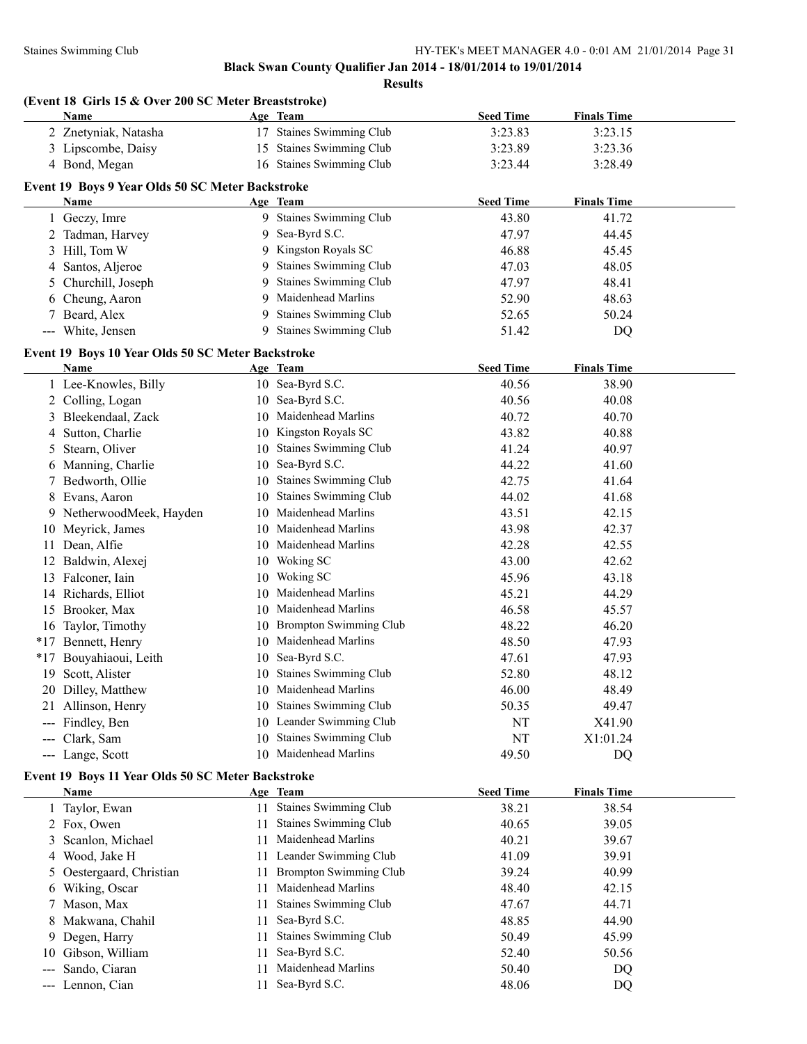**Black Swan County Qualifier Jan 2014 - 18/01/2014 to 19/01/2014**

**Results**

### (Event 18 Girls 15 & Over 200 SC Meter Breaststroke)

| | Name | Age | Team | Seed Time | Finals Time |
|---|---|---|---|---|---|
| 2 | Znetyniak, Natasha | 17 | Staines Swimming Club | 3:23.83 | 3:23.15 |
| 3 | Lipscombe, Daisy | 15 | Staines Swimming Club | 3:23.89 | 3:23.36 |
| 4 | Bond, Megan | 16 | Staines Swimming Club | 3:23.44 | 3:28.49 |

### Event 19 Boys 9 Year Olds 50 SC Meter Backstroke

| | Name | Age | Team | Seed Time | Finals Time |
|---|---|---|---|---|---|
| 1 | Geczy, Imre | 9 | Staines Swimming Club | 43.80 | 41.72 |
| 2 | Tadman, Harvey | 9 | Sea-Byrd S.C. | 47.97 | 44.45 |
| 3 | Hill, Tom W | 9 | Kingston Royals SC | 46.88 | 45.45 |
| 4 | Santos, Aljeroe | 9 | Staines Swimming Club | 47.03 | 48.05 |
| 5 | Churchill, Joseph | 9 | Staines Swimming Club | 47.97 | 48.41 |
| 6 | Cheung, Aaron | 9 | Maidenhead Marlins | 52.90 | 48.63 |
| 7 | Beard, Alex | 9 | Staines Swimming Club | 52.65 | 50.24 |
| --- | White, Jensen | 9 | Staines Swimming Club | 51.42 | DQ |

### Event 19 Boys 10 Year Olds 50 SC Meter Backstroke

| | Name | Age | Team | Seed Time | Finals Time |
|---|---|---|---|---|---|
| 1 | Lee-Knowles, Billy | 10 | Sea-Byrd S.C. | 40.56 | 38.90 |
| 2 | Colling, Logan | 10 | Sea-Byrd S.C. | 40.56 | 40.08 |
| 3 | Bleekendaal, Zack | 10 | Maidenhead Marlins | 40.72 | 40.70 |
| 4 | Sutton, Charlie | 10 | Kingston Royals SC | 43.82 | 40.88 |
| 5 | Stearn, Oliver | 10 | Staines Swimming Club | 41.24 | 40.97 |
| 6 | Manning, Charlie | 10 | Sea-Byrd S.C. | 44.22 | 41.60 |
| 7 | Bedworth, Ollie | 10 | Staines Swimming Club | 42.75 | 41.64 |
| 8 | Evans, Aaron | 10 | Staines Swimming Club | 44.02 | 41.68 |
| 9 | NetherwoodMeek, Hayden | 10 | Maidenhead Marlins | 43.51 | 42.15 |
| 10 | Meyrick, James | 10 | Maidenhead Marlins | 43.98 | 42.37 |
| 11 | Dean, Alfie | 10 | Maidenhead Marlins | 42.28 | 42.55 |
| 12 | Baldwin, Alexej | 10 | Woking SC | 43.00 | 42.62 |
| 13 | Falconer, Iain | 10 | Woking SC | 45.96 | 43.18 |
| 14 | Richards, Elliot | 10 | Maidenhead Marlins | 45.21 | 44.29 |
| 15 | Brooker, Max | 10 | Maidenhead Marlins | 46.58 | 45.57 |
| 16 | Taylor, Timothy | 10 | Brompton Swimming Club | 48.22 | 46.20 |
| *17 | Bennett, Henry | 10 | Maidenhead Marlins | 48.50 | 47.93 |
| *17 | Bouyahiaoui, Leith | 10 | Sea-Byrd S.C. | 47.61 | 47.93 |
| 19 | Scott, Alister | 10 | Staines Swimming Club | 52.80 | 48.12 |
| 20 | Dilley, Matthew | 10 | Maidenhead Marlins | 46.00 | 48.49 |
| 21 | Allinson, Henry | 10 | Staines Swimming Club | 50.35 | 49.47 |
| --- | Findley, Ben | 10 | Leander Swimming Club | NT | X41.90 |
| --- | Clark, Sam | 10 | Staines Swimming Club | NT | X1:01.24 |
| --- | Lange, Scott | 10 | Maidenhead Marlins | 49.50 | DQ |

### Event 19 Boys 11 Year Olds 50 SC Meter Backstroke

| | Name | Age | Team | Seed Time | Finals Time |
|---|---|---|---|---|---|
| 1 | Taylor, Ewan | 11 | Staines Swimming Club | 38.21 | 38.54 |
| 2 | Fox, Owen | 11 | Staines Swimming Club | 40.65 | 39.05 |
| 3 | Scanlon, Michael | 11 | Maidenhead Marlins | 40.21 | 39.67 |
| 4 | Wood, Jake H | 11 | Leander Swimming Club | 41.09 | 39.91 |
| 5 | Oestergaard, Christian | 11 | Brompton Swimming Club | 39.24 | 40.99 |
| 6 | Wiking, Oscar | 11 | Maidenhead Marlins | 48.40 | 42.15 |
| 7 | Mason, Max | 11 | Staines Swimming Club | 47.67 | 44.71 |
| 8 | Makwana, Chahil | 11 | Sea-Byrd S.C. | 48.85 | 44.90 |
| 9 | Degen, Harry | 11 | Staines Swimming Club | 50.49 | 45.99 |
| 10 | Gibson, William | 11 | Sea-Byrd S.C. | 52.40 | 50.56 |
| --- | Sando, Ciaran | 11 | Maidenhead Marlins | 50.40 | DQ |
| --- | Lennon, Cian | 11 | Sea-Byrd S.C. | 48.06 | DQ |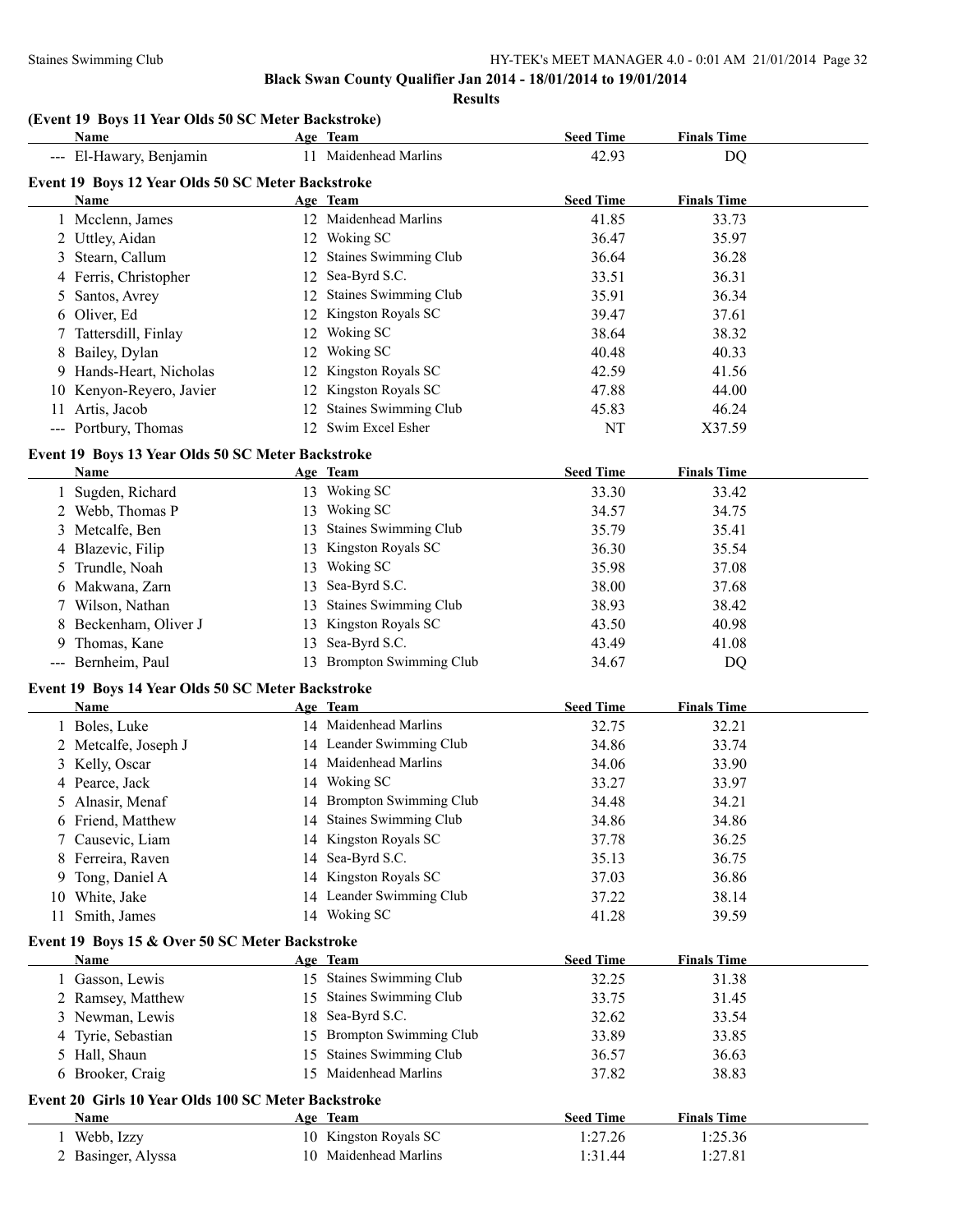**Black Swan County Qualifier Jan 2014 - 18/01/2014 to 19/01/2014**

**Results**

### (Event 19 Boys 11 Year Olds 50 SC Meter Backstroke)

| | Name | Age | Team | Seed Time | Finals Time |
|---|---|---|---|---|---|
| --- | El-Hawary, Benjamin | 11 | Maidenhead Marlins | 42.93 | DQ |

### Event 19 Boys 12 Year Olds 50 SC Meter Backstroke

| | Name | Age | Team | Seed Time | Finals Time |
|---|---|---|---|---|---|
| 1 | Mcclenn, James | 12 | Maidenhead Marlins | 41.85 | 33.73 |
| 2 | Uttley, Aidan | 12 | Woking SC | 36.47 | 35.97 |
| 3 | Stearn, Callum | 12 | Staines Swimming Club | 36.64 | 36.28 |
| 4 | Ferris, Christopher | 12 | Sea-Byrd S.C. | 33.51 | 36.31 |
| 5 | Santos, Avrey | 12 | Staines Swimming Club | 35.91 | 36.34 |
| 6 | Oliver, Ed | 12 | Kingston Royals SC | 39.47 | 37.61 |
| 7 | Tattersdill, Finlay | 12 | Woking SC | 38.64 | 38.32 |
| 8 | Bailey, Dylan | 12 | Woking SC | 40.48 | 40.33 |
| 9 | Hands-Heart, Nicholas | 12 | Kingston Royals SC | 42.59 | 41.56 |
| 10 | Kenyon-Reyero, Javier | 12 | Kingston Royals SC | 47.88 | 44.00 |
| 11 | Artis, Jacob | 12 | Staines Swimming Club | 45.83 | 46.24 |
| --- | Portbury, Thomas | 12 | Swim Excel Esher | NT | X37.59 |

### Event 19 Boys 13 Year Olds 50 SC Meter Backstroke

| | Name | Age | Team | Seed Time | Finals Time |
|---|---|---|---|---|---|
| 1 | Sugden, Richard | 13 | Woking SC | 33.30 | 33.42 |
| 2 | Webb, Thomas P | 13 | Woking SC | 34.57 | 34.75 |
| 3 | Metcalfe, Ben | 13 | Staines Swimming Club | 35.79 | 35.41 |
| 4 | Blazevic, Filip | 13 | Kingston Royals SC | 36.30 | 35.54 |
| 5 | Trundle, Noah | 13 | Woking SC | 35.98 | 37.08 |
| 6 | Makwana, Zarn | 13 | Sea-Byrd S.C. | 38.00 | 37.68 |
| 7 | Wilson, Nathan | 13 | Staines Swimming Club | 38.93 | 38.42 |
| 8 | Beckenham, Oliver J | 13 | Kingston Royals SC | 43.50 | 40.98 |
| 9 | Thomas, Kane | 13 | Sea-Byrd S.C. | 43.49 | 41.08 |
| --- | Bernheim, Paul | 13 | Brompton Swimming Club | 34.67 | DQ |

### Event 19 Boys 14 Year Olds 50 SC Meter Backstroke

| | Name | Age | Team | Seed Time | Finals Time |
|---|---|---|---|---|---|
| 1 | Boles, Luke | 14 | Maidenhead Marlins | 32.75 | 32.21 |
| 2 | Metcalfe, Joseph J | 14 | Leander Swimming Club | 34.86 | 33.74 |
| 3 | Kelly, Oscar | 14 | Maidenhead Marlins | 34.06 | 33.90 |
| 4 | Pearce, Jack | 14 | Woking SC | 33.27 | 33.97 |
| 5 | Alnasir, Menaf | 14 | Brompton Swimming Club | 34.48 | 34.21 |
| 6 | Friend, Matthew | 14 | Staines Swimming Club | 34.86 | 34.86 |
| 7 | Causevic, Liam | 14 | Kingston Royals SC | 37.78 | 36.25 |
| 8 | Ferreira, Raven | 14 | Sea-Byrd S.C. | 35.13 | 36.75 |
| 9 | Tong, Daniel A | 14 | Kingston Royals SC | 37.03 | 36.86 |
| 10 | White, Jake | 14 | Leander Swimming Club | 37.22 | 38.14 |
| 11 | Smith, James | 14 | Woking SC | 41.28 | 39.59 |

### Event 19 Boys 15 & Over 50 SC Meter Backstroke

| | Name | Age | Team | Seed Time | Finals Time |
|---|---|---|---|---|---|
| 1 | Gasson, Lewis | 15 | Staines Swimming Club | 32.25 | 31.38 |
| 2 | Ramsey, Matthew | 15 | Staines Swimming Club | 33.75 | 31.45 |
| 3 | Newman, Lewis | 18 | Sea-Byrd S.C. | 32.62 | 33.54 |
| 4 | Tyrie, Sebastian | 15 | Brompton Swimming Club | 33.89 | 33.85 |
| 5 | Hall, Shaun | 15 | Staines Swimming Club | 36.57 | 36.63 |
| 6 | Brooker, Craig | 15 | Maidenhead Marlins | 37.82 | 38.83 |

### Event 20 Girls 10 Year Olds 100 SC Meter Backstroke

| | Name | Age | Team | Seed Time | Finals Time |
|---|---|---|---|---|---|
| 1 | Webb, Izzy | 10 | Kingston Royals SC | 1:27.26 | 1:25.36 |
| 2 | Basinger, Alyssa | 10 | Maidenhead Marlins | 1:31.44 | 1:27.81 |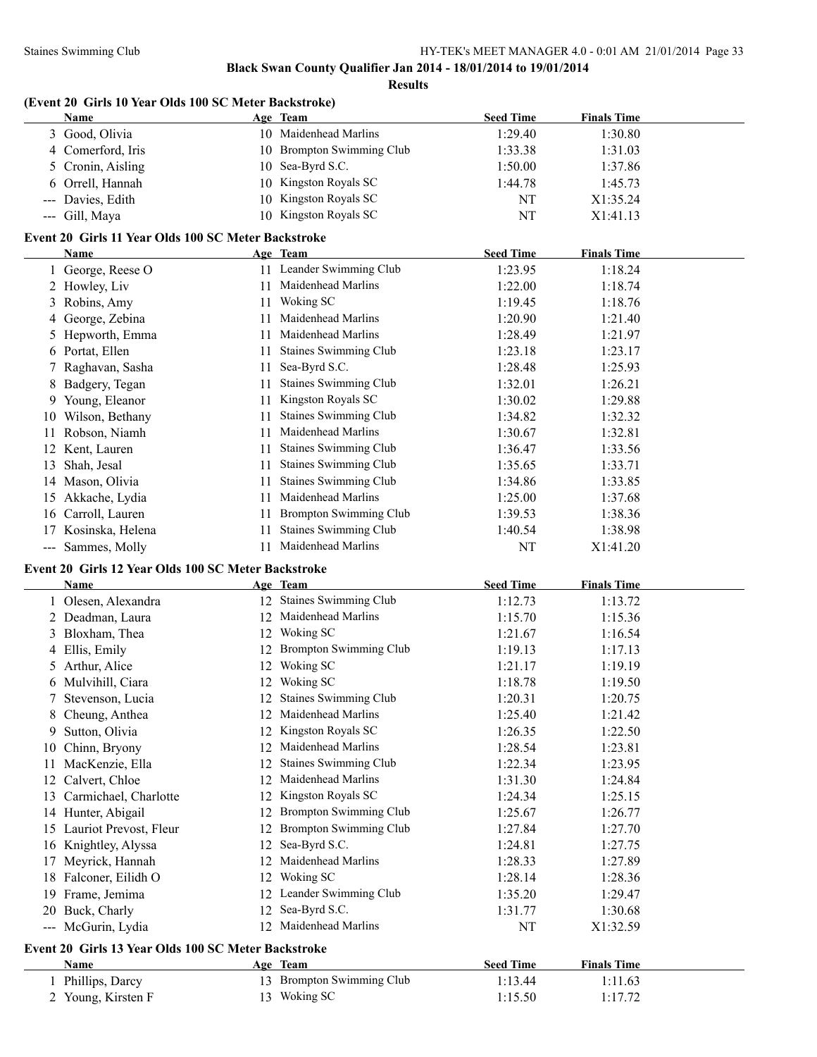## Black Swan County Qualifier Jan 2014 - 18/01/2014 to 19/01/2014

### Results

#### (Event 20 Girls 10 Year Olds 100 SC Meter Backstroke)

| | Name | Age | Team | Seed Time | Finals Time |
|---|---|---|---|---|---|
| 3 | Good, Olivia | 10 | Maidenhead Marlins | 1:29.40 | 1:30.80 |
| 4 | Comerford, Iris | 10 | Brompton Swimming Club | 1:33.38 | 1:31.03 |
| 5 | Cronin, Aisling | 10 | Sea-Byrd S.C. | 1:50.00 | 1:37.86 |
| 6 | Orrell, Hannah | 10 | Kingston Royals SC | 1:44.78 | 1:45.73 |
| --- | Davies, Edith | 10 | Kingston Royals SC | NT | X1:35.24 |
| --- | Gill, Maya | 10 | Kingston Royals SC | NT | X1:41.13 |

#### Event 20 Girls 11 Year Olds 100 SC Meter Backstroke

| | Name | Age | Team | Seed Time | Finals Time |
|---|---|---|---|---|---|
| 1 | George, Reese O | 11 | Leander Swimming Club | 1:23.95 | 1:18.24 |
| 2 | Howley, Liv | 11 | Maidenhead Marlins | 1:22.00 | 1:18.74 |
| 3 | Robins, Amy | 11 | Woking SC | 1:19.45 | 1:18.76 |
| 4 | George, Zebina | 11 | Maidenhead Marlins | 1:20.90 | 1:21.40 |
| 5 | Hepworth, Emma | 11 | Maidenhead Marlins | 1:28.49 | 1:21.97 |
| 6 | Portat, Ellen | 11 | Staines Swimming Club | 1:23.18 | 1:23.17 |
| 7 | Raghavan, Sasha | 11 | Sea-Byrd S.C. | 1:28.48 | 1:25.93 |
| 8 | Badgery, Tegan | 11 | Staines Swimming Club | 1:32.01 | 1:26.21 |
| 9 | Young, Eleanor | 11 | Kingston Royals SC | 1:30.02 | 1:29.88 |
| 10 | Wilson, Bethany | 11 | Staines Swimming Club | 1:34.82 | 1:32.32 |
| 11 | Robson, Niamh | 11 | Maidenhead Marlins | 1:30.67 | 1:32.81 |
| 12 | Kent, Lauren | 11 | Staines Swimming Club | 1:36.47 | 1:33.56 |
| 13 | Shah, Jesal | 11 | Staines Swimming Club | 1:35.65 | 1:33.71 |
| 14 | Mason, Olivia | 11 | Staines Swimming Club | 1:34.86 | 1:33.85 |
| 15 | Akkache, Lydia | 11 | Maidenhead Marlins | 1:25.00 | 1:37.68 |
| 16 | Carroll, Lauren | 11 | Brompton Swimming Club | 1:39.53 | 1:38.36 |
| 17 | Kosinska, Helena | 11 | Staines Swimming Club | 1:40.54 | 1:38.98 |
| --- | Sammes, Molly | 11 | Maidenhead Marlins | NT | X1:41.20 |

#### Event 20 Girls 12 Year Olds 100 SC Meter Backstroke

| | Name | Age | Team | Seed Time | Finals Time |
|---|---|---|---|---|---|
| 1 | Olesen, Alexandra | 12 | Staines Swimming Club | 1:12.73 | 1:13.72 |
| 2 | Deadman, Laura | 12 | Maidenhead Marlins | 1:15.70 | 1:15.36 |
| 3 | Bloxham, Thea | 12 | Woking SC | 1:21.67 | 1:16.54 |
| 4 | Ellis, Emily | 12 | Brompton Swimming Club | 1:19.13 | 1:17.13 |
| 5 | Arthur, Alice | 12 | Woking SC | 1:21.17 | 1:19.19 |
| 6 | Mulvihill, Ciara | 12 | Woking SC | 1:18.78 | 1:19.50 |
| 7 | Stevenson, Lucia | 12 | Staines Swimming Club | 1:20.31 | 1:20.75 |
| 8 | Cheung, Anthea | 12 | Maidenhead Marlins | 1:25.40 | 1:21.42 |
| 9 | Sutton, Olivia | 12 | Kingston Royals SC | 1:26.35 | 1:22.50 |
| 10 | Chinn, Bryony | 12 | Maidenhead Marlins | 1:28.54 | 1:23.81 |
| 11 | MacKenzie, Ella | 12 | Staines Swimming Club | 1:22.34 | 1:23.95 |
| 12 | Calvert, Chloe | 12 | Maidenhead Marlins | 1:31.30 | 1:24.84 |
| 13 | Carmichael, Charlotte | 12 | Kingston Royals SC | 1:24.34 | 1:25.15 |
| 14 | Hunter, Abigail | 12 | Brompton Swimming Club | 1:25.67 | 1:26.77 |
| 15 | Lauriot Prevost, Fleur | 12 | Brompton Swimming Club | 1:27.84 | 1:27.70 |
| 16 | Knightley, Alyssa | 12 | Sea-Byrd S.C. | 1:24.81 | 1:27.75 |
| 17 | Meyrick, Hannah | 12 | Maidenhead Marlins | 1:28.33 | 1:27.89 |
| 18 | Falconer, Eilidh O | 12 | Woking SC | 1:28.14 | 1:28.36 |
| 19 | Frame, Jemima | 12 | Leander Swimming Club | 1:35.20 | 1:29.47 |
| 20 | Buck, Charly | 12 | Sea-Byrd S.C. | 1:31.77 | 1:30.68 |
| --- | McGurin, Lydia | 12 | Maidenhead Marlins | NT | X1:32.59 |

#### Event 20 Girls 13 Year Olds 100 SC Meter Backstroke

| | Name | Age | Team | Seed Time | Finals Time |
|---|---|---|---|---|---|
| 1 | Phillips, Darcy | 13 | Brompton Swimming Club | 1:13.44 | 1:11.63 |
| 2 | Young, Kirsten F | 13 | Woking SC | 1:15.50 | 1:17.72 |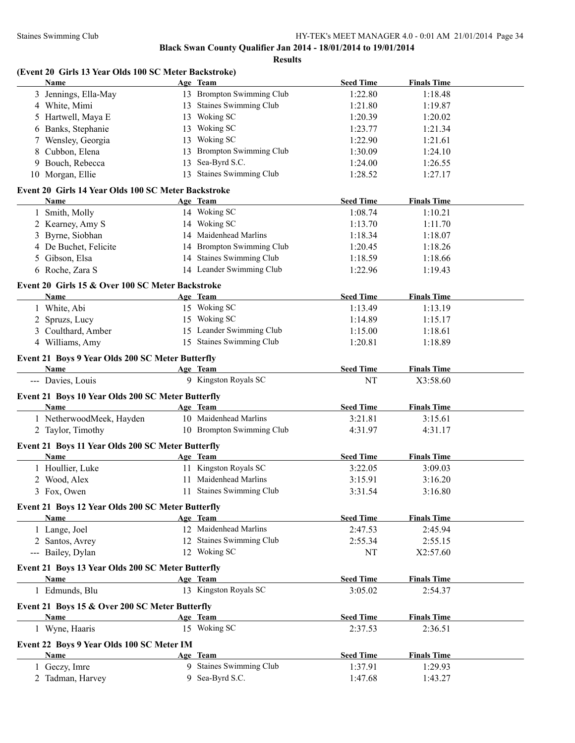**Black Swan County Qualifier Jan 2014 - 18/01/2014 to 19/01/2014**

**Results**

### (Event 20 Girls 13 Year Olds 100 SC Meter Backstroke)

| | Name | Age | Team | Seed Time | Finals Time |
|---|---|---|---|---|---|
| 3 | Jennings, Ella-May | 13 | Brompton Swimming Club | 1:22.80 | 1:18.48 |
| 4 | White, Mimi | 13 | Staines Swimming Club | 1:21.80 | 1:19.87 |
| 5 | Hartwell, Maya E | 13 | Woking SC | 1:20.39 | 1:20.02 |
| 6 | Banks, Stephanie | 13 | Woking SC | 1:23.77 | 1:21.34 |
| 7 | Wensley, Georgia | 13 | Woking SC | 1:22.90 | 1:21.61 |
| 8 | Cubbon, Elena | 13 | Brompton Swimming Club | 1:30.09 | 1:24.10 |
| 9 | Bouch, Rebecca | 13 | Sea-Byrd S.C. | 1:24.00 | 1:26.55 |
| 10 | Morgan, Ellie | 13 | Staines Swimming Club | 1:28.52 | 1:27.17 |

### Event 20 Girls 14 Year Olds 100 SC Meter Backstroke

| | Name | Age | Team | Seed Time | Finals Time |
|---|---|---|---|---|---|
| 1 | Smith, Molly | 14 | Woking SC | 1:08.74 | 1:10.21 |
| 2 | Kearney, Amy S | 14 | Woking SC | 1:13.70 | 1:11.70 |
| 3 | Byrne, Siobhan | 14 | Maidenhead Marlins | 1:18.34 | 1:18.07 |
| 4 | De Buchet, Felicite | 14 | Brompton Swimming Club | 1:20.45 | 1:18.26 |
| 5 | Gibson, Elsa | 14 | Staines Swimming Club | 1:18.59 | 1:18.66 |
| 6 | Roche, Zara S | 14 | Leander Swimming Club | 1:22.96 | 1:19.43 |

### Event 20 Girls 15 & Over 100 SC Meter Backstroke

| | Name | Age | Team | Seed Time | Finals Time |
|---|---|---|---|---|---|
| 1 | White, Abi | 15 | Woking SC | 1:13.49 | 1:13.19 |
| 2 | Spruzs, Lucy | 15 | Woking SC | 1:14.89 | 1:15.17 |
| 3 | Coulthard, Amber | 15 | Leander Swimming Club | 1:15.00 | 1:18.61 |
| 4 | Williams, Amy | 15 | Staines Swimming Club | 1:20.81 | 1:18.89 |

### Event 21 Boys 9 Year Olds 200 SC Meter Butterfly

| | Name | Age | Team | Seed Time | Finals Time |
|---|---|---|---|---|---|
| --- | Davies, Louis | 9 | Kingston Royals SC | NT | X3:58.60 |

### Event 21 Boys 10 Year Olds 200 SC Meter Butterfly

| | Name | Age | Team | Seed Time | Finals Time |
|---|---|---|---|---|---|
| 1 | NetherwoodMeek, Hayden | 10 | Maidenhead Marlins | 3:21.81 | 3:15.61 |
| 2 | Taylor, Timothy | 10 | Brompton Swimming Club | 4:31.97 | 4:31.17 |

### Event 21 Boys 11 Year Olds 200 SC Meter Butterfly

| | Name | Age | Team | Seed Time | Finals Time |
|---|---|---|---|---|---|
| 1 | Houllier, Luke | 11 | Kingston Royals SC | 3:22.05 | 3:09.03 |
| 2 | Wood, Alex | 11 | Maidenhead Marlins | 3:15.91 | 3:16.20 |
| 3 | Fox, Owen | 11 | Staines Swimming Club | 3:31.54 | 3:16.80 |

### Event 21 Boys 12 Year Olds 200 SC Meter Butterfly

| | Name | Age | Team | Seed Time | Finals Time |
|---|---|---|---|---|---|
| 1 | Lange, Joel | 12 | Maidenhead Marlins | 2:47.53 | 2:45.94 |
| 2 | Santos, Avrey | 12 | Staines Swimming Club | 2:55.34 | 2:55.15 |
| --- | Bailey, Dylan | 12 | Woking SC | NT | X2:57.60 |

### Event 21 Boys 13 Year Olds 200 SC Meter Butterfly

| | Name | Age | Team | Seed Time | Finals Time |
|---|---|---|---|---|---|
| 1 | Edmunds, Blu | 13 | Kingston Royals SC | 3:05.02 | 2:54.37 |

### Event 21 Boys 15 & Over 200 SC Meter Butterfly

| | Name | Age | Team | Seed Time | Finals Time |
|---|---|---|---|---|---|
| 1 | Wyne, Haaris | 15 | Woking SC | 2:37.53 | 2:36.51 |

### Event 22 Boys 9 Year Olds 100 SC Meter IM

| | Name | Age | Team | Seed Time | Finals Time |
|---|---|---|---|---|---|
| 1 | Geczy, Imre | 9 | Staines Swimming Club | 1:37.91 | 1:29.93 |
| 2 | Tadman, Harvey | 9 | Sea-Byrd S.C. | 1:47.68 | 1:43.27 |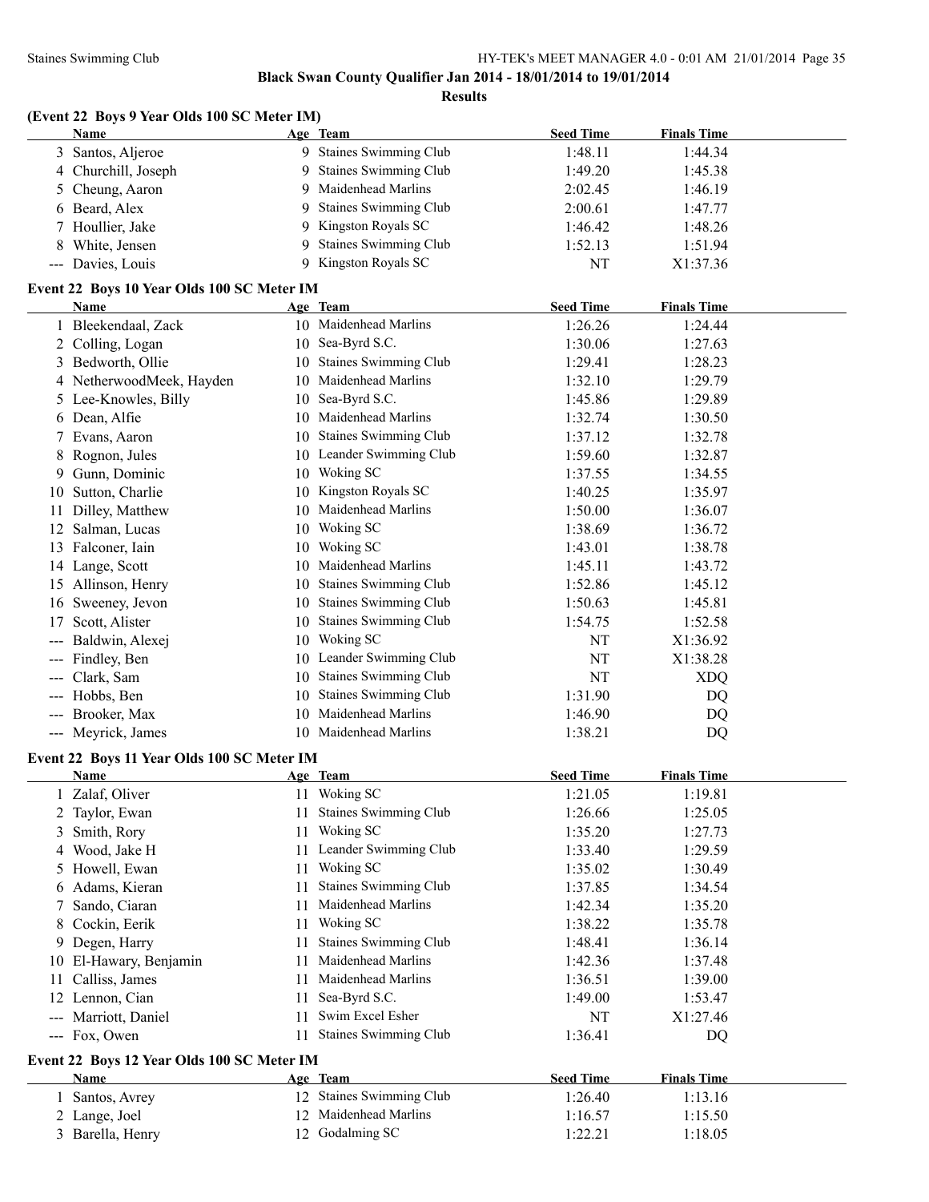**Black Swan County Qualifier Jan 2014 - 18/01/2014 to 19/01/2014**

**Results**

### (Event 22 Boys 9 Year Olds 100 SC Meter IM)

| | Name | Age | Team | Seed Time | Finals Time |
|---|---|---|---|---|---|
| 3 | Santos, Aljeroe | 9 | Staines Swimming Club | 1:48.11 | 1:44.34 |
| 4 | Churchill, Joseph | 9 | Staines Swimming Club | 1:49.20 | 1:45.38 |
| 5 | Cheung, Aaron | 9 | Maidenhead Marlins | 2:02.45 | 1:46.19 |
| 6 | Beard, Alex | 9 | Staines Swimming Club | 2:00.61 | 1:47.77 |
| 7 | Houllier, Jake | 9 | Kingston Royals SC | 1:46.42 | 1:48.26 |
| 8 | White, Jensen | 9 | Staines Swimming Club | 1:52.13 | 1:51.94 |
| --- | Davies, Louis | 9 | Kingston Royals SC | NT | X1:37.36 |

### Event 22 Boys 10 Year Olds 100 SC Meter IM

| | Name | Age | Team | Seed Time | Finals Time |
|---|---|---|---|---|---|
| 1 | Bleekendaal, Zack | 10 | Maidenhead Marlins | 1:26.26 | 1:24.44 |
| 2 | Colling, Logan | 10 | Sea-Byrd S.C. | 1:30.06 | 1:27.63 |
| 3 | Bedworth, Ollie | 10 | Staines Swimming Club | 1:29.41 | 1:28.23 |
| 4 | NetherwoodMeek, Hayden | 10 | Maidenhead Marlins | 1:32.10 | 1:29.79 |
| 5 | Lee-Knowles, Billy | 10 | Sea-Byrd S.C. | 1:45.86 | 1:29.89 |
| 6 | Dean, Alfie | 10 | Maidenhead Marlins | 1:32.74 | 1:30.50 |
| 7 | Evans, Aaron | 10 | Staines Swimming Club | 1:37.12 | 1:32.78 |
| 8 | Rognon, Jules | 10 | Leander Swimming Club | 1:59.60 | 1:32.87 |
| 9 | Gunn, Dominic | 10 | Woking SC | 1:37.55 | 1:34.55 |
| 10 | Sutton, Charlie | 10 | Kingston Royals SC | 1:40.25 | 1:35.97 |
| 11 | Dilley, Matthew | 10 | Maidenhead Marlins | 1:50.00 | 1:36.07 |
| 12 | Salman, Lucas | 10 | Woking SC | 1:38.69 | 1:36.72 |
| 13 | Falconer, Iain | 10 | Woking SC | 1:43.01 | 1:38.78 |
| 14 | Lange, Scott | 10 | Maidenhead Marlins | 1:45.11 | 1:43.72 |
| 15 | Allinson, Henry | 10 | Staines Swimming Club | 1:52.86 | 1:45.12 |
| 16 | Sweeney, Jevon | 10 | Staines Swimming Club | 1:50.63 | 1:45.81 |
| 17 | Scott, Alister | 10 | Staines Swimming Club | 1:54.75 | 1:52.58 |
| --- | Baldwin, Alexej | 10 | Woking SC | NT | X1:36.92 |
| --- | Findley, Ben | 10 | Leander Swimming Club | NT | X1:38.28 |
| --- | Clark, Sam | 10 | Staines Swimming Club | NT | XDQ |
| --- | Hobbs, Ben | 10 | Staines Swimming Club | 1:31.90 | DQ |
| --- | Brooker, Max | 10 | Maidenhead Marlins | 1:46.90 | DQ |
| --- | Meyrick, James | 10 | Maidenhead Marlins | 1:38.21 | DQ |

### Event 22 Boys 11 Year Olds 100 SC Meter IM

| | Name | Age | Team | Seed Time | Finals Time |
|---|---|---|---|---|---|
| 1 | Zalaf, Oliver | 11 | Woking SC | 1:21.05 | 1:19.81 |
| 2 | Taylor, Ewan | 11 | Staines Swimming Club | 1:26.66 | 1:25.05 |
| 3 | Smith, Rory | 11 | Woking SC | 1:35.20 | 1:27.73 |
| 4 | Wood, Jake H | 11 | Leander Swimming Club | 1:33.40 | 1:29.59 |
| 5 | Howell, Ewan | 11 | Woking SC | 1:35.02 | 1:30.49 |
| 6 | Adams, Kieran | 11 | Staines Swimming Club | 1:37.85 | 1:34.54 |
| 7 | Sando, Ciaran | 11 | Maidenhead Marlins | 1:42.34 | 1:35.20 |
| 8 | Cockin, Eerik | 11 | Woking SC | 1:38.22 | 1:35.78 |
| 9 | Degen, Harry | 11 | Staines Swimming Club | 1:48.41 | 1:36.14 |
| 10 | El-Hawary, Benjamin | 11 | Maidenhead Marlins | 1:42.36 | 1:37.48 |
| 11 | Calliss, James | 11 | Maidenhead Marlins | 1:36.51 | 1:39.00 |
| 12 | Lennon, Cian | 11 | Sea-Byrd S.C. | 1:49.00 | 1:53.47 |
| --- | Marriott, Daniel | 11 | Swim Excel Esher | NT | X1:27.46 |
| --- | Fox, Owen | 11 | Staines Swimming Club | 1:36.41 | DQ |

### Event 22 Boys 12 Year Olds 100 SC Meter IM

| | Name | Age | Team | Seed Time | Finals Time |
|---|---|---|---|---|---|
| 1 | Santos, Avrey | 12 | Staines Swimming Club | 1:26.40 | 1:13.16 |
| 2 | Lange, Joel | 12 | Maidenhead Marlins | 1:16.57 | 1:15.50 |
| 3 | Barella, Henry | 12 | Godalming SC | 1:22.21 | 1:18.05 |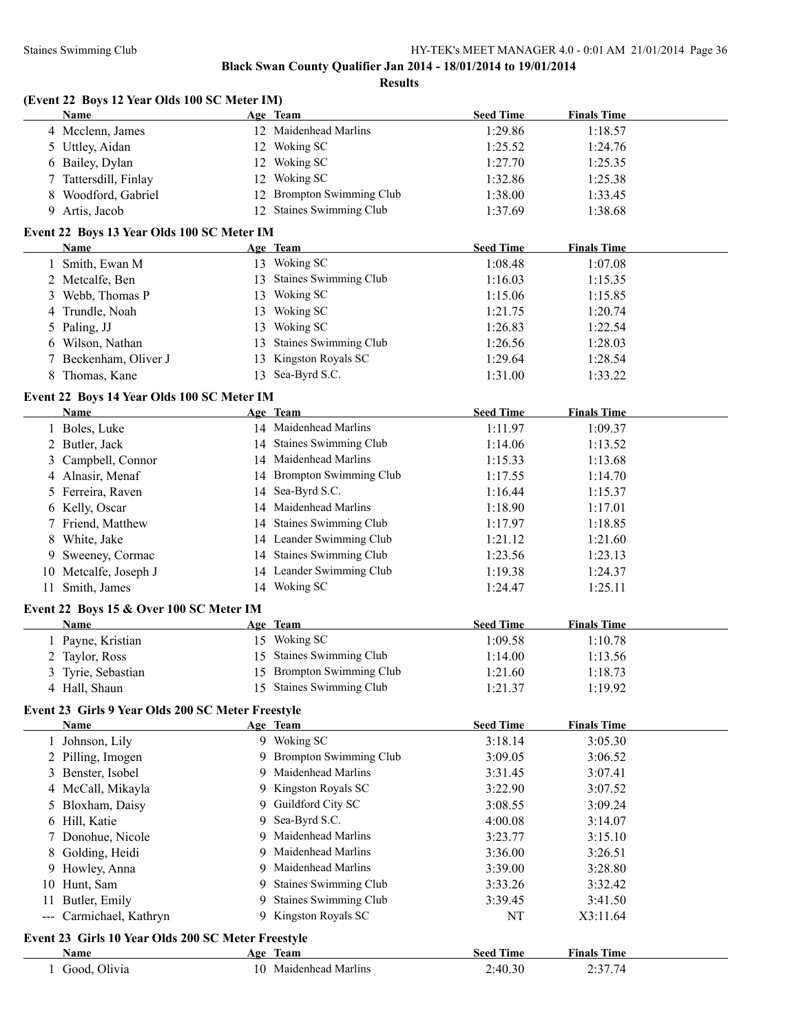**Black Swan County Qualifier Jan 2014 - 18/01/2014 to 19/01/2014**

**Results**

### (Event 22 Boys 12 Year Olds 100 SC Meter IM)

| | Name | Age | Team | Seed Time | Finals Time |
|---|---|---|---|---|---|
| 4 | Mcclenn, James | 12 | Maidenhead Marlins | 1:29.86 | 1:18.57 |
| 5 | Uttley, Aidan | 12 | Woking SC | 1:25.52 | 1:24.76 |
| 6 | Bailey, Dylan | 12 | Woking SC | 1:27.70 | 1:25.35 |
| 7 | Tattersdill, Finlay | 12 | Woking SC | 1:32.86 | 1:25.38 |
| 8 | Woodford, Gabriel | 12 | Brompton Swimming Club | 1:38.00 | 1:33.45 |
| 9 | Artis, Jacob | 12 | Staines Swimming Club | 1:37.69 | 1:38.68 |

### Event 22 Boys 13 Year Olds 100 SC Meter IM

| | Name | Age | Team | Seed Time | Finals Time |
|---|---|---|---|---|---|
| 1 | Smith, Ewan M | 13 | Woking SC | 1:08.48 | 1:07.08 |
| 2 | Metcalfe, Ben | 13 | Staines Swimming Club | 1:16.03 | 1:15.35 |
| 3 | Webb, Thomas P | 13 | Woking SC | 1:15.06 | 1:15.85 |
| 4 | Trundle, Noah | 13 | Woking SC | 1:21.75 | 1:20.74 |
| 5 | Paling, JJ | 13 | Woking SC | 1:26.83 | 1:22.54 |
| 6 | Wilson, Nathan | 13 | Staines Swimming Club | 1:26.56 | 1:28.03 |
| 7 | Beckenham, Oliver J | 13 | Kingston Royals SC | 1:29.64 | 1:28.54 |
| 8 | Thomas, Kane | 13 | Sea-Byrd S.C. | 1:31.00 | 1:33.22 |

### Event 22 Boys 14 Year Olds 100 SC Meter IM

| | Name | Age | Team | Seed Time | Finals Time |
|---|---|---|---|---|---|
| 1 | Boles, Luke | 14 | Maidenhead Marlins | 1:11.97 | 1:09.37 |
| 2 | Butler, Jack | 14 | Staines Swimming Club | 1:14.06 | 1:13.52 |
| 3 | Campbell, Connor | 14 | Maidenhead Marlins | 1:15.33 | 1:13.68 |
| 4 | Alnasir, Menaf | 14 | Brompton Swimming Club | 1:17.55 | 1:14.70 |
| 5 | Ferreira, Raven | 14 | Sea-Byrd S.C. | 1:16.44 | 1:15.37 |
| 6 | Kelly, Oscar | 14 | Maidenhead Marlins | 1:18.90 | 1:17.01 |
| 7 | Friend, Matthew | 14 | Staines Swimming Club | 1:17.97 | 1:18.85 |
| 8 | White, Jake | 14 | Leander Swimming Club | 1:21.12 | 1:21.60 |
| 9 | Sweeney, Cormac | 14 | Staines Swimming Club | 1:23.56 | 1:23.13 |
| 10 | Metcalfe, Joseph J | 14 | Leander Swimming Club | 1:19.38 | 1:24.37 |
| 11 | Smith, James | 14 | Woking SC | 1:24.47 | 1:25.11 |

### Event 22 Boys 15 & Over 100 SC Meter IM

| | Name | Age | Team | Seed Time | Finals Time |
|---|---|---|---|---|---|
| 1 | Payne, Kristian | 15 | Woking SC | 1:09.58 | 1:10.78 |
| 2 | Taylor, Ross | 15 | Staines Swimming Club | 1:14.00 | 1:13.56 |
| 3 | Tyrie, Sebastian | 15 | Brompton Swimming Club | 1:21.60 | 1:18.73 |
| 4 | Hall, Shaun | 15 | Staines Swimming Club | 1:21.37 | 1:19.92 |

### Event 23 Girls 9 Year Olds 200 SC Meter Freestyle

| | Name | Age | Team | Seed Time | Finals Time |
|---|---|---|---|---|---|
| 1 | Johnson, Lily | 9 | Woking SC | 3:18.14 | 3:05.30 |
| 2 | Pilling, Imogen | 9 | Brompton Swimming Club | 3:09.05 | 3:06.52 |
| 3 | Benster, Isobel | 9 | Maidenhead Marlins | 3:31.45 | 3:07.41 |
| 4 | McCall, Mikayla | 9 | Kingston Royals SC | 3:22.90 | 3:07.52 |
| 5 | Bloxham, Daisy | 9 | Guildford City SC | 3:08.55 | 3:09.24 |
| 6 | Hill, Katie | 9 | Sea-Byrd S.C. | 4:00.08 | 3:14.07 |
| 7 | Donohue, Nicole | 9 | Maidenhead Marlins | 3:23.77 | 3:15.10 |
| 8 | Golding, Heidi | 9 | Maidenhead Marlins | 3:36.00 | 3:26.51 |
| 9 | Howley, Anna | 9 | Maidenhead Marlins | 3:39.00 | 3:28.80 |
| 10 | Hunt, Sam | 9 | Staines Swimming Club | 3:33.26 | 3:32.42 |
| 11 | Butler, Emily | 9 | Staines Swimming Club | 3:39.45 | 3:41.50 |
| --- | Carmichael, Kathryn | 9 | Kingston Royals SC | NT | X3:11.64 |

### Event 23 Girls 10 Year Olds 200 SC Meter Freestyle

| | Name | Age | Team | Seed Time | Finals Time |
|---|---|---|---|---|---|
| 1 | Good, Olivia | 10 | Maidenhead Marlins | 2:40.30 | 2:37.74 |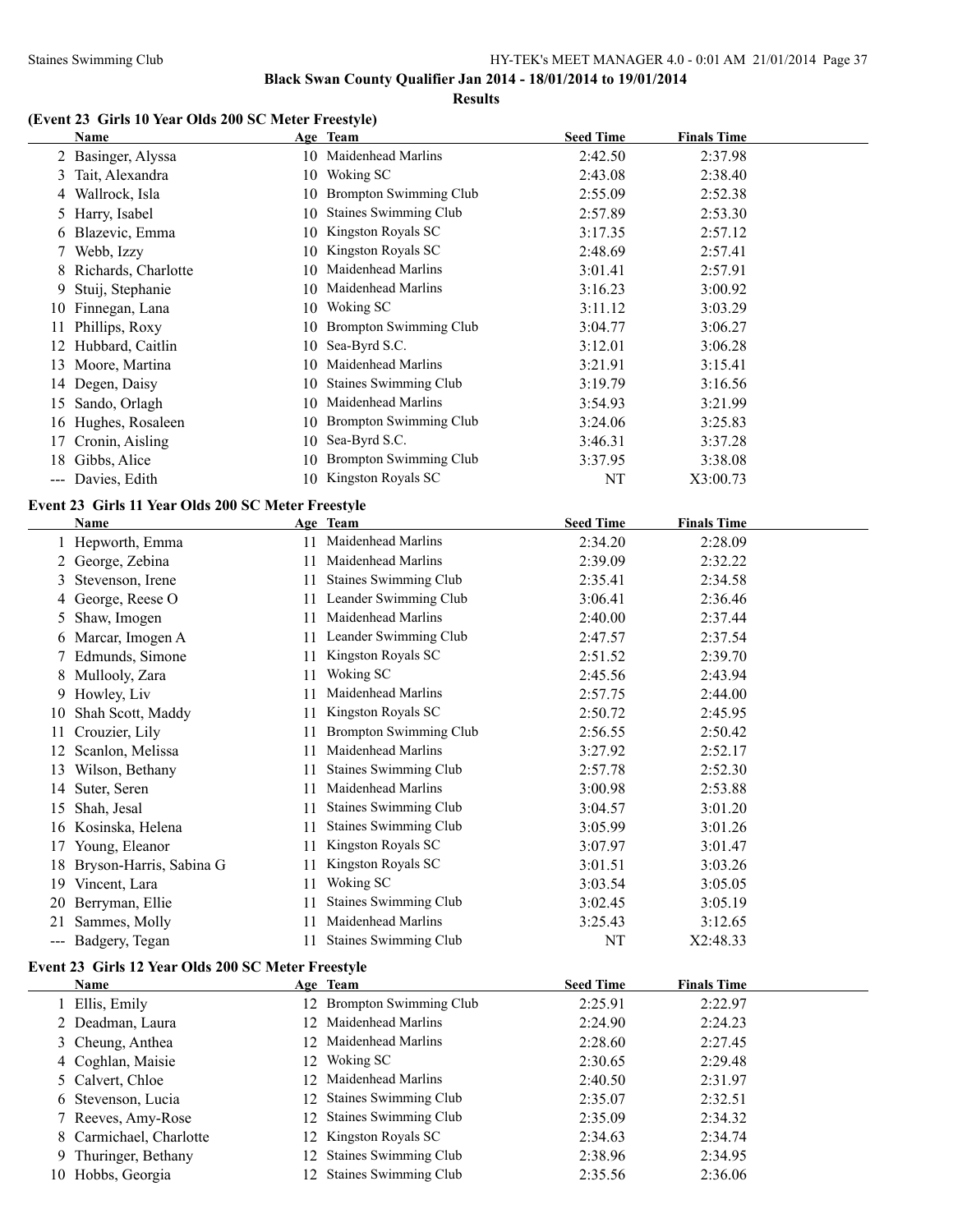**Black Swan County Qualifier Jan 2014 - 18/01/2014 to 19/01/2014**

**Results**

### (Event 23 Girls 10 Year Olds 200 SC Meter Freestyle)

| | Name | Age | Team | Seed Time | Finals Time |
|---|---|---|---|---|---|
| 2 | Basinger, Alyssa | 10 | Maidenhead Marlins | 2:42.50 | 2:37.98 |
| 3 | Tait, Alexandra | 10 | Woking SC | 2:43.08 | 2:38.40 |
| 4 | Wallrock, Isla | 10 | Brompton Swimming Club | 2:55.09 | 2:52.38 |
| 5 | Harry, Isabel | 10 | Staines Swimming Club | 2:57.89 | 2:53.30 |
| 6 | Blazevic, Emma | 10 | Kingston Royals SC | 3:17.35 | 2:57.12 |
| 7 | Webb, Izzy | 10 | Kingston Royals SC | 2:48.69 | 2:57.41 |
| 8 | Richards, Charlotte | 10 | Maidenhead Marlins | 3:01.41 | 2:57.91 |
| 9 | Stuij, Stephanie | 10 | Maidenhead Marlins | 3:16.23 | 3:00.92 |
| 10 | Finnegan, Lana | 10 | Woking SC | 3:11.12 | 3:03.29 |
| 11 | Phillips, Roxy | 10 | Brompton Swimming Club | 3:04.77 | 3:06.27 |
| 12 | Hubbard, Caitlin | 10 | Sea-Byrd S.C. | 3:12.01 | 3:06.28 |
| 13 | Moore, Martina | 10 | Maidenhead Marlins | 3:21.91 | 3:15.41 |
| 14 | Degen, Daisy | 10 | Staines Swimming Club | 3:19.79 | 3:16.56 |
| 15 | Sando, Orlagh | 10 | Maidenhead Marlins | 3:54.93 | 3:21.99 |
| 16 | Hughes, Rosaleen | 10 | Brompton Swimming Club | 3:24.06 | 3:25.83 |
| 17 | Cronin, Aisling | 10 | Sea-Byrd S.C. | 3:46.31 | 3:37.28 |
| 18 | Gibbs, Alice | 10 | Brompton Swimming Club | 3:37.95 | 3:38.08 |
| --- | Davies, Edith | 10 | Kingston Royals SC | NT | X3:00.73 |

### Event 23 Girls 11 Year Olds 200 SC Meter Freestyle

| | Name | Age | Team | Seed Time | Finals Time |
|---|---|---|---|---|---|
| 1 | Hepworth, Emma | 11 | Maidenhead Marlins | 2:34.20 | 2:28.09 |
| 2 | George, Zebina | 11 | Maidenhead Marlins | 2:39.09 | 2:32.22 |
| 3 | Stevenson, Irene | 11 | Staines Swimming Club | 2:35.41 | 2:34.58 |
| 4 | George, Reese O | 11 | Leander Swimming Club | 3:06.41 | 2:36.46 |
| 5 | Shaw, Imogen | 11 | Maidenhead Marlins | 2:40.00 | 2:37.44 |
| 6 | Marcar, Imogen A | 11 | Leander Swimming Club | 2:47.57 | 2:37.54 |
| 7 | Edmunds, Simone | 11 | Kingston Royals SC | 2:51.52 | 2:39.70 |
| 8 | Mullooly, Zara | 11 | Woking SC | 2:45.56 | 2:43.94 |
| 9 | Howley, Liv | 11 | Maidenhead Marlins | 2:57.75 | 2:44.00 |
| 10 | Shah Scott, Maddy | 11 | Kingston Royals SC | 2:50.72 | 2:45.95 |
| 11 | Crouzier, Lily | 11 | Brompton Swimming Club | 2:56.55 | 2:50.42 |
| 12 | Scanlon, Melissa | 11 | Maidenhead Marlins | 3:27.92 | 2:52.17 |
| 13 | Wilson, Bethany | 11 | Staines Swimming Club | 2:57.78 | 2:52.30 |
| 14 | Suter, Seren | 11 | Maidenhead Marlins | 3:00.98 | 2:53.88 |
| 15 | Shah, Jesal | 11 | Staines Swimming Club | 3:04.57 | 3:01.20 |
| 16 | Kosinska, Helena | 11 | Staines Swimming Club | 3:05.99 | 3:01.26 |
| 17 | Young, Eleanor | 11 | Kingston Royals SC | 3:07.97 | 3:01.47 |
| 18 | Bryson-Harris, Sabina G | 11 | Kingston Royals SC | 3:01.51 | 3:03.26 |
| 19 | Vincent, Lara | 11 | Woking SC | 3:03.54 | 3:05.05 |
| 20 | Berryman, Ellie | 11 | Staines Swimming Club | 3:02.45 | 3:05.19 |
| 21 | Sammes, Molly | 11 | Maidenhead Marlins | 3:25.43 | 3:12.65 |
| --- | Badgery, Tegan | 11 | Staines Swimming Club | NT | X2:48.33 |

### Event 23 Girls 12 Year Olds 200 SC Meter Freestyle

| | Name | Age | Team | Seed Time | Finals Time |
|---|---|---|---|---|---|
| 1 | Ellis, Emily | 12 | Brompton Swimming Club | 2:25.91 | 2:22.97 |
| 2 | Deadman, Laura | 12 | Maidenhead Marlins | 2:24.90 | 2:24.23 |
| 3 | Cheung, Anthea | 12 | Maidenhead Marlins | 2:28.60 | 2:27.45 |
| 4 | Coghlan, Maisie | 12 | Woking SC | 2:30.65 | 2:29.48 |
| 5 | Calvert, Chloe | 12 | Maidenhead Marlins | 2:40.50 | 2:31.97 |
| 6 | Stevenson, Lucia | 12 | Staines Swimming Club | 2:35.07 | 2:32.51 |
| 7 | Reeves, Amy-Rose | 12 | Staines Swimming Club | 2:35.09 | 2:34.32 |
| 8 | Carmichael, Charlotte | 12 | Kingston Royals SC | 2:34.63 | 2:34.74 |
| 9 | Thuringer, Bethany | 12 | Staines Swimming Club | 2:38.96 | 2:34.95 |
| 10 | Hobbs, Georgia | 12 | Staines Swimming Club | 2:35.56 | 2:36.06 |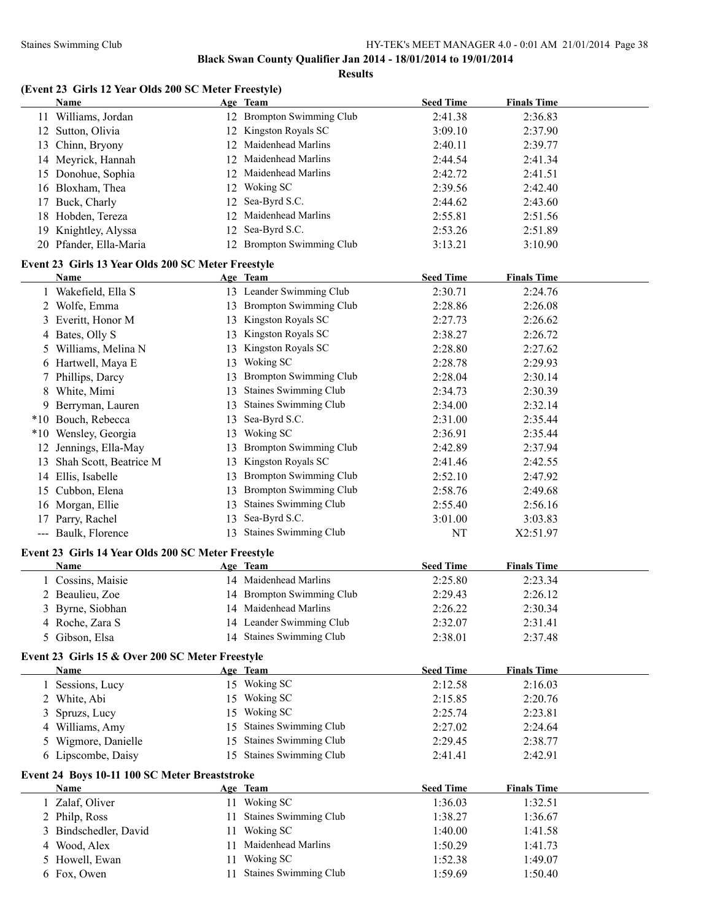**Black Swan County Qualifier Jan 2014 - 18/01/2014 to 19/01/2014**

**Results**

### (Event 23 Girls 12 Year Olds 200 SC Meter Freestyle)

| | Name | Age | Team | Seed Time | Finals Time |
|---|---|---|---|---|---|
| 11 | Williams, Jordan | 12 | Brompton Swimming Club | 2:41.38 | 2:36.83 |
| 12 | Sutton, Olivia | 12 | Kingston Royals SC | 3:09.10 | 2:37.90 |
| 13 | Chinn, Bryony | 12 | Maidenhead Marlins | 2:40.11 | 2:39.77 |
| 14 | Meyrick, Hannah | 12 | Maidenhead Marlins | 2:44.54 | 2:41.34 |
| 15 | Donohue, Sophia | 12 | Maidenhead Marlins | 2:42.72 | 2:41.51 |
| 16 | Bloxham, Thea | 12 | Woking SC | 2:39.56 | 2:42.40 |
| 17 | Buck, Charly | 12 | Sea-Byrd S.C. | 2:44.62 | 2:43.60 |
| 18 | Hobden, Tereza | 12 | Maidenhead Marlins | 2:55.81 | 2:51.56 |
| 19 | Knightley, Alyssa | 12 | Sea-Byrd S.C. | 2:53.26 | 2:51.89 |
| 20 | Pfander, Ella-Maria | 12 | Brompton Swimming Club | 3:13.21 | 3:10.90 |

### Event 23 Girls 13 Year Olds 200 SC Meter Freestyle

| | Name | Age | Team | Seed Time | Finals Time |
|---|---|---|---|---|---|
| 1 | Wakefield, Ella S | 13 | Leander Swimming Club | 2:30.71 | 2:24.76 |
| 2 | Wolfe, Emma | 13 | Brompton Swimming Club | 2:28.86 | 2:26.08 |
| 3 | Everitt, Honor M | 13 | Kingston Royals SC | 2:27.73 | 2:26.62 |
| 4 | Bates, Olly S | 13 | Kingston Royals SC | 2:38.27 | 2:26.72 |
| 5 | Williams, Melina N | 13 | Kingston Royals SC | 2:28.80 | 2:27.62 |
| 6 | Hartwell, Maya E | 13 | Woking SC | 2:28.78 | 2:29.93 |
| 7 | Phillips, Darcy | 13 | Brompton Swimming Club | 2:28.04 | 2:30.14 |
| 8 | White, Mimi | 13 | Staines Swimming Club | 2:34.73 | 2:30.39 |
| 9 | Berryman, Lauren | 13 | Staines Swimming Club | 2:34.00 | 2:32.14 |
| *10 | Bouch, Rebecca | 13 | Sea-Byrd S.C. | 2:31.00 | 2:35.44 |
| *10 | Wensley, Georgia | 13 | Woking SC | 2:36.91 | 2:35.44 |
| 12 | Jennings, Ella-May | 13 | Brompton Swimming Club | 2:42.89 | 2:37.94 |
| 13 | Shah Scott, Beatrice M | 13 | Kingston Royals SC | 2:41.46 | 2:42.55 |
| 14 | Ellis, Isabelle | 13 | Brompton Swimming Club | 2:52.10 | 2:47.92 |
| 15 | Cubbon, Elena | 13 | Brompton Swimming Club | 2:58.76 | 2:49.68 |
| 16 | Morgan, Ellie | 13 | Staines Swimming Club | 2:55.40 | 2:56.16 |
| 17 | Parry, Rachel | 13 | Sea-Byrd S.C. | 3:01.00 | 3:03.83 |
| --- | Baulk, Florence | 13 | Staines Swimming Club | NT | X2:51.97 |

### Event 23 Girls 14 Year Olds 200 SC Meter Freestyle

| | Name | Age | Team | Seed Time | Finals Time |
|---|---|---|---|---|---|
| 1 | Cossins, Maisie | 14 | Maidenhead Marlins | 2:25.80 | 2:23.34 |
| 2 | Beaulieu, Zoe | 14 | Brompton Swimming Club | 2:29.43 | 2:26.12 |
| 3 | Byrne, Siobhan | 14 | Maidenhead Marlins | 2:26.22 | 2:30.34 |
| 4 | Roche, Zara S | 14 | Leander Swimming Club | 2:32.07 | 2:31.41 |
| 5 | Gibson, Elsa | 14 | Staines Swimming Club | 2:38.01 | 2:37.48 |

### Event 23 Girls 15 & Over 200 SC Meter Freestyle

| | Name | Age | Team | Seed Time | Finals Time |
|---|---|---|---|---|---|
| 1 | Sessions, Lucy | 15 | Woking SC | 2:12.58 | 2:16.03 |
| 2 | White, Abi | 15 | Woking SC | 2:15.85 | 2:20.76 |
| 3 | Spruzs, Lucy | 15 | Woking SC | 2:25.74 | 2:23.81 |
| 4 | Williams, Amy | 15 | Staines Swimming Club | 2:27.02 | 2:24.64 |
| 5 | Wigmore, Danielle | 15 | Staines Swimming Club | 2:29.45 | 2:38.77 |
| 6 | Lipscombe, Daisy | 15 | Staines Swimming Club | 2:41.41 | 2:42.91 |

### Event 24 Boys 10-11 100 SC Meter Breaststroke

| | Name | Age | Team | Seed Time | Finals Time |
|---|---|---|---|---|---|
| 1 | Zalaf, Oliver | 11 | Woking SC | 1:36.03 | 1:32.51 |
| 2 | Philp, Ross | 11 | Staines Swimming Club | 1:38.27 | 1:36.67 |
| 3 | Bindschedler, David | 11 | Woking SC | 1:40.00 | 1:41.58 |
| 4 | Wood, Alex | 11 | Maidenhead Marlins | 1:50.29 | 1:41.73 |
| 5 | Howell, Ewan | 11 | Woking SC | 1:52.38 | 1:49.07 |
| 6 | Fox, Owen | 11 | Staines Swimming Club | 1:59.69 | 1:50.40 |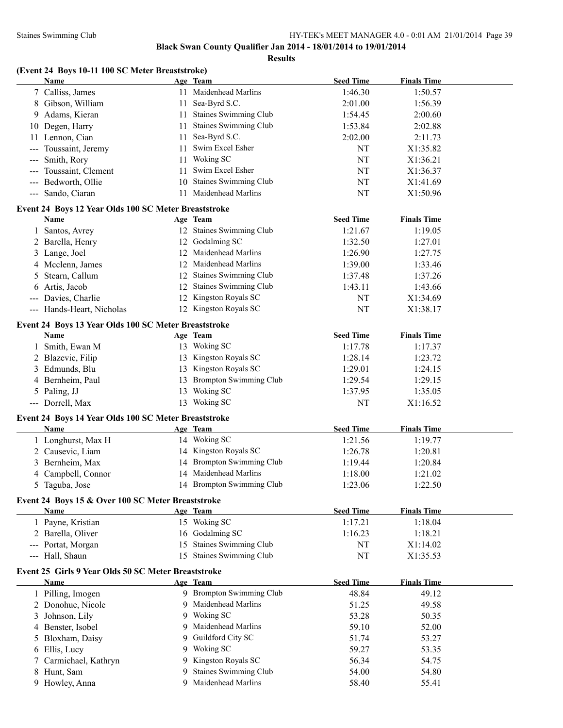**Black Swan County Qualifier Jan 2014 - 18/01/2014 to 19/01/2014**

**Results**

### (Event 24 Boys 10-11 100 SC Meter Breaststroke)

| | Name | Age | Team | Seed Time | Finals Time |
|---|---|---|---|---|---|
| 7 | Calliss, James | 11 | Maidenhead Marlins | 1:46.30 | 1:50.57 |
| 8 | Gibson, William | 11 | Sea-Byrd S.C. | 2:01.00 | 1:56.39 |
| 9 | Adams, Kieran | 11 | Staines Swimming Club | 1:54.45 | 2:00.60 |
| 10 | Degen, Harry | 11 | Staines Swimming Club | 1:53.84 | 2:02.88 |
| 11 | Lennon, Cian | 11 | Sea-Byrd S.C. | 2:02.00 | 2:11.73 |
| --- | Toussaint, Jeremy | 11 | Swim Excel Esher | NT | X1:35.82 |
| --- | Smith, Rory | 11 | Woking SC | NT | X1:36.21 |
| --- | Toussaint, Clement | 11 | Swim Excel Esher | NT | X1:36.37 |
| --- | Bedworth, Ollie | 10 | Staines Swimming Club | NT | X1:41.69 |
| --- | Sando, Ciaran | 11 | Maidenhead Marlins | NT | X1:50.96 |

### Event 24 Boys 12 Year Olds 100 SC Meter Breaststroke

| | Name | Age | Team | Seed Time | Finals Time |
|---|---|---|---|---|---|
| 1 | Santos, Avrey | 12 | Staines Swimming Club | 1:21.67 | 1:19.05 |
| 2 | Barella, Henry | 12 | Godalming SC | 1:32.50 | 1:27.01 |
| 3 | Lange, Joel | 12 | Maidenhead Marlins | 1:26.90 | 1:27.75 |
| 4 | Mcclenn, James | 12 | Maidenhead Marlins | 1:39.00 | 1:33.46 |
| 5 | Stearn, Callum | 12 | Staines Swimming Club | 1:37.48 | 1:37.26 |
| 6 | Artis, Jacob | 12 | Staines Swimming Club | 1:43.11 | 1:43.66 |
| --- | Davies, Charlie | 12 | Kingston Royals SC | NT | X1:34.69 |
| --- | Hands-Heart, Nicholas | 12 | Kingston Royals SC | NT | X1:38.17 |

### Event 24 Boys 13 Year Olds 100 SC Meter Breaststroke

| | Name | Age | Team | Seed Time | Finals Time |
|---|---|---|---|---|---|
| 1 | Smith, Ewan M | 13 | Woking SC | 1:17.78 | 1:17.37 |
| 2 | Blazevic, Filip | 13 | Kingston Royals SC | 1:28.14 | 1:23.72 |
| 3 | Edmunds, Blu | 13 | Kingston Royals SC | 1:29.01 | 1:24.15 |
| 4 | Bernheim, Paul | 13 | Brompton Swimming Club | 1:29.54 | 1:29.15 |
| 5 | Paling, JJ | 13 | Woking SC | 1:37.95 | 1:35.05 |
| --- | Dorrell, Max | 13 | Woking SC | NT | X1:16.52 |

### Event 24 Boys 14 Year Olds 100 SC Meter Breaststroke

| | Name | Age | Team | Seed Time | Finals Time |
|---|---|---|---|---|---|
| 1 | Longhurst, Max H | 14 | Woking SC | 1:21.56 | 1:19.77 |
| 2 | Causevic, Liam | 14 | Kingston Royals SC | 1:26.78 | 1:20.81 |
| 3 | Bernheim, Max | 14 | Brompton Swimming Club | 1:19.44 | 1:20.84 |
| 4 | Campbell, Connor | 14 | Maidenhead Marlins | 1:18.00 | 1:21.02 |
| 5 | Taguba, Jose | 14 | Brompton Swimming Club | 1:23.06 | 1:22.50 |

### Event 24 Boys 15 & Over 100 SC Meter Breaststroke

| | Name | Age | Team | Seed Time | Finals Time |
|---|---|---|---|---|---|
| 1 | Payne, Kristian | 15 | Woking SC | 1:17.21 | 1:18.04 |
| 2 | Barella, Oliver | 16 | Godalming SC | 1:16.23 | 1:18.21 |
| --- | Portat, Morgan | 15 | Staines Swimming Club | NT | X1:14.02 |
| --- | Hall, Shaun | 15 | Staines Swimming Club | NT | X1:35.53 |

### Event 25 Girls 9 Year Olds 50 SC Meter Breaststroke

| | Name | Age | Team | Seed Time | Finals Time |
|---|---|---|---|---|---|
| 1 | Pilling, Imogen | 9 | Brompton Swimming Club | 48.84 | 49.12 |
| 2 | Donohue, Nicole | 9 | Maidenhead Marlins | 51.25 | 49.58 |
| 3 | Johnson, Lily | 9 | Woking SC | 53.28 | 50.35 |
| 4 | Benster, Isobel | 9 | Maidenhead Marlins | 59.10 | 52.00 |
| 5 | Bloxham, Daisy | 9 | Guildford City SC | 51.74 | 53.27 |
| 6 | Ellis, Lucy | 9 | Woking SC | 59.27 | 53.35 |
| 7 | Carmichael, Kathryn | 9 | Kingston Royals SC | 56.34 | 54.75 |
| 8 | Hunt, Sam | 9 | Staines Swimming Club | 54.00 | 54.80 |
| 9 | Howley, Anna | 9 | Maidenhead Marlins | 58.40 | 55.41 |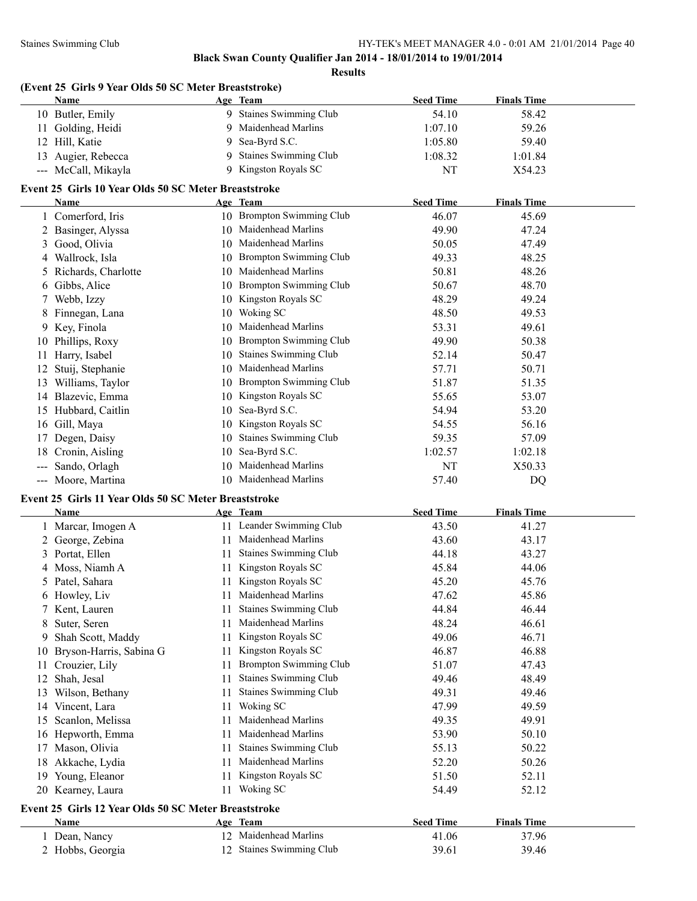**Black Swan County Qualifier Jan 2014 - 18/01/2014 to 19/01/2014**

**Results**

### (Event 25 Girls 9 Year Olds 50 SC Meter Breaststroke)

| | Name | Age | Team | Seed Time | Finals Time |
|---|---|---|---|---|---|
| 10 | Butler, Emily | 9 | Staines Swimming Club | 54.10 | 58.42 |
| 11 | Golding, Heidi | 9 | Maidenhead Marlins | 1:07.10 | 59.26 |
| 12 | Hill, Katie | 9 | Sea-Byrd S.C. | 1:05.80 | 59.40 |
| 13 | Augier, Rebecca | 9 | Staines Swimming Club | 1:08.32 | 1:01.84 |
| --- | McCall, Mikayla | 9 | Kingston Royals SC | NT | X54.23 |

### Event 25 Girls 10 Year Olds 50 SC Meter Breaststroke

| | Name | Age | Team | Seed Time | Finals Time |
|---|---|---|---|---|---|
| 1 | Comerford, Iris | 10 | Brompton Swimming Club | 46.07 | 45.69 |
| 2 | Basinger, Alyssa | 10 | Maidenhead Marlins | 49.90 | 47.24 |
| 3 | Good, Olivia | 10 | Maidenhead Marlins | 50.05 | 47.49 |
| 4 | Wallrock, Isla | 10 | Brompton Swimming Club | 49.33 | 48.25 |
| 5 | Richards, Charlotte | 10 | Maidenhead Marlins | 50.81 | 48.26 |
| 6 | Gibbs, Alice | 10 | Brompton Swimming Club | 50.67 | 48.70 |
| 7 | Webb, Izzy | 10 | Kingston Royals SC | 48.29 | 49.24 |
| 8 | Finnegan, Lana | 10 | Woking SC | 48.50 | 49.53 |
| 9 | Key, Finola | 10 | Maidenhead Marlins | 53.31 | 49.61 |
| 10 | Phillips, Roxy | 10 | Brompton Swimming Club | 49.90 | 50.38 |
| 11 | Harry, Isabel | 10 | Staines Swimming Club | 52.14 | 50.47 |
| 12 | Stuij, Stephanie | 10 | Maidenhead Marlins | 57.71 | 50.71 |
| 13 | Williams, Taylor | 10 | Brompton Swimming Club | 51.87 | 51.35 |
| 14 | Blazevic, Emma | 10 | Kingston Royals SC | 55.65 | 53.07 |
| 15 | Hubbard, Caitlin | 10 | Sea-Byrd S.C. | 54.94 | 53.20 |
| 16 | Gill, Maya | 10 | Kingston Royals SC | 54.55 | 56.16 |
| 17 | Degen, Daisy | 10 | Staines Swimming Club | 59.35 | 57.09 |
| 18 | Cronin, Aisling | 10 | Sea-Byrd S.C. | 1:02.57 | 1:02.18 |
| --- | Sando, Orlagh | 10 | Maidenhead Marlins | NT | X50.33 |
| --- | Moore, Martina | 10 | Maidenhead Marlins | 57.40 | DQ |

### Event 25 Girls 11 Year Olds 50 SC Meter Breaststroke

| | Name | Age | Team | Seed Time | Finals Time |
|---|---|---|---|---|---|
| 1 | Marcar, Imogen A | 11 | Leander Swimming Club | 43.50 | 41.27 |
| 2 | George, Zebina | 11 | Maidenhead Marlins | 43.60 | 43.17 |
| 3 | Portat, Ellen | 11 | Staines Swimming Club | 44.18 | 43.27 |
| 4 | Moss, Niamh A | 11 | Kingston Royals SC | 45.84 | 44.06 |
| 5 | Patel, Sahara | 11 | Kingston Royals SC | 45.20 | 45.76 |
| 6 | Howley, Liv | 11 | Maidenhead Marlins | 47.62 | 45.86 |
| 7 | Kent, Lauren | 11 | Staines Swimming Club | 44.84 | 46.44 |
| 8 | Suter, Seren | 11 | Maidenhead Marlins | 48.24 | 46.61 |
| 9 | Shah Scott, Maddy | 11 | Kingston Royals SC | 49.06 | 46.71 |
| 10 | Bryson-Harris, Sabina G | 11 | Kingston Royals SC | 46.87 | 46.88 |
| 11 | Crouzier, Lily | 11 | Brompton Swimming Club | 51.07 | 47.43 |
| 12 | Shah, Jesal | 11 | Staines Swimming Club | 49.46 | 48.49 |
| 13 | Wilson, Bethany | 11 | Staines Swimming Club | 49.31 | 49.46 |
| 14 | Vincent, Lara | 11 | Woking SC | 47.99 | 49.59 |
| 15 | Scanlon, Melissa | 11 | Maidenhead Marlins | 49.35 | 49.91 |
| 16 | Hepworth, Emma | 11 | Maidenhead Marlins | 53.90 | 50.10 |
| 17 | Mason, Olivia | 11 | Staines Swimming Club | 55.13 | 50.22 |
| 18 | Akkache, Lydia | 11 | Maidenhead Marlins | 52.20 | 50.26 |
| 19 | Young, Eleanor | 11 | Kingston Royals SC | 51.50 | 52.11 |
| 20 | Kearney, Laura | 11 | Woking SC | 54.49 | 52.12 |

### Event 25 Girls 12 Year Olds 50 SC Meter Breaststroke

| | Name | Age | Team | Seed Time | Finals Time |
|---|---|---|---|---|---|
| 1 | Dean, Nancy | 12 | Maidenhead Marlins | 41.06 | 37.96 |
| 2 | Hobbs, Georgia | 12 | Staines Swimming Club | 39.61 | 39.46 |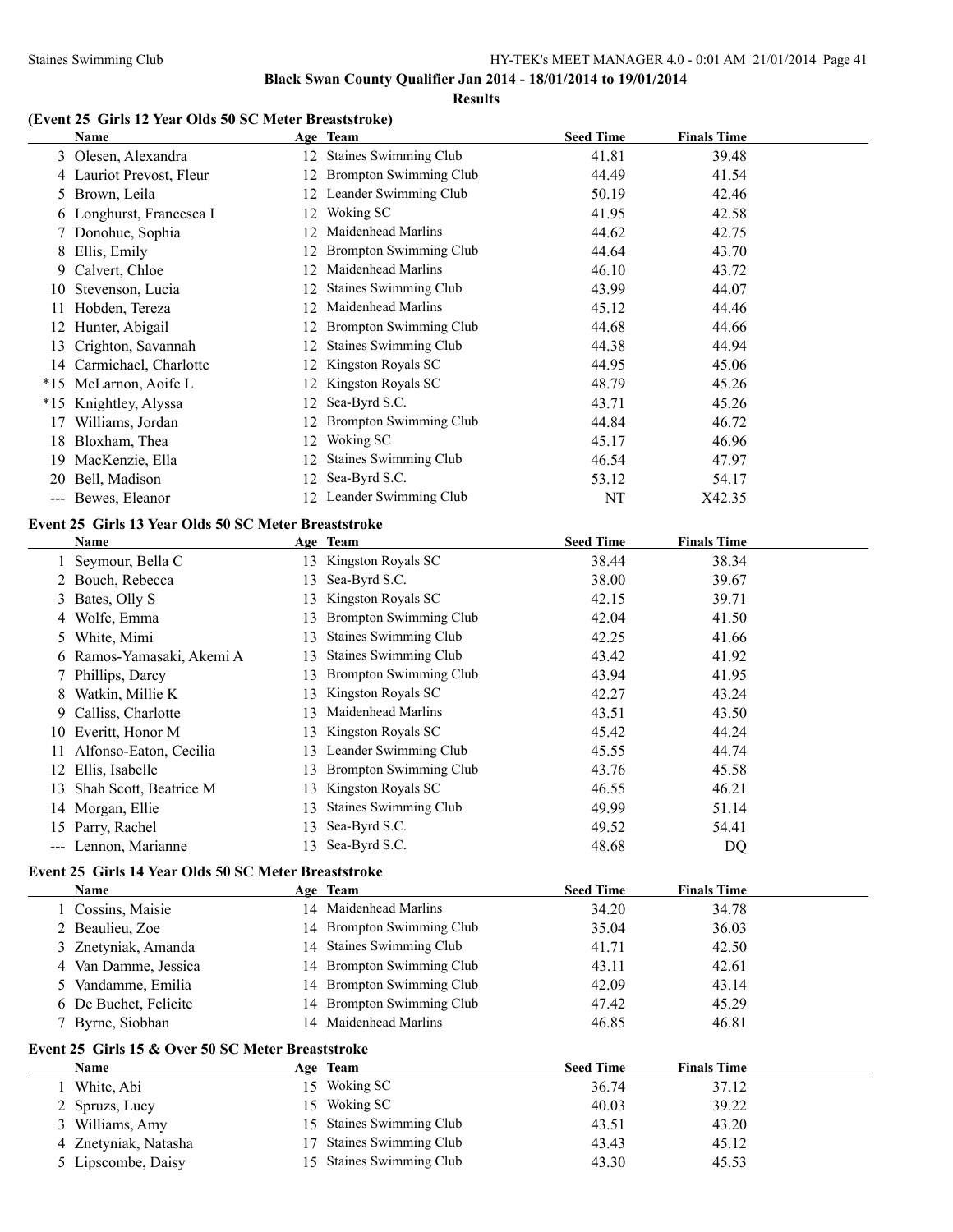## Black Swan County Qualifier Jan 2014 - 18/01/2014 to 19/01/2014

### Results

#### (Event 25 Girls 12 Year Olds 50 SC Meter Breaststroke)

| | Name | Age | Team | Seed Time | Finals Time |
|---|---|---|---|---|---|
| 3 | Olesen, Alexandra | 12 | Staines Swimming Club | 41.81 | 39.48 |
| 4 | Lauriot Prevost, Fleur | 12 | Brompton Swimming Club | 44.49 | 41.54 |
| 5 | Brown, Leila | 12 | Leander Swimming Club | 50.19 | 42.46 |
| 6 | Longhurst, Francesca I | 12 | Woking SC | 41.95 | 42.58 |
| 7 | Donohue, Sophia | 12 | Maidenhead Marlins | 44.62 | 42.75 |
| 8 | Ellis, Emily | 12 | Brompton Swimming Club | 44.64 | 43.70 |
| 9 | Calvert, Chloe | 12 | Maidenhead Marlins | 46.10 | 43.72 |
| 10 | Stevenson, Lucia | 12 | Staines Swimming Club | 43.99 | 44.07 |
| 11 | Hobden, Tereza | 12 | Maidenhead Marlins | 45.12 | 44.46 |
| 12 | Hunter, Abigail | 12 | Brompton Swimming Club | 44.68 | 44.66 |
| 13 | Crighton, Savannah | 12 | Staines Swimming Club | 44.38 | 44.94 |
| 14 | Carmichael, Charlotte | 12 | Kingston Royals SC | 44.95 | 45.06 |
| *15 | McLarnon, Aoife L | 12 | Kingston Royals SC | 48.79 | 45.26 |
| *15 | Knightley, Alyssa | 12 | Sea-Byrd S.C. | 43.71 | 45.26 |
| 17 | Williams, Jordan | 12 | Brompton Swimming Club | 44.84 | 46.72 |
| 18 | Bloxham, Thea | 12 | Woking SC | 45.17 | 46.96 |
| 19 | MacKenzie, Ella | 12 | Staines Swimming Club | 46.54 | 47.97 |
| 20 | Bell, Madison | 12 | Sea-Byrd S.C. | 53.12 | 54.17 |
| --- | Bewes, Eleanor | 12 | Leander Swimming Club | NT | X42.35 |

#### Event 25 Girls 13 Year Olds 50 SC Meter Breaststroke

| | Name | Age | Team | Seed Time | Finals Time |
|---|---|---|---|---|---|
| 1 | Seymour, Bella C | 13 | Kingston Royals SC | 38.44 | 38.34 |
| 2 | Bouch, Rebecca | 13 | Sea-Byrd S.C. | 38.00 | 39.67 |
| 3 | Bates, Olly S | 13 | Kingston Royals SC | 42.15 | 39.71 |
| 4 | Wolfe, Emma | 13 | Brompton Swimming Club | 42.04 | 41.50 |
| 5 | White, Mimi | 13 | Staines Swimming Club | 42.25 | 41.66 |
| 6 | Ramos-Yamasaki, Akemi A | 13 | Staines Swimming Club | 43.42 | 41.92 |
| 7 | Phillips, Darcy | 13 | Brompton Swimming Club | 43.94 | 41.95 |
| 8 | Watkin, Millie K | 13 | Kingston Royals SC | 42.27 | 43.24 |
| 9 | Calliss, Charlotte | 13 | Maidenhead Marlins | 43.51 | 43.50 |
| 10 | Everitt, Honor M | 13 | Kingston Royals SC | 45.42 | 44.24 |
| 11 | Alfonso-Eaton, Cecilia | 13 | Leander Swimming Club | 45.55 | 44.74 |
| 12 | Ellis, Isabelle | 13 | Brompton Swimming Club | 43.76 | 45.58 |
| 13 | Shah Scott, Beatrice M | 13 | Kingston Royals SC | 46.55 | 46.21 |
| 14 | Morgan, Ellie | 13 | Staines Swimming Club | 49.99 | 51.14 |
| 15 | Parry, Rachel | 13 | Sea-Byrd S.C. | 49.52 | 54.41 |
| --- | Lennon, Marianne | 13 | Sea-Byrd S.C. | 48.68 | DQ |

#### Event 25 Girls 14 Year Olds 50 SC Meter Breaststroke

| | Name | Age | Team | Seed Time | Finals Time |
|---|---|---|---|---|---|
| 1 | Cossins, Maisie | 14 | Maidenhead Marlins | 34.20 | 34.78 |
| 2 | Beaulieu, Zoe | 14 | Brompton Swimming Club | 35.04 | 36.03 |
| 3 | Znetyniak, Amanda | 14 | Staines Swimming Club | 41.71 | 42.50 |
| 4 | Van Damme, Jessica | 14 | Brompton Swimming Club | 43.11 | 42.61 |
| 5 | Vandamme, Emilia | 14 | Brompton Swimming Club | 42.09 | 43.14 |
| 6 | De Buchet, Felicite | 14 | Brompton Swimming Club | 47.42 | 45.29 |
| 7 | Byrne, Siobhan | 14 | Maidenhead Marlins | 46.85 | 46.81 |

#### Event 25 Girls 15 & Over 50 SC Meter Breaststroke

| | Name | Age | Team | Seed Time | Finals Time |
|---|---|---|---|---|---|
| 1 | White, Abi | 15 | Woking SC | 36.74 | 37.12 |
| 2 | Spruzs, Lucy | 15 | Woking SC | 40.03 | 39.22 |
| 3 | Williams, Amy | 15 | Staines Swimming Club | 43.51 | 43.20 |
| 4 | Znetyniak, Natasha | 17 | Staines Swimming Club | 43.43 | 45.12 |
| 5 | Lipscombe, Daisy | 15 | Staines Swimming Club | 43.30 | 45.53 |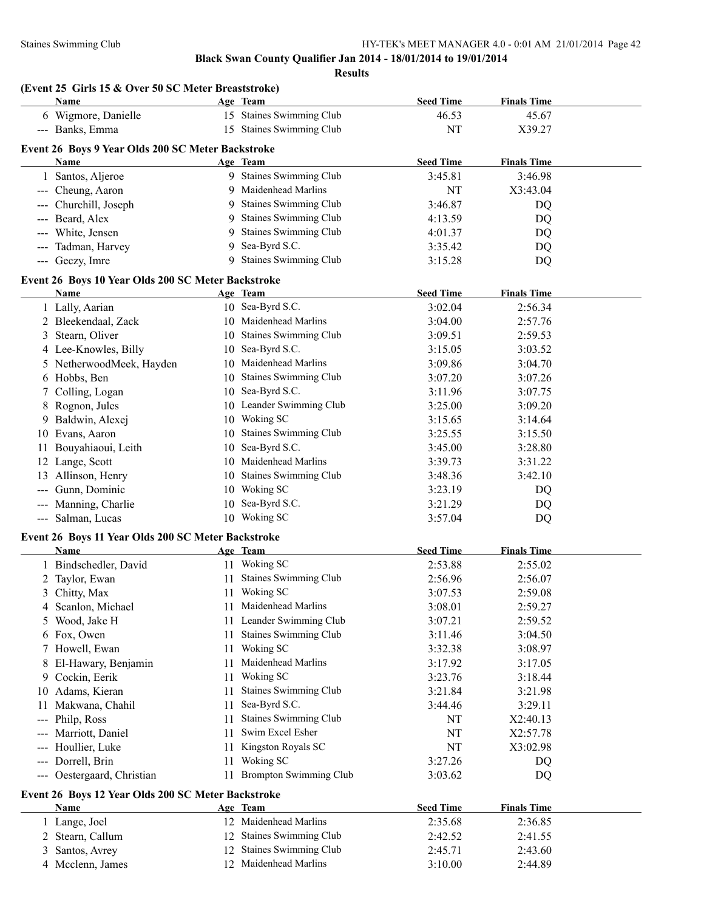**Black Swan County Qualifier Jan 2014 - 18/01/2014 to 19/01/2014**

**Results**

### (Event 25 Girls 15 & Over 50 SC Meter Breaststroke)

| | Name | Age | Team | Seed Time | Finals Time |
|---|---|---|---|---|---|
| 6 | Wigmore, Danielle | 15 | Staines Swimming Club | 46.53 | 45.67 |
| --- | Banks, Emma | 15 | Staines Swimming Club | NT | X39.27 |

### Event 26 Boys 9 Year Olds 200 SC Meter Backstroke

| | Name | Age | Team | Seed Time | Finals Time |
|---|---|---|---|---|---|
| 1 | Santos, Aljeroe | 9 | Staines Swimming Club | 3:45.81 | 3:46.98 |
| --- | Cheung, Aaron | 9 | Maidenhead Marlins | NT | X3:43.04 |
| --- | Churchill, Joseph | 9 | Staines Swimming Club | 3:46.87 | DQ |
| --- | Beard, Alex | 9 | Staines Swimming Club | 4:13.59 | DQ |
| --- | White, Jensen | 9 | Staines Swimming Club | 4:01.37 | DQ |
| --- | Tadman, Harvey | 9 | Sea-Byrd S.C. | 3:35.42 | DQ |
| --- | Geczy, Imre | 9 | Staines Swimming Club | 3:15.28 | DQ |

### Event 26 Boys 10 Year Olds 200 SC Meter Backstroke

| | Name | Age | Team | Seed Time | Finals Time |
|---|---|---|---|---|---|
| 1 | Lally, Aarian | 10 | Sea-Byrd S.C. | 3:02.04 | 2:56.34 |
| 2 | Bleekendaal, Zack | 10 | Maidenhead Marlins | 3:04.00 | 2:57.76 |
| 3 | Stearn, Oliver | 10 | Staines Swimming Club | 3:09.51 | 2:59.53 |
| 4 | Lee-Knowles, Billy | 10 | Sea-Byrd S.C. | 3:15.05 | 3:03.52 |
| 5 | NetherwoodMeek, Hayden | 10 | Maidenhead Marlins | 3:09.86 | 3:04.70 |
| 6 | Hobbs, Ben | 10 | Staines Swimming Club | 3:07.20 | 3:07.26 |
| 7 | Colling, Logan | 10 | Sea-Byrd S.C. | 3:11.96 | 3:07.75 |
| 8 | Rognon, Jules | 10 | Leander Swimming Club | 3:25.00 | 3:09.20 |
| 9 | Baldwin, Alexej | 10 | Woking SC | 3:15.65 | 3:14.64 |
| 10 | Evans, Aaron | 10 | Staines Swimming Club | 3:25.55 | 3:15.50 |
| 11 | Bouyahiaoui, Leith | 10 | Sea-Byrd S.C. | 3:45.00 | 3:28.80 |
| 12 | Lange, Scott | 10 | Maidenhead Marlins | 3:39.73 | 3:31.22 |
| 13 | Allinson, Henry | 10 | Staines Swimming Club | 3:48.36 | 3:42.10 |
| --- | Gunn, Dominic | 10 | Woking SC | 3:23.19 | DQ |
| --- | Manning, Charlie | 10 | Sea-Byrd S.C. | 3:21.29 | DQ |
| --- | Salman, Lucas | 10 | Woking SC | 3:57.04 | DQ |

### Event 26 Boys 11 Year Olds 200 SC Meter Backstroke

| | Name | Age | Team | Seed Time | Finals Time |
|---|---|---|---|---|---|
| 1 | Bindschedler, David | 11 | Woking SC | 2:53.88 | 2:55.02 |
| 2 | Taylor, Ewan | 11 | Staines Swimming Club | 2:56.96 | 2:56.07 |
| 3 | Chitty, Max | 11 | Woking SC | 3:07.53 | 2:59.08 |
| 4 | Scanlon, Michael | 11 | Maidenhead Marlins | 3:08.01 | 2:59.27 |
| 5 | Wood, Jake H | 11 | Leander Swimming Club | 3:07.21 | 2:59.52 |
| 6 | Fox, Owen | 11 | Staines Swimming Club | 3:11.46 | 3:04.50 |
| 7 | Howell, Ewan | 11 | Woking SC | 3:32.38 | 3:08.97 |
| 8 | El-Hawary, Benjamin | 11 | Maidenhead Marlins | 3:17.92 | 3:17.05 |
| 9 | Cockin, Eerik | 11 | Woking SC | 3:23.76 | 3:18.44 |
| 10 | Adams, Kieran | 11 | Staines Swimming Club | 3:21.84 | 3:21.98 |
| 11 | Makwana, Chahil | 11 | Sea-Byrd S.C. | 3:44.46 | 3:29.11 |
| --- | Philp, Ross | 11 | Staines Swimming Club | NT | X2:40.13 |
| --- | Marriott, Daniel | 11 | Swim Excel Esher | NT | X2:57.78 |
| --- | Houllier, Luke | 11 | Kingston Royals SC | NT | X3:02.98 |
| --- | Dorrell, Brin | 11 | Woking SC | 3:27.26 | DQ |
| --- | Oestergaard, Christian | 11 | Brompton Swimming Club | 3:03.62 | DQ |

### Event 26 Boys 12 Year Olds 200 SC Meter Backstroke

| | Name | Age | Team | Seed Time | Finals Time |
|---|---|---|---|---|---|
| 1 | Lange, Joel | 12 | Maidenhead Marlins | 2:35.68 | 2:36.85 |
| 2 | Stearn, Callum | 12 | Staines Swimming Club | 2:42.52 | 2:41.55 |
| 3 | Santos, Avrey | 12 | Staines Swimming Club | 2:45.71 | 2:43.60 |
| 4 | Mcclenn, James | 12 | Maidenhead Marlins | 3:10.00 | 2:44.89 |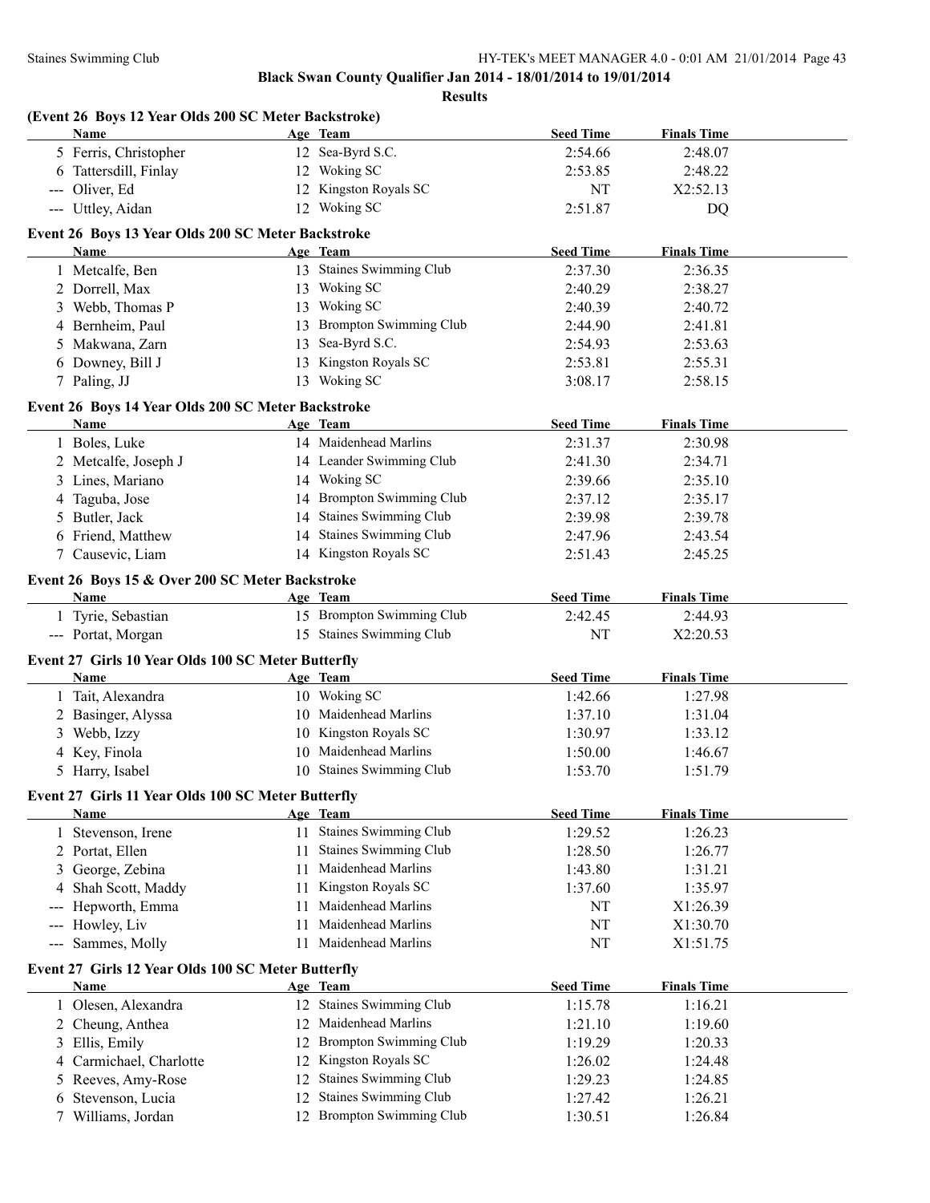**Black Swan County Qualifier Jan 2014 - 18/01/2014 to 19/01/2014**

**Results**

### (Event 26 Boys 12 Year Olds 200 SC Meter Backstroke)

| | Name | Age | Team | Seed Time | Finals Time |
|---|---|---|---|---|---|
| 5 | Ferris, Christopher | 12 | Sea-Byrd S.C. | 2:54.66 | 2:48.07 |
| 6 | Tattersdill, Finlay | 12 | Woking SC | 2:53.85 | 2:48.22 |
| --- | Oliver, Ed | 12 | Kingston Royals SC | NT | X2:52.13 |
| --- | Uttley, Aidan | 12 | Woking SC | 2:51.87 | DQ |

### Event 26 Boys 13 Year Olds 200 SC Meter Backstroke

| | Name | Age | Team | Seed Time | Finals Time |
|---|---|---|---|---|---|
| 1 | Metcalfe, Ben | 13 | Staines Swimming Club | 2:37.30 | 2:36.35 |
| 2 | Dorrell, Max | 13 | Woking SC | 2:40.29 | 2:38.27 |
| 3 | Webb, Thomas P | 13 | Woking SC | 2:40.39 | 2:40.72 |
| 4 | Bernheim, Paul | 13 | Brompton Swimming Club | 2:44.90 | 2:41.81 |
| 5 | Makwana, Zarn | 13 | Sea-Byrd S.C. | 2:54.93 | 2:53.63 |
| 6 | Downey, Bill J | 13 | Kingston Royals SC | 2:53.81 | 2:55.31 |
| 7 | Paling, JJ | 13 | Woking SC | 3:08.17 | 2:58.15 |

### Event 26 Boys 14 Year Olds 200 SC Meter Backstroke

| | Name | Age | Team | Seed Time | Finals Time |
|---|---|---|---|---|---|
| 1 | Boles, Luke | 14 | Maidenhead Marlins | 2:31.37 | 2:30.98 |
| 2 | Metcalfe, Joseph J | 14 | Leander Swimming Club | 2:41.30 | 2:34.71 |
| 3 | Lines, Mariano | 14 | Woking SC | 2:39.66 | 2:35.10 |
| 4 | Taguba, Jose | 14 | Brompton Swimming Club | 2:37.12 | 2:35.17 |
| 5 | Butler, Jack | 14 | Staines Swimming Club | 2:39.98 | 2:39.78 |
| 6 | Friend, Matthew | 14 | Staines Swimming Club | 2:47.96 | 2:43.54 |
| 7 | Causevic, Liam | 14 | Kingston Royals SC | 2:51.43 | 2:45.25 |

### Event 26 Boys 15 & Over 200 SC Meter Backstroke

| | Name | Age | Team | Seed Time | Finals Time |
|---|---|---|---|---|---|
| 1 | Tyrie, Sebastian | 15 | Brompton Swimming Club | 2:42.45 | 2:44.93 |
| --- | Portat, Morgan | 15 | Staines Swimming Club | NT | X2:20.53 |

### Event 27 Girls 10 Year Olds 100 SC Meter Butterfly

| | Name | Age | Team | Seed Time | Finals Time |
|---|---|---|---|---|---|
| 1 | Tait, Alexandra | 10 | Woking SC | 1:42.66 | 1:27.98 |
| 2 | Basinger, Alyssa | 10 | Maidenhead Marlins | 1:37.10 | 1:31.04 |
| 3 | Webb, Izzy | 10 | Kingston Royals SC | 1:30.97 | 1:33.12 |
| 4 | Key, Finola | 10 | Maidenhead Marlins | 1:50.00 | 1:46.67 |
| 5 | Harry, Isabel | 10 | Staines Swimming Club | 1:53.70 | 1:51.79 |

### Event 27 Girls 11 Year Olds 100 SC Meter Butterfly

| | Name | Age | Team | Seed Time | Finals Time |
|---|---|---|---|---|---|
| 1 | Stevenson, Irene | 11 | Staines Swimming Club | 1:29.52 | 1:26.23 |
| 2 | Portat, Ellen | 11 | Staines Swimming Club | 1:28.50 | 1:26.77 |
| 3 | George, Zebina | 11 | Maidenhead Marlins | 1:43.80 | 1:31.21 |
| 4 | Shah Scott, Maddy | 11 | Kingston Royals SC | 1:37.60 | 1:35.97 |
| --- | Hepworth, Emma | 11 | Maidenhead Marlins | NT | X1:26.39 |
| --- | Howley, Liv | 11 | Maidenhead Marlins | NT | X1:30.70 |
| --- | Sammes, Molly | 11 | Maidenhead Marlins | NT | X1:51.75 |

### Event 27 Girls 12 Year Olds 100 SC Meter Butterfly

| | Name | Age | Team | Seed Time | Finals Time |
|---|---|---|---|---|---|
| 1 | Olesen, Alexandra | 12 | Staines Swimming Club | 1:15.78 | 1:16.21 |
| 2 | Cheung, Anthea | 12 | Maidenhead Marlins | 1:21.10 | 1:19.60 |
| 3 | Ellis, Emily | 12 | Brompton Swimming Club | 1:19.29 | 1:20.33 |
| 4 | Carmichael, Charlotte | 12 | Kingston Royals SC | 1:26.02 | 1:24.48 |
| 5 | Reeves, Amy-Rose | 12 | Staines Swimming Club | 1:29.23 | 1:24.85 |
| 6 | Stevenson, Lucia | 12 | Staines Swimming Club | 1:27.42 | 1:26.21 |
| 7 | Williams, Jordan | 12 | Brompton Swimming Club | 1:30.51 | 1:26.84 |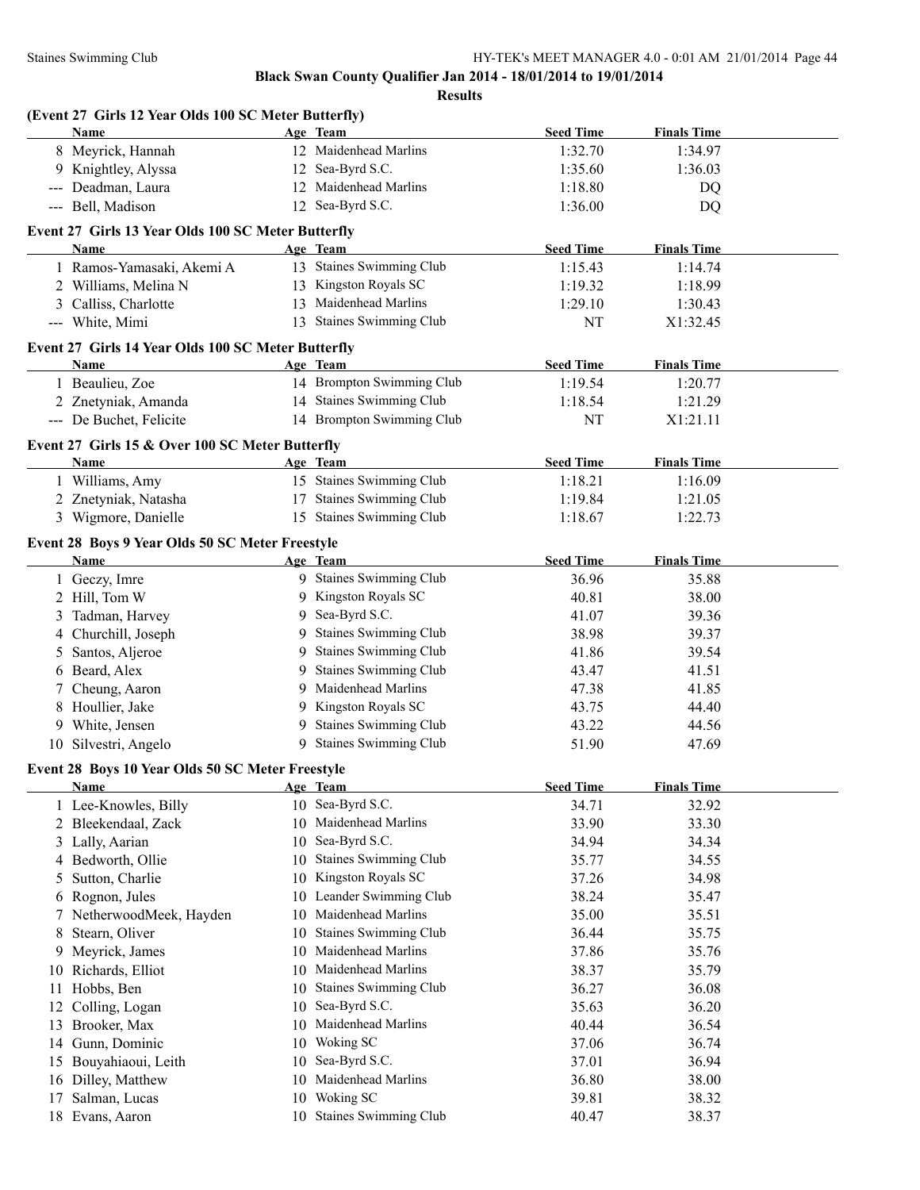## Black Swan County Qualifier Jan 2014 - 18/01/2014 to 19/01/2014

### Results

### (Event 27 Girls 12 Year Olds 100 SC Meter Butterfly)

| | Name | Age | Team | Seed Time | Finals Time |
|---|---|---|---|---|---|
| 8 | Meyrick, Hannah | 12 | Maidenhead Marlins | 1:32.70 | 1:34.97 |
| 9 | Knightley, Alyssa | 12 | Sea-Byrd S.C. | 1:35.60 | 1:36.03 |
| --- | Deadman, Laura | 12 | Maidenhead Marlins | 1:18.80 | DQ |
| --- | Bell, Madison | 12 | Sea-Byrd S.C. | 1:36.00 | DQ |

### Event 27 Girls 13 Year Olds 100 SC Meter Butterfly

| | Name | Age | Team | Seed Time | Finals Time |
|---|---|---|---|---|---|
| 1 | Ramos-Yamasaki, Akemi A | 13 | Staines Swimming Club | 1:15.43 | 1:14.74 |
| 2 | Williams, Melina N | 13 | Kingston Royals SC | 1:19.32 | 1:18.99 |
| 3 | Calliss, Charlotte | 13 | Maidenhead Marlins | 1:29.10 | 1:30.43 |
| --- | White, Mimi | 13 | Staines Swimming Club | NT | X1:32.45 |

### Event 27 Girls 14 Year Olds 100 SC Meter Butterfly

| | Name | Age | Team | Seed Time | Finals Time |
|---|---|---|---|---|---|
| 1 | Beaulieu, Zoe | 14 | Brompton Swimming Club | 1:19.54 | 1:20.77 |
| 2 | Znetyniak, Amanda | 14 | Staines Swimming Club | 1:18.54 | 1:21.29 |
| --- | De Buchet, Felicite | 14 | Brompton Swimming Club | NT | X1:21.11 |

### Event 27 Girls 15 & Over 100 SC Meter Butterfly

| | Name | Age | Team | Seed Time | Finals Time |
|---|---|---|---|---|---|
| 1 | Williams, Amy | 15 | Staines Swimming Club | 1:18.21 | 1:16.09 |
| 2 | Znetyniak, Natasha | 17 | Staines Swimming Club | 1:19.84 | 1:21.05 |
| 3 | Wigmore, Danielle | 15 | Staines Swimming Club | 1:18.67 | 1:22.73 |

### Event 28 Boys 9 Year Olds 50 SC Meter Freestyle

| | Name | Age | Team | Seed Time | Finals Time |
|---|---|---|---|---|---|
| 1 | Geczy, Imre | 9 | Staines Swimming Club | 36.96 | 35.88 |
| 2 | Hill, Tom W | 9 | Kingston Royals SC | 40.81 | 38.00 |
| 3 | Tadman, Harvey | 9 | Sea-Byrd S.C. | 41.07 | 39.36 |
| 4 | Churchill, Joseph | 9 | Staines Swimming Club | 38.98 | 39.37 |
| 5 | Santos, Aljeroe | 9 | Staines Swimming Club | 41.86 | 39.54 |
| 6 | Beard, Alex | 9 | Staines Swimming Club | 43.47 | 41.51 |
| 7 | Cheung, Aaron | 9 | Maidenhead Marlins | 47.38 | 41.85 |
| 8 | Houllier, Jake | 9 | Kingston Royals SC | 43.75 | 44.40 |
| 9 | White, Jensen | 9 | Staines Swimming Club | 43.22 | 44.56 |
| 10 | Silvestri, Angelo | 9 | Staines Swimming Club | 51.90 | 47.69 |

### Event 28 Boys 10 Year Olds 50 SC Meter Freestyle

| | Name | Age | Team | Seed Time | Finals Time |
|---|---|---|---|---|---|
| 1 | Lee-Knowles, Billy | 10 | Sea-Byrd S.C. | 34.71 | 32.92 |
| 2 | Bleekendaal, Zack | 10 | Maidenhead Marlins | 33.90 | 33.30 |
| 3 | Lally, Aarian | 10 | Sea-Byrd S.C. | 34.94 | 34.34 |
| 4 | Bedworth, Ollie | 10 | Staines Swimming Club | 35.77 | 34.55 |
| 5 | Sutton, Charlie | 10 | Kingston Royals SC | 37.26 | 34.98 |
| 6 | Rognon, Jules | 10 | Leander Swimming Club | 38.24 | 35.47 |
| 7 | NetherwoodMeek, Hayden | 10 | Maidenhead Marlins | 35.00 | 35.51 |
| 8 | Stearn, Oliver | 10 | Staines Swimming Club | 36.44 | 35.75 |
| 9 | Meyrick, James | 10 | Maidenhead Marlins | 37.86 | 35.76 |
| 10 | Richards, Elliot | 10 | Maidenhead Marlins | 38.37 | 35.79 |
| 11 | Hobbs, Ben | 10 | Staines Swimming Club | 36.27 | 36.08 |
| 12 | Colling, Logan | 10 | Sea-Byrd S.C. | 35.63 | 36.20 |
| 13 | Brooker, Max | 10 | Maidenhead Marlins | 40.44 | 36.54 |
| 14 | Gunn, Dominic | 10 | Woking SC | 37.06 | 36.74 |
| 15 | Bouyahiaoui, Leith | 10 | Sea-Byrd S.C. | 37.01 | 36.94 |
| 16 | Dilley, Matthew | 10 | Maidenhead Marlins | 36.80 | 38.00 |
| 17 | Salman, Lucas | 10 | Woking SC | 39.81 | 38.32 |
| 18 | Evans, Aaron | 10 | Staines Swimming Club | 40.47 | 38.37 |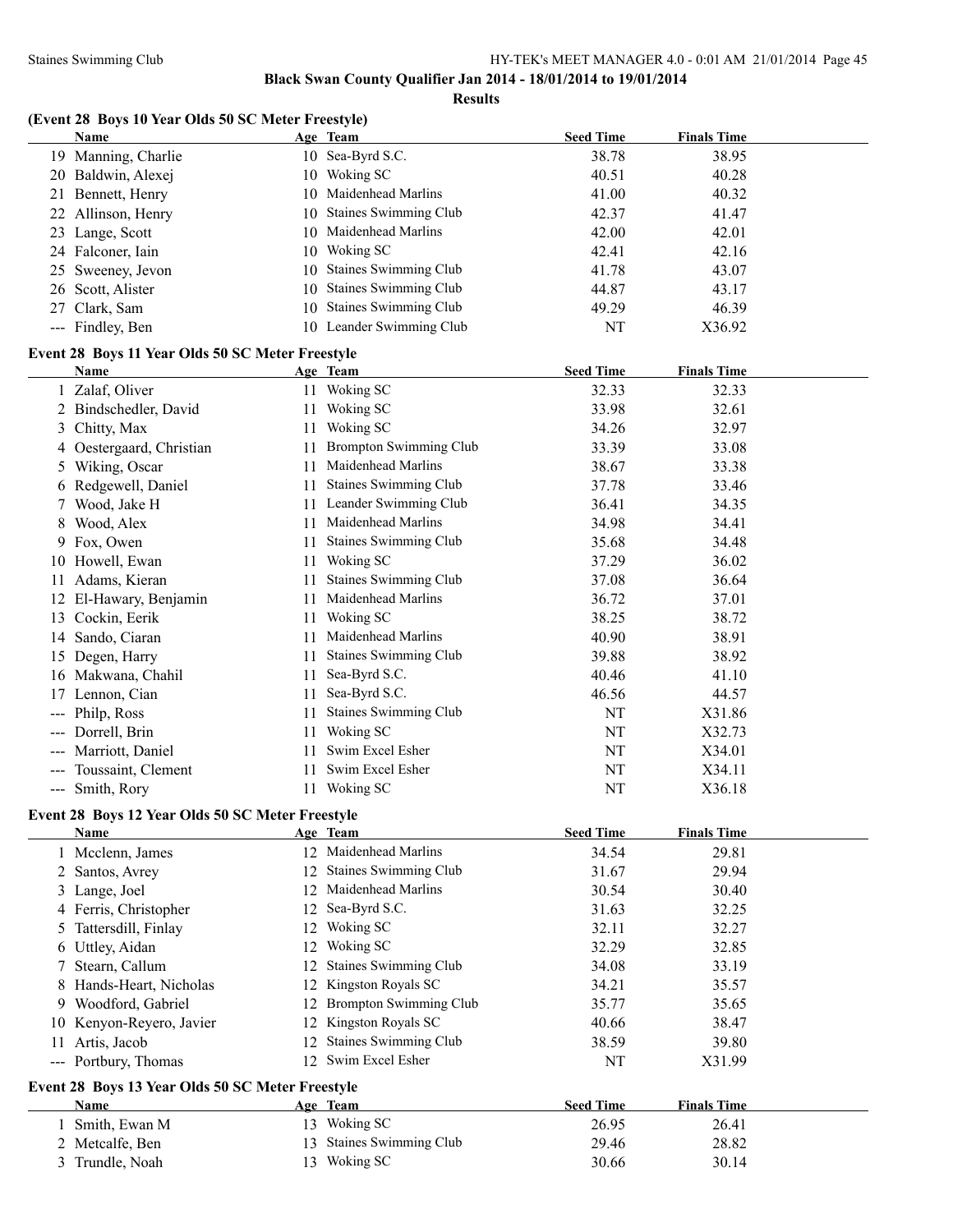**Black Swan County Qualifier Jan 2014 - 18/01/2014 to 19/01/2014**

**Results**

### (Event 28 Boys 10 Year Olds 50 SC Meter Freestyle)

| | Name | Age | Team | Seed Time | Finals Time |
|---|---|---|---|---|---|
| 19 | Manning, Charlie | 10 | Sea-Byrd S.C. | 38.78 | 38.95 |
| 20 | Baldwin, Alexej | 10 | Woking SC | 40.51 | 40.28 |
| 21 | Bennett, Henry | 10 | Maidenhead Marlins | 41.00 | 40.32 |
| 22 | Allinson, Henry | 10 | Staines Swimming Club | 42.37 | 41.47 |
| 23 | Lange, Scott | 10 | Maidenhead Marlins | 42.00 | 42.01 |
| 24 | Falconer, Iain | 10 | Woking SC | 42.41 | 42.16 |
| 25 | Sweeney, Jevon | 10 | Staines Swimming Club | 41.78 | 43.07 |
| 26 | Scott, Alister | 10 | Staines Swimming Club | 44.87 | 43.17 |
| 27 | Clark, Sam | 10 | Staines Swimming Club | 49.29 | 46.39 |
| --- | Findley, Ben | 10 | Leander Swimming Club | NT | X36.92 |

### Event 28 Boys 11 Year Olds 50 SC Meter Freestyle

| | Name | Age | Team | Seed Time | Finals Time |
|---|---|---|---|---|---|
| 1 | Zalaf, Oliver | 11 | Woking SC | 32.33 | 32.33 |
| 2 | Bindschedler, David | 11 | Woking SC | 33.98 | 32.61 |
| 3 | Chitty, Max | 11 | Woking SC | 34.26 | 32.97 |
| 4 | Oestergaard, Christian | 11 | Brompton Swimming Club | 33.39 | 33.08 |
| 5 | Wiking, Oscar | 11 | Maidenhead Marlins | 38.67 | 33.38 |
| 6 | Redgewell, Daniel | 11 | Staines Swimming Club | 37.78 | 33.46 |
| 7 | Wood, Jake H | 11 | Leander Swimming Club | 36.41 | 34.35 |
| 8 | Wood, Alex | 11 | Maidenhead Marlins | 34.98 | 34.41 |
| 9 | Fox, Owen | 11 | Staines Swimming Club | 35.68 | 34.48 |
| 10 | Howell, Ewan | 11 | Woking SC | 37.29 | 36.02 |
| 11 | Adams, Kieran | 11 | Staines Swimming Club | 37.08 | 36.64 |
| 12 | El-Hawary, Benjamin | 11 | Maidenhead Marlins | 36.72 | 37.01 |
| 13 | Cockin, Eerik | 11 | Woking SC | 38.25 | 38.72 |
| 14 | Sando, Ciaran | 11 | Maidenhead Marlins | 40.90 | 38.91 |
| 15 | Degen, Harry | 11 | Staines Swimming Club | 39.88 | 38.92 |
| 16 | Makwana, Chahil | 11 | Sea-Byrd S.C. | 40.46 | 41.10 |
| 17 | Lennon, Cian | 11 | Sea-Byrd S.C. | 46.56 | 44.57 |
| --- | Philp, Ross | 11 | Staines Swimming Club | NT | X31.86 |
| --- | Dorrell, Brin | 11 | Woking SC | NT | X32.73 |
| --- | Marriott, Daniel | 11 | Swim Excel Esher | NT | X34.01 |
| --- | Toussaint, Clement | 11 | Swim Excel Esher | NT | X34.11 |
| --- | Smith, Rory | 11 | Woking SC | NT | X36.18 |

### Event 28 Boys 12 Year Olds 50 SC Meter Freestyle

| | Name | Age | Team | Seed Time | Finals Time |
|---|---|---|---|---|---|
| 1 | Mcclenn, James | 12 | Maidenhead Marlins | 34.54 | 29.81 |
| 2 | Santos, Avrey | 12 | Staines Swimming Club | 31.67 | 29.94 |
| 3 | Lange, Joel | 12 | Maidenhead Marlins | 30.54 | 30.40 |
| 4 | Ferris, Christopher | 12 | Sea-Byrd S.C. | 31.63 | 32.25 |
| 5 | Tattersdill, Finlay | 12 | Woking SC | 32.11 | 32.27 |
| 6 | Uttley, Aidan | 12 | Woking SC | 32.29 | 32.85 |
| 7 | Stearn, Callum | 12 | Staines Swimming Club | 34.08 | 33.19 |
| 8 | Hands-Heart, Nicholas | 12 | Kingston Royals SC | 34.21 | 35.57 |
| 9 | Woodford, Gabriel | 12 | Brompton Swimming Club | 35.77 | 35.65 |
| 10 | Kenyon-Reyero, Javier | 12 | Kingston Royals SC | 40.66 | 38.47 |
| 11 | Artis, Jacob | 12 | Staines Swimming Club | 38.59 | 39.80 |
| --- | Portbury, Thomas | 12 | Swim Excel Esher | NT | X31.99 |

### Event 28 Boys 13 Year Olds 50 SC Meter Freestyle

| | Name | Age | Team | Seed Time | Finals Time |
|---|---|---|---|---|---|
| 1 | Smith, Ewan M | 13 | Woking SC | 26.95 | 26.41 |
| 2 | Metcalfe, Ben | 13 | Staines Swimming Club | 29.46 | 28.82 |
| 3 | Trundle, Noah | 13 | Woking SC | 30.66 | 30.14 |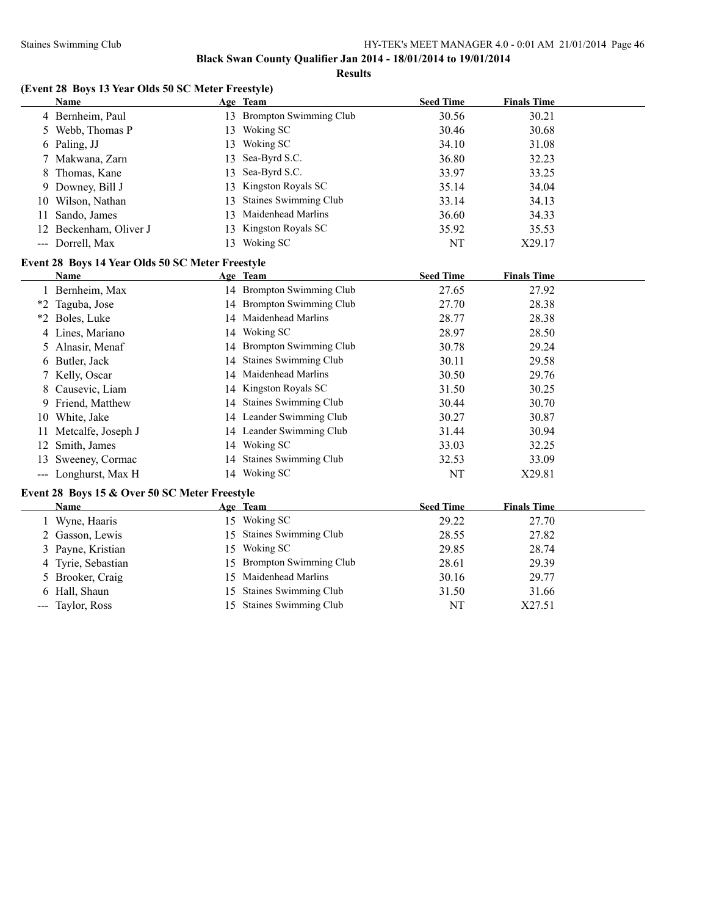**Black Swan County Qualifier Jan 2014 - 18/01/2014 to 19/01/2014**

**Results**

### (Event 28 Boys 13 Year Olds 50 SC Meter Freestyle)

| | Name | Age | Team | Seed Time | Finals Time |
|---|---|---|---|---|---|
| 4 | Bernheim, Paul | 13 | Brompton Swimming Club | 30.56 | 30.21 |
| 5 | Webb, Thomas P | 13 | Woking SC | 30.46 | 30.68 |
| 6 | Paling, JJ | 13 | Woking SC | 34.10 | 31.08 |
| 7 | Makwana, Zarn | 13 | Sea-Byrd S.C. | 36.80 | 32.23 |
| 8 | Thomas, Kane | 13 | Sea-Byrd S.C. | 33.97 | 33.25 |
| 9 | Downey, Bill J | 13 | Kingston Royals SC | 35.14 | 34.04 |
| 10 | Wilson, Nathan | 13 | Staines Swimming Club | 33.14 | 34.13 |
| 11 | Sando, James | 13 | Maidenhead Marlins | 36.60 | 34.33 |
| 12 | Beckenham, Oliver J | 13 | Kingston Royals SC | 35.92 | 35.53 |
| --- | Dorrell, Max | 13 | Woking SC | NT | X29.17 |

### Event 28 Boys 14 Year Olds 50 SC Meter Freestyle

| | Name | Age | Team | Seed Time | Finals Time |
|---|---|---|---|---|---|
| 1 | Bernheim, Max | 14 | Brompton Swimming Club | 27.65 | 27.92 |
| *2 | Taguba, Jose | 14 | Brompton Swimming Club | 27.70 | 28.38 |
| *2 | Boles, Luke | 14 | Maidenhead Marlins | 28.77 | 28.38 |
| 4 | Lines, Mariano | 14 | Woking SC | 28.97 | 28.50 |
| 5 | Alnasir, Menaf | 14 | Brompton Swimming Club | 30.78 | 29.24 |
| 6 | Butler, Jack | 14 | Staines Swimming Club | 30.11 | 29.58 |
| 7 | Kelly, Oscar | 14 | Maidenhead Marlins | 30.50 | 29.76 |
| 8 | Causevic, Liam | 14 | Kingston Royals SC | 31.50 | 30.25 |
| 9 | Friend, Matthew | 14 | Staines Swimming Club | 30.44 | 30.70 |
| 10 | White, Jake | 14 | Leander Swimming Club | 30.27 | 30.87 |
| 11 | Metcalfe, Joseph J | 14 | Leander Swimming Club | 31.44 | 30.94 |
| 12 | Smith, James | 14 | Woking SC | 33.03 | 32.25 |
| 13 | Sweeney, Cormac | 14 | Staines Swimming Club | 32.53 | 33.09 |
| --- | Longhurst, Max H | 14 | Woking SC | NT | X29.81 |

### Event 28 Boys 15 & Over 50 SC Meter Freestyle

| | Name | Age | Team | Seed Time | Finals Time |
|---|---|---|---|---|---|
| 1 | Wyne, Haaris | 15 | Woking SC | 29.22 | 27.70 |
| 2 | Gasson, Lewis | 15 | Staines Swimming Club | 28.55 | 27.82 |
| 3 | Payne, Kristian | 15 | Woking SC | 29.85 | 28.74 |
| 4 | Tyrie, Sebastian | 15 | Brompton Swimming Club | 28.61 | 29.39 |
| 5 | Brooker, Craig | 15 | Maidenhead Marlins | 30.16 | 29.77 |
| 6 | Hall, Shaun | 15 | Staines Swimming Club | 31.50 | 31.66 |
| --- | Taylor, Ross | 15 | Staines Swimming Club | NT | X27.51 |